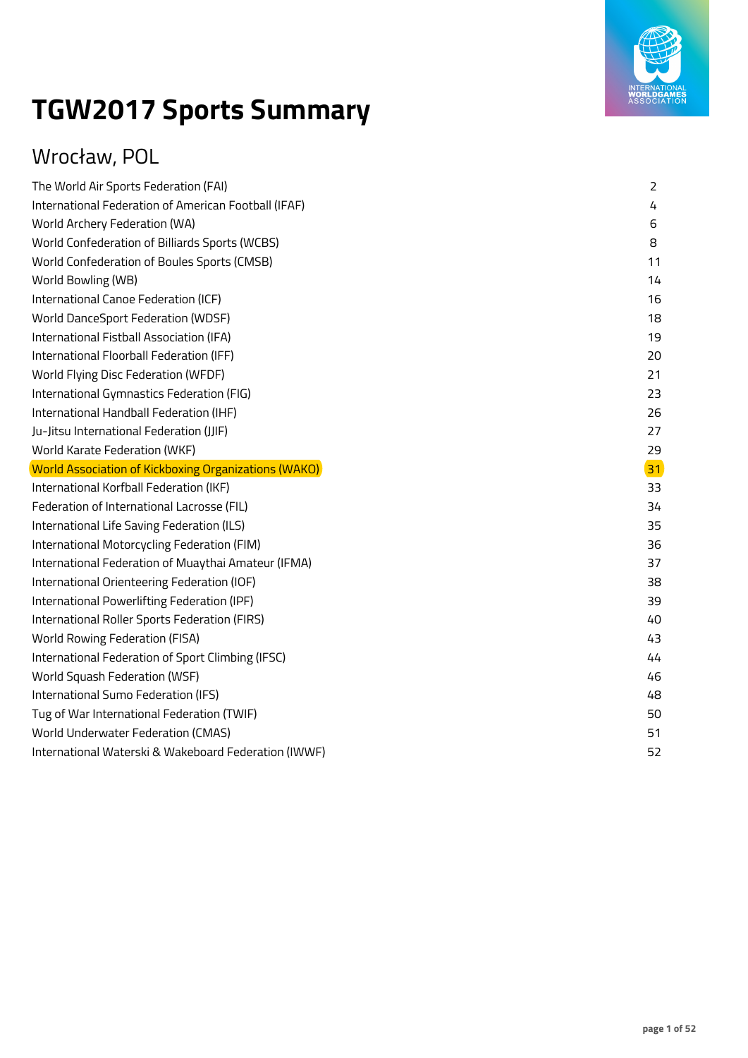# TGW2017 Sports Summary

## Wrocław, POL

| | |
|---|---|
| The World Air Sports Federation (FAI) | 2 |
| International Federation of American Football (IFAF) | 4 |
| World Archery Federation (WA) | 6 |
| World Confederation of Billiards Sports (WCBS) | 8 |
| World Confederation of Boules Sports (CMSB) | 11 |
| World Bowling (WB) | 14 |
| International Canoe Federation (ICF) | 16 |
| World DanceSport Federation (WDSF) | 18 |
| International Fistball Association (IFA) | 19 |
| International Floorball Federation (IFF) | 20 |
| World Flying Disc Federation (WFDF) | 21 |
| International Gymnastics Federation (FIG) | 23 |
| International Handball Federation (IHF) | 26 |
| Ju-Jitsu International Federation (JJIF) | 27 |
| World Karate Federation (WKF) | 29 |
| World Association of Kickboxing Organizations (WAKO) | 31 |
| International Korfball Federation (IKF) | 33 |
| Federation of International Lacrosse (FIL) | 34 |
| International Life Saving Federation (ILS) | 35 |
| International Motorcycling Federation (FIM) | 36 |
| International Federation of Muaythai Amateur (IFMA) | 37 |
| International Orienteering Federation (IOF) | 38 |
| International Powerlifting Federation (IPF) | 39 |
| International Roller Sports Federation (FIRS) | 40 |
| World Rowing Federation (FISA) | 43 |
| International Federation of Sport Climbing (IFSC) | 44 |
| World Squash Federation (WSF) | 46 |
| International Sumo Federation (IFS) | 48 |
| Tug of War International Federation (TWIF) | 50 |
| World Underwater Federation (CMAS) | 51 |
| International Waterski & Wakeboard Federation (IWWF) | 52 |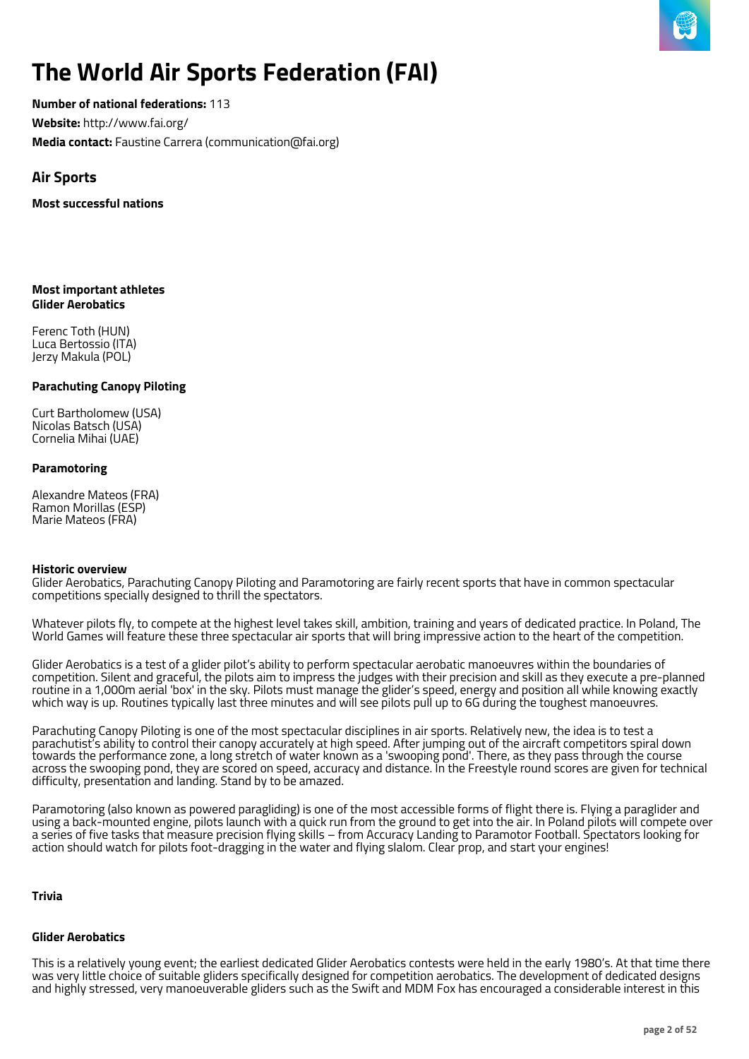# The World Air Sports Federation (FAI)

**Number of national federations:** 113

**Website:** http://www.fai.org/

**Media contact:** Faustine Carrera (communication@fai.org)

## Air Sports

**Most successful nations**

**Most important athletes**
**Glider Aerobatics**

Ferenc Toth (HUN)
Luca Bertossio (ITA)
Jerzy Makula (POL)

**Parachuting Canopy Piloting**

Curt Bartholomew (USA)
Nicolas Batsch (USA)
Cornelia Mihai (UAE)

**Paramotoring**

Alexandre Mateos (FRA)
Ramon Morillas (ESP)
Marie Mateos (FRA)

**Historic overview**

Glider Aerobatics, Parachuting Canopy Piloting and Paramotoring are fairly recent sports that have in common spectacular competitions specially designed to thrill the spectators.

Whatever pilots fly, to compete at the highest level takes skill, ambition, training and years of dedicated practice. In Poland, The World Games will feature these three spectacular air sports that will bring impressive action to the heart of the competition.

Glider Aerobatics is a test of a glider pilot's ability to perform spectacular aerobatic manoeuvres within the boundaries of competition. Silent and graceful, the pilots aim to impress the judges with their precision and skill as they execute a pre-planned routine in a 1,000m aerial 'box' in the sky. Pilots must manage the glider's speed, energy and position all while knowing exactly which way is up. Routines typically last three minutes and will see pilots pull up to 6G during the toughest manoeuvres.

Parachuting Canopy Piloting is one of the most spectacular disciplines in air sports. Relatively new, the idea is to test a parachutist's ability to control their canopy accurately at high speed. After jumping out of the aircraft competitors spiral down towards the performance zone, a long stretch of water known as a 'swooping pond'. There, as they pass through the course across the swooping pond, they are scored on speed, accuracy and distance. In the Freestyle round scores are given for technical difficulty, presentation and landing. Stand by to be amazed.

Paramotoring (also known as powered paragliding) is one of the most accessible forms of flight there is. Flying a paraglider and using a back-mounted engine, pilots launch with a quick run from the ground to get into the air. In Poland pilots will compete over a series of five tasks that measure precision flying skills – from Accuracy Landing to Paramotor Football. Spectators looking for action should watch for pilots foot-dragging in the water and flying slalom. Clear prop, and start your engines!

**Trivia**

**Glider Aerobatics**

This is a relatively young event; the earliest dedicated Glider Aerobatics contests were held in the early 1980's. At that time there was very little choice of suitable gliders specifically designed for competition aerobatics. The development of dedicated designs and highly stressed, very manoeuverable gliders such as the Swift and MDM Fox has encouraged a considerable interest in this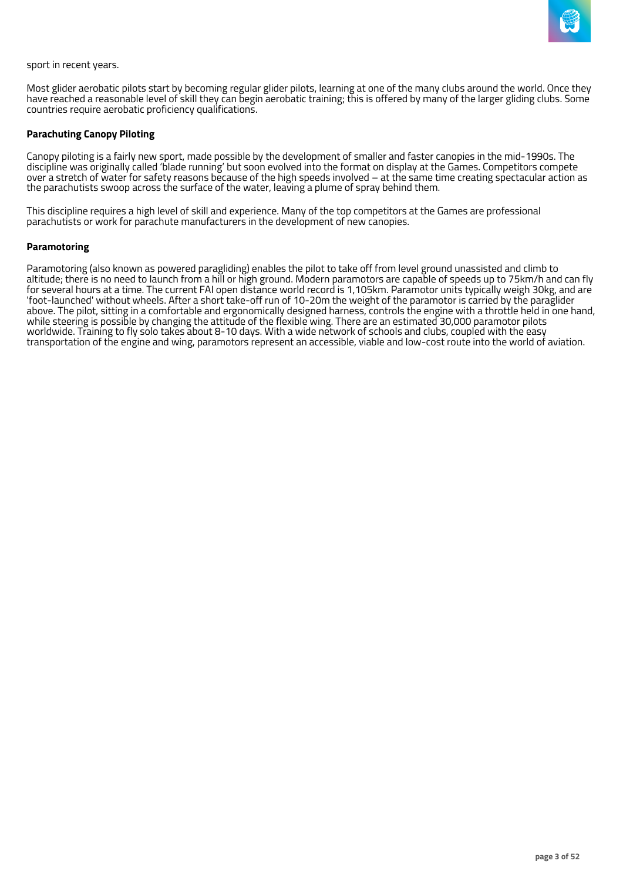sport in recent years.

Most glider aerobatic pilots start by becoming regular glider pilots, learning at one of the many clubs around the world. Once they have reached a reasonable level of skill they can begin aerobatic training; this is offered by many of the larger gliding clubs. Some countries require aerobatic proficiency qualifications.

**Parachuting Canopy Piloting**

Canopy piloting is a fairly new sport, made possible by the development of smaller and faster canopies in the mid-1990s. The discipline was originally called 'blade running' but soon evolved into the format on display at the Games. Competitors compete over a stretch of water for safety reasons because of the high speeds involved – at the same time creating spectacular action as the parachutists swoop across the surface of the water, leaving a plume of spray behind them.

This discipline requires a high level of skill and experience. Many of the top competitors at the Games are professional parachutists or work for parachute manufacturers in the development of new canopies.

**Paramotoring**

Paramotoring (also known as powered paragliding) enables the pilot to take off from level ground unassisted and climb to altitude; there is no need to launch from a hill or high ground. Modern paramotors are capable of speeds up to 75km/h and can fly for several hours at a time. The current FAI open distance world record is 1,105km. Paramotor units typically weigh 30kg, and are 'foot-launched' without wheels. After a short take-off run of 10-20m the weight of the paramotor is carried by the paraglider above. The pilot, sitting in a comfortable and ergonomically designed harness, controls the engine with a throttle held in one hand, while steering is possible by changing the attitude of the flexible wing. There are an estimated 30,000 paramotor pilots worldwide. Training to fly solo takes about 8-10 days. With a wide network of schools and clubs, coupled with the easy transportation of the engine and wing, paramotors represent an accessible, viable and low-cost route into the world of aviation.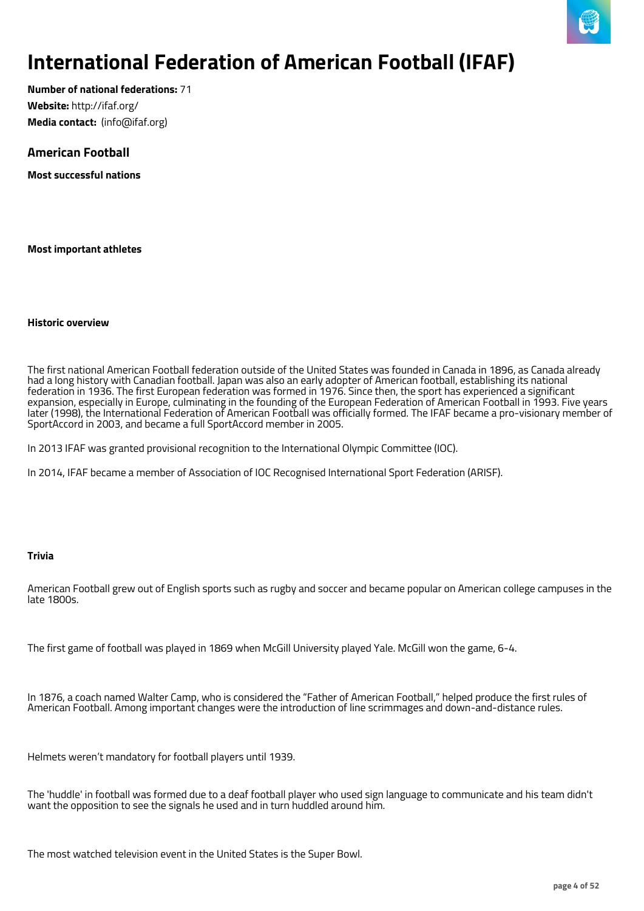# International Federation of American Football (IFAF)

**Number of national federations:** 71

**Website:** http://ifaf.org/

**Media contact:** (info@ifaf.org)

## American Football

**Most successful nations**

**Most important athletes**

**Historic overview**

The first national American Football federation outside of the United States was founded in Canada in 1896, as Canada already had a long history with Canadian football. Japan was also an early adopter of American football, establishing its national federation in 1936. The first European federation was formed in 1976. Since then, the sport has experienced a significant expansion, especially in Europe, culminating in the founding of the European Federation of American Football in 1993. Five years later (1998), the International Federation of American Football was officially formed. The IFAF became a pro-visionary member of SportAccord in 2003, and became a full SportAccord member in 2005.

In 2013 IFAF was granted provisional recognition to the International Olympic Committee (IOC).

In 2014, IFAF became a member of Association of IOC Recognised International Sport Federation (ARISF).

**Trivia**

American Football grew out of English sports such as rugby and soccer and became popular on American college campuses in the late 1800s.

The first game of football was played in 1869 when McGill University played Yale. McGill won the game, 6-4.

In 1876, a coach named Walter Camp, who is considered the "Father of American Football," helped produce the first rules of American Football. Among important changes were the introduction of line scrimmages and down-and-distance rules.

Helmets weren't mandatory for football players until 1939.

The 'huddle' in football was formed due to a deaf football player who used sign language to communicate and his team didn't want the opposition to see the signals he used and in turn huddled around him.

The most watched television event in the United States is the Super Bowl.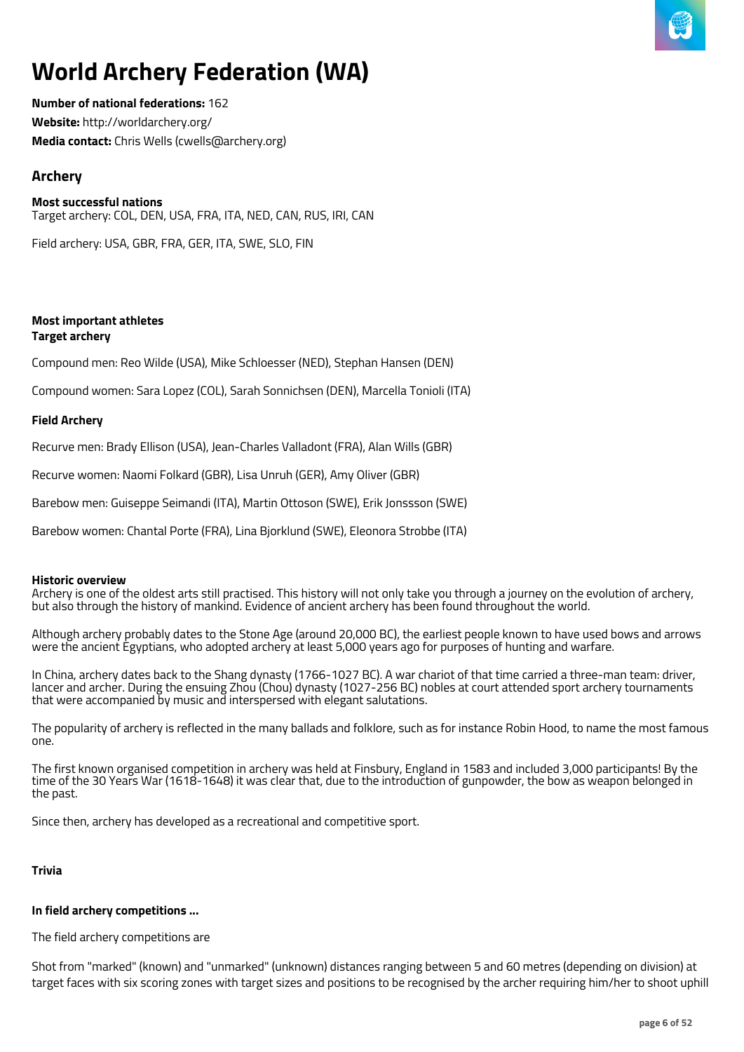# World Archery Federation (WA)

**Number of national federations:** 162

**Website:** http://worldarchery.org/

**Media contact:** Chris Wells (cwells@archery.org)

## Archery

**Most successful nations**

Target archery: COL, DEN, USA, FRA, ITA, NED, CAN, RUS, IRI, CAN

Field archery: USA, GBR, FRA, GER, ITA, SWE, SLO, FIN

**Most important athletes**

**Target archery**

Compound men: Reo Wilde (USA), Mike Schloesser (NED), Stephan Hansen (DEN)

Compound women: Sara Lopez (COL), Sarah Sonnichsen (DEN), Marcella Tonioli (ITA)

**Field Archery**

Recurve men: Brady Ellison (USA), Jean-Charles Valladont (FRA), Alan Wills (GBR)

Recurve women: Naomi Folkard (GBR), Lisa Unruh (GER), Amy Oliver (GBR)

Barebow men: Guiseppe Seimandi (ITA), Martin Ottoson (SWE), Erik Jonsssson (SWE)

Barebow women: Chantal Porte (FRA), Lina Bjorklund (SWE), Eleonora Strobbe (ITA)

**Historic overview**

Archery is one of the oldest arts still practised. This history will not only take you through a journey on the evolution of archery, but also through the history of mankind. Evidence of ancient archery has been found throughout the world.

Although archery probably dates to the Stone Age (around 20,000 BC), the earliest people known to have used bows and arrows were the ancient Egyptians, who adopted archery at least 5,000 years ago for purposes of hunting and warfare.

In China, archery dates back to the Shang dynasty (1766-1027 BC). A war chariot of that time carried a three-man team: driver, lancer and archer. During the ensuing Zhou (Chou) dynasty (1027-256 BC) nobles at court attended sport archery tournaments that were accompanied by music and interspersed with elegant salutations.

The popularity of archery is reflected in the many ballads and folklore, such as for instance Robin Hood, to name the most famous one.

The first known organised competition in archery was held at Finsbury, England in 1583 and included 3,000 participants! By the time of the 30 Years War (1618-1648) it was clear that, due to the introduction of gunpowder, the bow as weapon belonged in the past.

Since then, archery has developed as a recreational and competitive sport.

**Trivia**

**In field archery competitions ...**

The field archery competitions are

Shot from "marked" (known) and "unmarked" (unknown) distances ranging between 5 and 60 metres (depending on division) at target faces with six scoring zones with target sizes and positions to be recognised by the archer requiring him/her to shoot uphill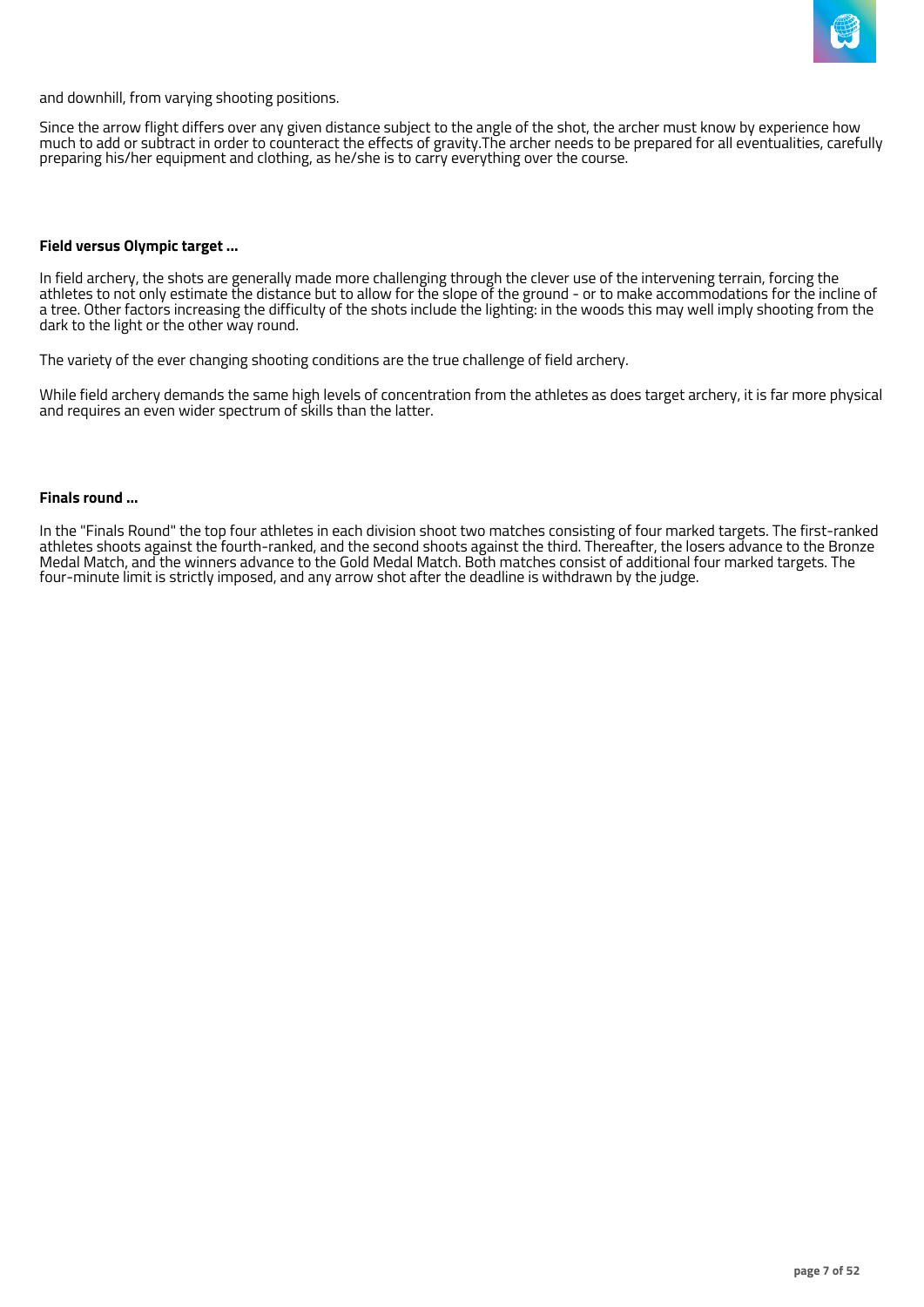and downhill, from varying shooting positions.

Since the arrow flight differs over any given distance subject to the angle of the shot, the archer must know by experience how much to add or subtract in order to counteract the effects of gravity.The archer needs to be prepared for all eventualities, carefully preparing his/her equipment and clothing, as he/she is to carry everything over the course.

**Field versus Olympic target ...**

In field archery, the shots are generally made more challenging through the clever use of the intervening terrain, forcing the athletes to not only estimate the distance but to allow for the slope of the ground - or to make accommodations for the incline of a tree. Other factors increasing the difficulty of the shots include the lighting: in the woods this may well imply shooting from the dark to the light or the other way round.

The variety of the ever changing shooting conditions are the true challenge of field archery.

While field archery demands the same high levels of concentration from the athletes as does target archery, it is far more physical and requires an even wider spectrum of skills than the latter.

**Finals round ...**

In the "Finals Round" the top four athletes in each division shoot two matches consisting of four marked targets. The first-ranked athletes shoots against the fourth-ranked, and the second shoots against the third. Thereafter, the losers advance to the Bronze Medal Match, and the winners advance to the Gold Medal Match. Both matches consist of additional four marked targets. The four-minute limit is strictly imposed, and any arrow shot after the deadline is withdrawn by the judge.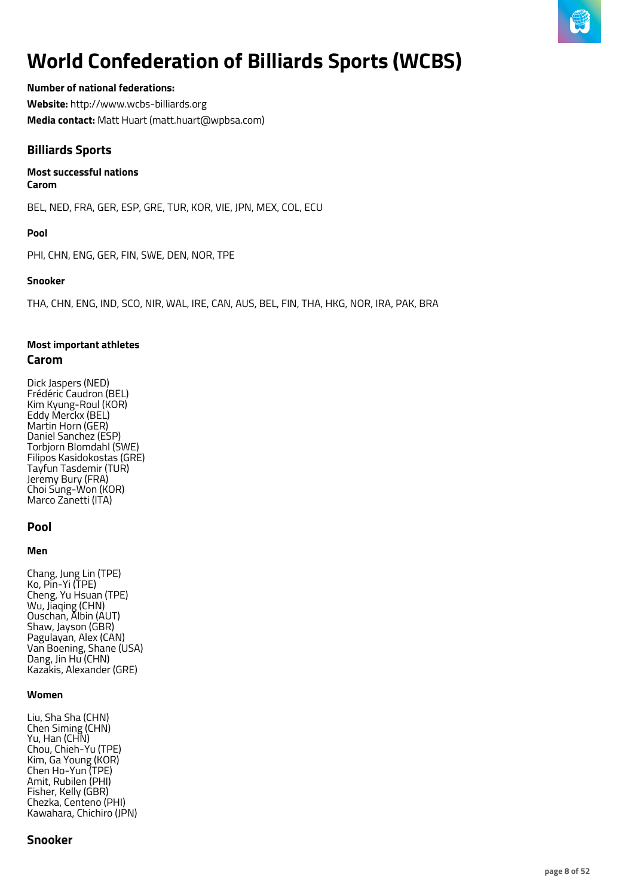# World Confederation of Billiards Sports (WCBS)

**Number of national federations:**

**Website:** http://www.wcbs-billiards.org

**Media contact:** Matt Huart (matt.huart@wpbsa.com)

## Billiards Sports

### Most successful nations

**Carom**

BEL, NED, FRA, GER, ESP, GRE, TUR, KOR, VIE, JPN, MEX, COL, ECU

**Pool**

PHI, CHN, ENG, GER, FIN, SWE, DEN, NOR, TPE

**Snooker**

THA, CHN, ENG, IND, SCO, NIR, WAL, IRE, CAN, AUS, BEL, FIN, THA, HKG, NOR, IRA, PAK, BRA

### Most important athletes

## Carom

Dick Jaspers (NED)
Frédéric Caudron (BEL)
Kim Kyung-Roul (KOR)
Eddy Merckx (BEL)
Martin Horn (GER)
Daniel Sanchez (ESP)
Torbjorn Blomdahl (SWE)
Filipos Kasidokostas (GRE)
Tayfun Tasdemir (TUR)
Jeremy Bury (FRA)
Choi Sung-Won (KOR)
Marco Zanetti (ITA)

## Pool

**Men**

Chang, Jung Lin (TPE)
Ko, Pin-Yi (TPE)
Cheng, Yu Hsuan (TPE)
Wu, Jiaqing (CHN)
Ouschan, Albin (AUT)
Shaw, Jayson (GBR)
Pagulayan, Alex (CAN)
Van Boening, Shane (USA)
Dang, Jin Hu (CHN)
Kazakis, Alexander (GRE)

**Women**

Liu, Sha Sha (CHN)
Chen Siming (CHN)
Yu, Han (CHN)
Chou, Chieh-Yu (TPE)
Kim, Ga Young (KOR)
Chen Ho-Yun (TPE)
Amit, Rubilen (PHI)
Fisher, Kelly (GBR)
Chezka, Centeno (PHI)
Kawahara, Chichiro (JPN)

## Snooker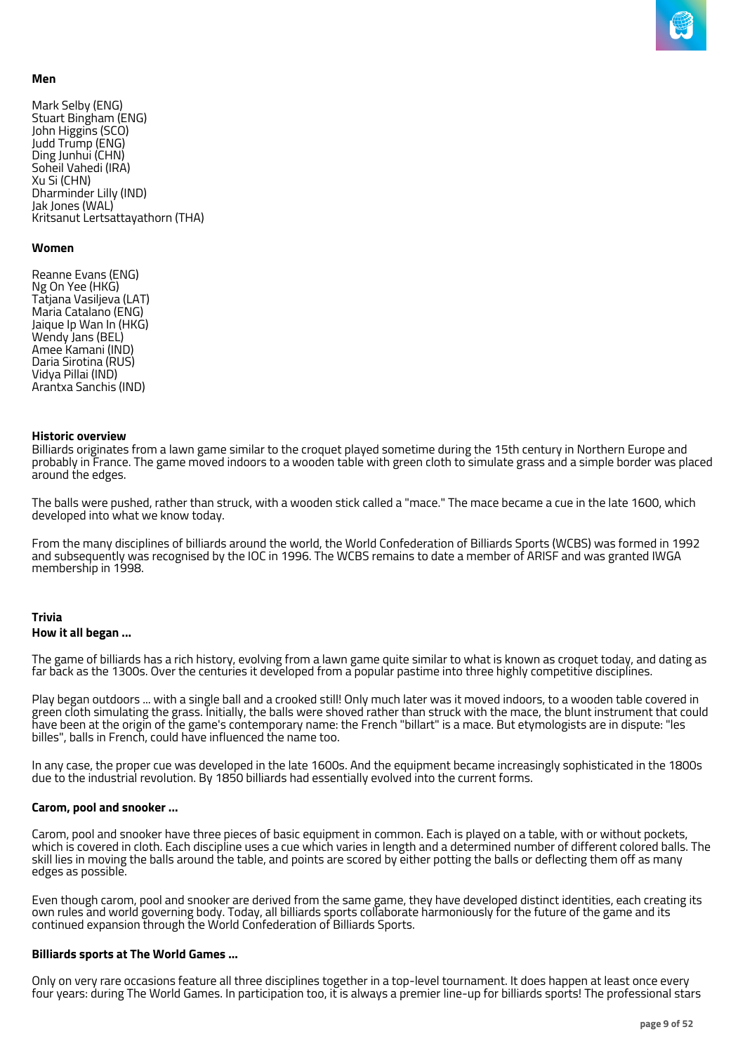**Men**

Mark Selby (ENG)
Stuart Bingham (ENG)
John Higgins (SCO)
Judd Trump (ENG)
Ding Junhui (CHN)
Soheil Vahedi (IRA)
Xu Si (CHN)
Dharminder Lilly (IND)
Jak Jones (WAL)
Kritsanut Lertsattayathorn (THA)

**Women**

Reanne Evans (ENG)
Ng On Yee (HKG)
Tatjana Vasiljeva (LAT)
Maria Catalano (ENG)
Jaique Ip Wan In (HKG)
Wendy Jans (BEL)
Amee Kamani (IND)
Daria Sirotina (RUS)
Vidya Pillai (IND)
Arantxa Sanchis (IND)

**Historic overview**

Billiards originates from a lawn game similar to the croquet played sometime during the 15th century in Northern Europe and probably in France. The game moved indoors to a wooden table with green cloth to simulate grass and a simple border was placed around the edges.

The balls were pushed, rather than struck, with a wooden stick called a "mace." The mace became a cue in the late 1600, which developed into what we know today.

From the many disciplines of billiards around the world, the World Confederation of Billiards Sports (WCBS) was formed in 1992 and subsequently was recognised by the IOC in 1996. The WCBS remains to date a member of ARISF and was granted IWGA membership in 1998.

**Trivia**

**How it all began ...**

The game of billiards has a rich history, evolving from a lawn game quite similar to what is known as croquet today, and dating as far back as the 1300s. Over the centuries it developed from a popular pastime into three highly competitive disciplines.

Play began outdoors ... with a single ball and a crooked still! Only much later was it moved indoors, to a wooden table covered in green cloth simulating the grass. Initially, the balls were shoved rather than struck with the mace, the blunt instrument that could have been at the origin of the game's contemporary name: the French "billart" is a mace. But etymologists are in dispute: "les billes", balls in French, could have influenced the name too.

In any case, the proper cue was developed in the late 1600s. And the equipment became increasingly sophisticated in the 1800s due to the industrial revolution. By 1850 billiards had essentially evolved into the current forms.

**Carom, pool and snooker ...**

Carom, pool and snooker have three pieces of basic equipment in common. Each is played on a table, with or without pockets, which is covered in cloth. Each discipline uses a cue which varies in length and a determined number of different colored balls. The skill lies in moving the balls around the table, and points are scored by either potting the balls or deflecting them off as many edges as possible.

Even though carom, pool and snooker are derived from the same game, they have developed distinct identities, each creating its own rules and world governing body. Today, all billiards sports collaborate harmoniously for the future of the game and its continued expansion through the World Confederation of Billiards Sports.

**Billiards sports at The World Games ...**

Only on very rare occasions feature all three disciplines together in a top-level tournament. It does happen at least once every four years: during The World Games. In participation too, it is always a premier line-up for billiards sports! The professional stars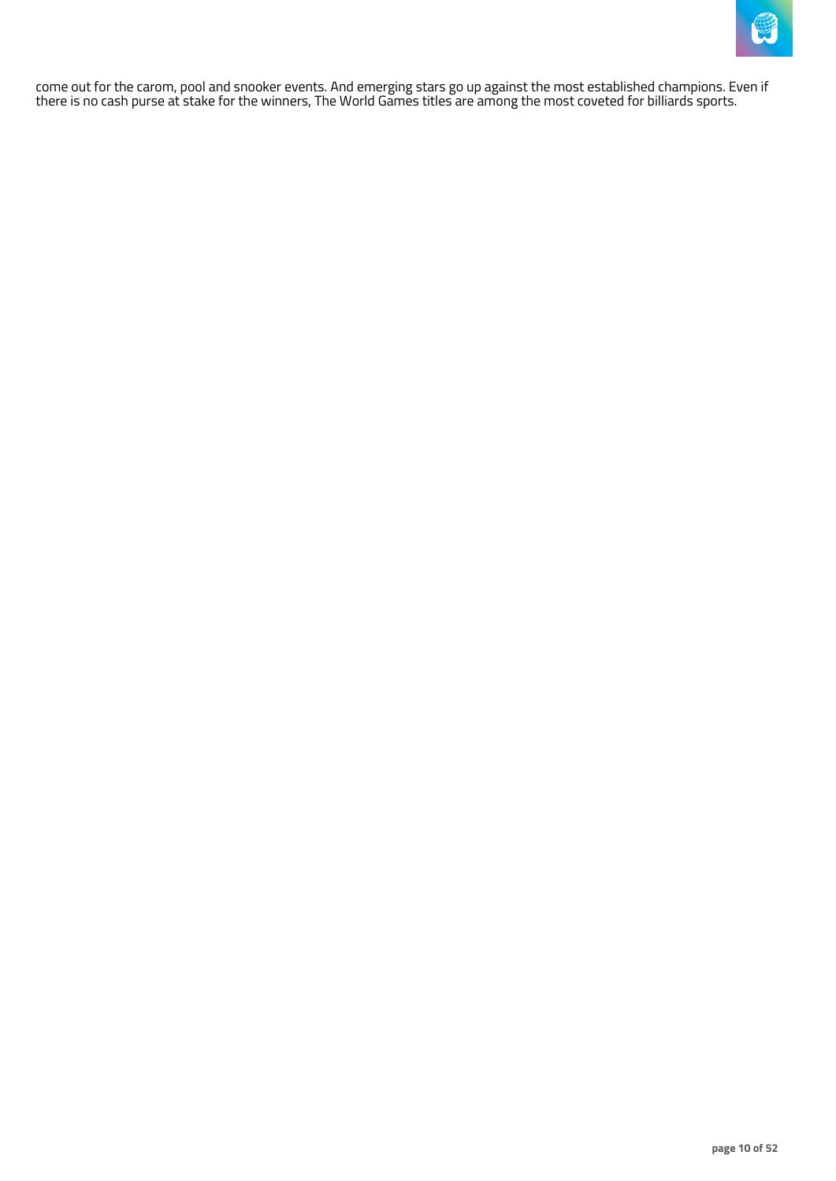come out for the carom, pool and snooker events. And emerging stars go up against the most established champions. Even if there is no cash purse at stake for the winners, The World Games titles are among the most coveted for billiards sports.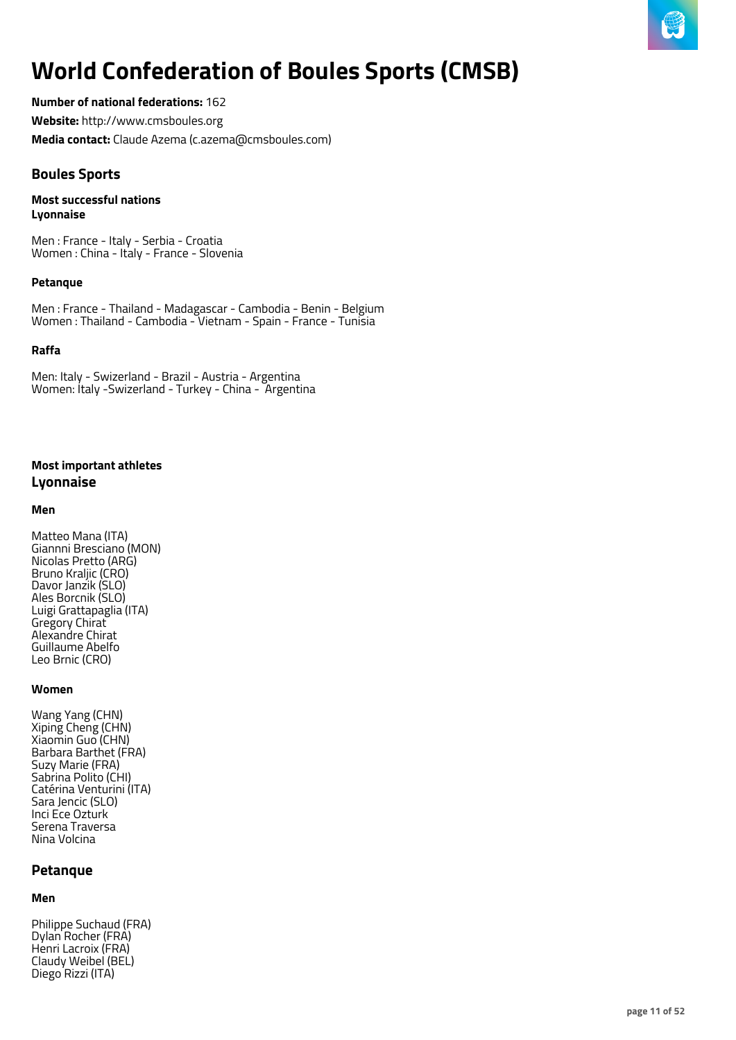# World Confederation of Boules Sports (CMSB)

**Number of national federations:** 162

**Website:** http://www.cmsboules.org

**Media contact:** Claude Azema (c.azema@cmsboules.com)

## Boules Sports

**Most successful nations**
**Lyonnaise**

Men : France - Italy - Serbia - Croatia
Women : China - Italy - France - Slovenia

**Petanque**

Men : France - Thailand - Madagascar - Cambodia - Benin - Belgium
Women : Thailand - Cambodia - Vietnam - Spain - France - Tunisia

**Raffa**

Men: Italy - Swizerland - Brazil - Austria - Argentina
Women: Italy -Swizerland - Turkey - China - Argentina

**Most important athletes**

### Lyonnaise

**Men**

Matteo Mana (ITA)
Giannni Bresciano (MON)
Nicolas Pretto (ARG)
Bruno Kraljic (CRO)
Davor Janzik (SLO)
Ales Borcnik (SLO)
Luigi Grattapaglia (ITA)
Gregory Chirat
Alexandre Chirat
Guillaume Abelfo
Leo Brnic (CRO)

**Women**

Wang Yang (CHN)
Xiping Cheng (CHN)
Xiaomin Guo (CHN)
Barbara Barthet (FRA)
Suzy Marie (FRA)
Sabrina Polito (CHI)
Catérina Venturini (ITA)
Sara Jencic (SLO)
Inci Ece Ozturk
Serena Traversa
Nina Volcina

### Petanque

**Men**

Philippe Suchaud (FRA)
Dylan Rocher (FRA)
Henri Lacroix (FRA)
Claudy Weibel (BEL)
Diego Rizzi (ITA)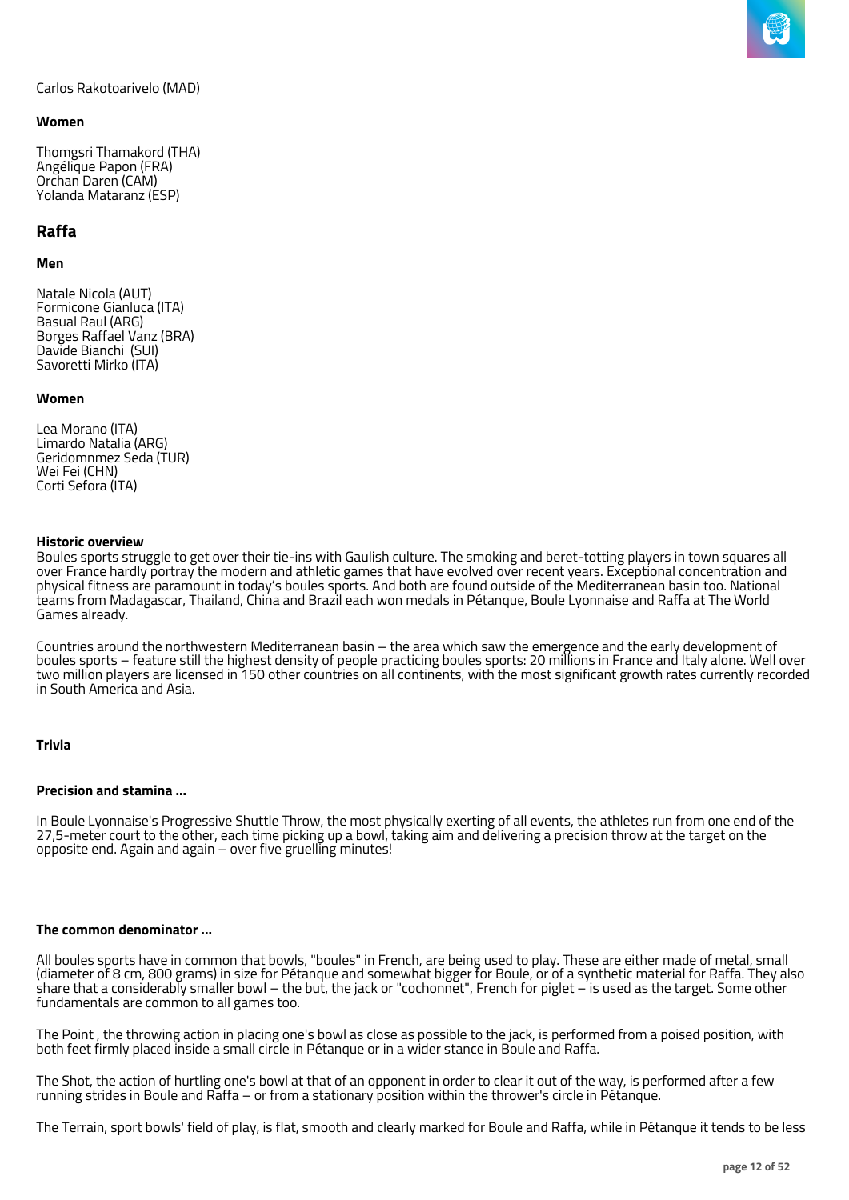Carlos Rakotoarivelo (MAD)

**Women**

Thomgsri Thamakord (THA)
Angélique Papon (FRA)
Orchan Daren (CAM)
Yolanda Mataranz (ESP)

## Raffa

**Men**

Natale Nicola (AUT)
Formicone Gianluca (ITA)
Basual Raul (ARG)
Borges Raffael Vanz (BRA)
Davide Bianchi (SUI)
Savoretti Mirko (ITA)

**Women**

Lea Morano (ITA)
Limardo Natalia (ARG)
Geridomnmez Seda (TUR)
Wei Fei (CHN)
Corti Sefora (ITA)

**Historic overview**

Boules sports struggle to get over their tie-ins with Gaulish culture. The smoking and beret-totting players in town squares all over France hardly portray the modern and athletic games that have evolved over recent years. Exceptional concentration and physical fitness are paramount in today's boules sports. And both are found outside of the Mediterranean basin too. National teams from Madagascar, Thailand, China and Brazil each won medals in Pétanque, Boule Lyonnaise and Raffa at The World Games already.

Countries around the northwestern Mediterranean basin – the area which saw the emergence and the early development of boules sports – feature still the highest density of people practicing boules sports: 20 millions in France and Italy alone. Well over two million players are licensed in 150 other countries on all continents, with the most significant growth rates currently recorded in South America and Asia.

**Trivia**

**Precision and stamina ...**

In Boule Lyonnaise's Progressive Shuttle Throw, the most physically exerting of all events, the athletes run from one end of the 27,5-meter court to the other, each time picking up a bowl, taking aim and delivering a precision throw at the target on the opposite end. Again and again – over five gruelling minutes!

**The common denominator ...**

All boules sports have in common that bowls, "boules" in French, are being used to play. These are either made of metal, small (diameter of 8 cm, 800 grams) in size for Pétanque and somewhat bigger for Boule, or of a synthetic material for Raffa. They also share that a considerably smaller bowl – the but, the jack or "cochonnet", French for piglet – is used as the target. Some other fundamentals are common to all games too.

The Point , the throwing action in placing one's bowl as close as possible to the jack, is performed from a poised position, with both feet firmly placed inside a small circle in Pétanque or in a wider stance in Boule and Raffa.

The Shot, the action of hurtling one's bowl at that of an opponent in order to clear it out of the way, is performed after a few running strides in Boule and Raffa – or from a stationary position within the thrower's circle in Pétanque.

The Terrain, sport bowls' field of play, is flat, smooth and clearly marked for Boule and Raffa, while in Pétanque it tends to be less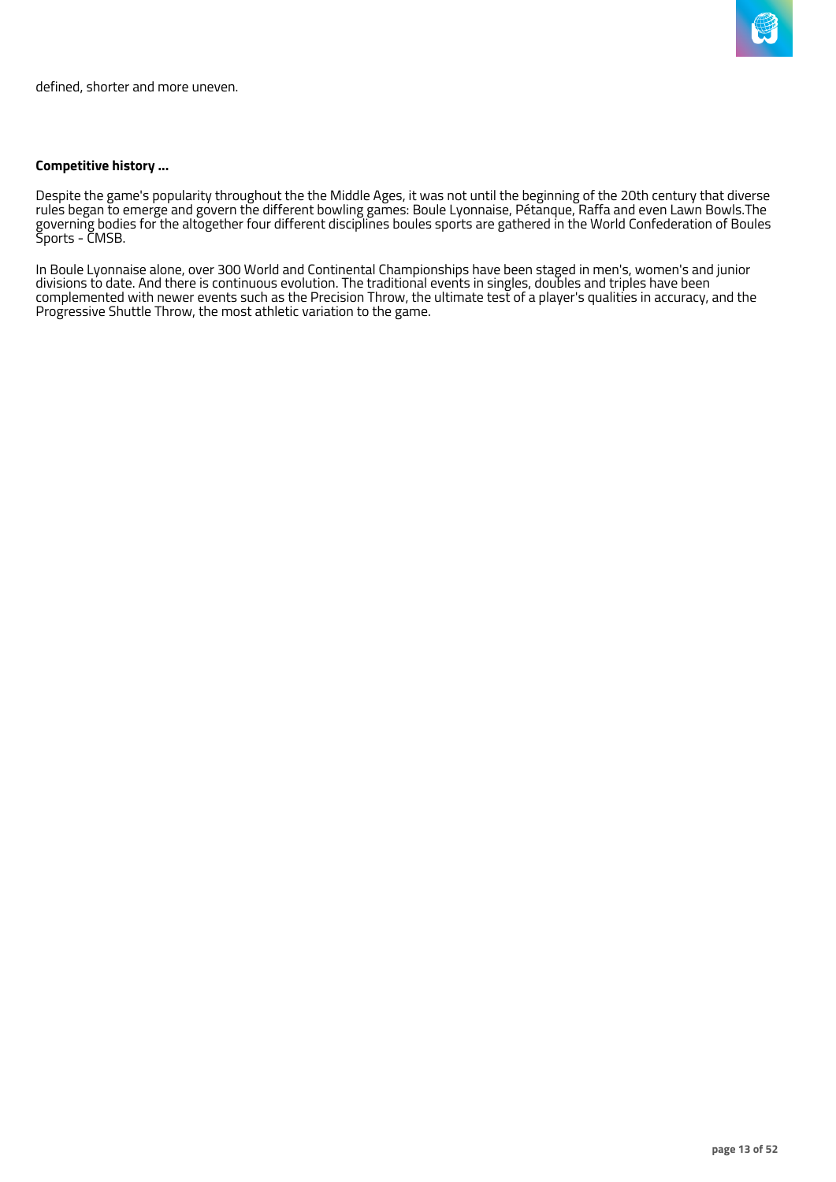defined, shorter and more uneven.

**Competitive history ...**

Despite the game's popularity throughout the the Middle Ages, it was not until the beginning of the 20th century that diverse rules began to emerge and govern the different bowling games: Boule Lyonnaise, Pétanque, Raffa and even Lawn Bowls.The governing bodies for the altogether four different disciplines boules sports are gathered in the World Confederation of Boules Sports - CMSB.

In Boule Lyonnaise alone, over 300 World and Continental Championships have been staged in men's, women's and junior divisions to date. And there is continuous evolution. The traditional events in singles, doubles and triples have been complemented with newer events such as the Precision Throw, the ultimate test of a player's qualities in accuracy, and the Progressive Shuttle Throw, the most athletic variation to the game.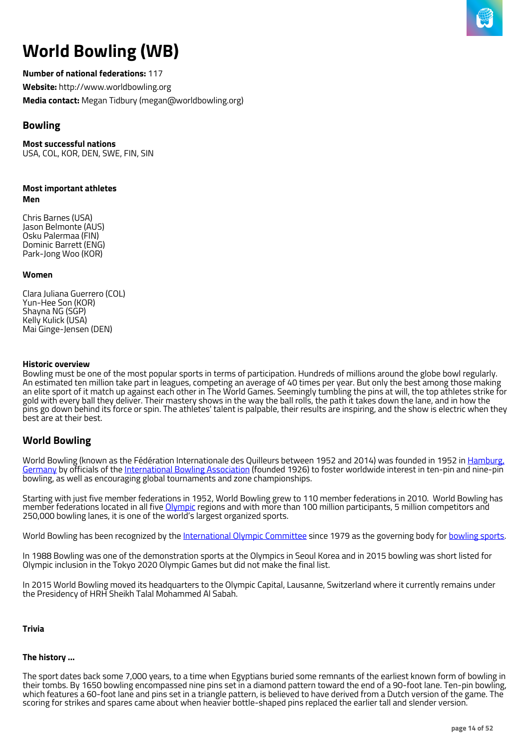# World Bowling (WB)

**Number of national federations:** 117

**Website:** http://www.worldbowling.org

**Media contact:** Megan Tidbury (megan@worldbowling.org)

## Bowling

**Most successful nations**
USA, COL, KOR, DEN, SWE, FIN, SIN

**Most important athletes**
**Men**

Chris Barnes (USA)
Jason Belmonte (AUS)
Osku Palermaa (FIN)
Dominic Barrett (ENG)
Park-Jong Woo (KOR)

**Women**

Clara Juliana Guerrero (COL)
Yun-Hee Son (KOR)
Shayna NG (SGP)
Kelly Kulick (USA)
Mai Ginge-Jensen (DEN)

**Historic overview**
Bowling must be one of the most popular sports in terms of participation. Hundreds of millions around the globe bowl regularly. An estimated ten million take part in leagues, competing an average of 40 times per year. But only the best among those making an elite sport of it match up against each other in The World Games. Seemingly tumbling the pins at will, the top athletes strike for gold with every ball they deliver. Their mastery shows in the way the ball rolls, the path it takes down the lane, and in how the pins go down behind its force or spin. The athletes' talent is palpable, their results are inspiring, and the show is electric when they best are at their best.

## World Bowling

World Bowling (known as the Fédération Internationale des Quilleurs between 1952 and 2014) was founded in 1952 in Hamburg, Germany by officials of the International Bowling Association (founded 1926) to foster worldwide interest in ten-pin and nine-pin bowling, as well as encouraging global tournaments and zone championships.

Starting with just five member federations in 1952, World Bowling grew to 110 member federations in 2010. World Bowling has member federations located in all five Olympic regions and with more than 100 million participants, 5 million competitors and 250,000 bowling lanes, it is one of the world's largest organized sports.

World Bowling has been recognized by the International Olympic Committee since 1979 as the governing body for bowling sports.

In 1988 Bowling was one of the demonstration sports at the Olympics in Seoul Korea and in 2015 bowling was short listed for Olympic inclusion in the Tokyo 2020 Olympic Games but did not make the final list.

In 2015 World Bowling moved its headquarters to the Olympic Capital, Lausanne, Switzerland where it currently remains under the Presidency of HRH Sheikh Talal Mohammed Al Sabah.

**Trivia**

**The history ...**

The sport dates back some 7,000 years, to a time when Egyptians buried some remnants of the earliest known form of bowling in their tombs. By 1650 bowling encompassed nine pins set in a diamond pattern toward the end of a 90-foot lane. Ten-pin bowling, which features a 60-foot lane and pins set in a triangle pattern, is believed to have derived from a Dutch version of the game. The scoring for strikes and spares came about when heavier bottle-shaped pins replaced the earlier tall and slender version.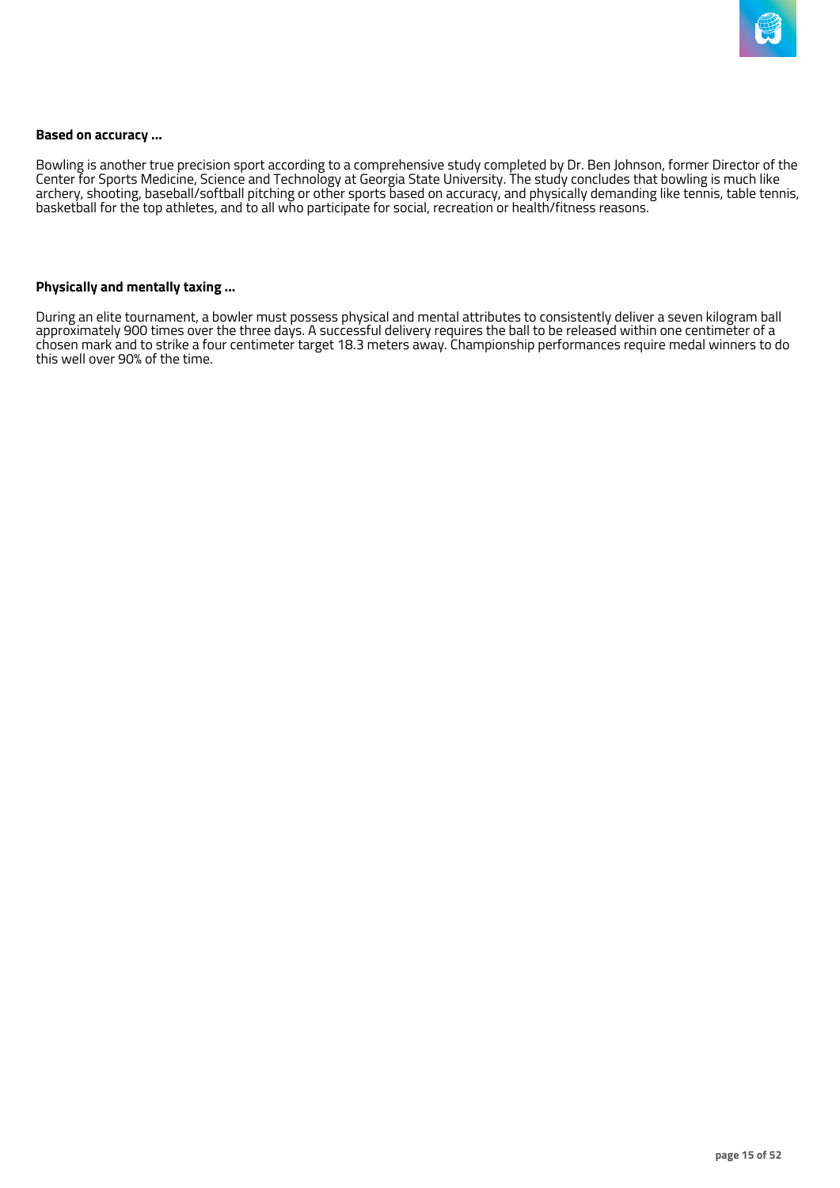**Based on accuracy ...**

Bowling is another true precision sport according to a comprehensive study completed by Dr. Ben Johnson, former Director of the Center for Sports Medicine, Science and Technology at Georgia State University. The study concludes that bowling is much like archery, shooting, baseball/softball pitching or other sports based on accuracy, and physically demanding like tennis, table tennis, basketball for the top athletes, and to all who participate for social, recreation or health/fitness reasons.

**Physically and mentally taxing ...**

During an elite tournament, a bowler must possess physical and mental attributes to consistently deliver a seven kilogram ball approximately 900 times over the three days. A successful delivery requires the ball to be released within one centimeter of a chosen mark and to strike a four centimeter target 18.3 meters away. Championship performances require medal winners to do this well over 90% of the time.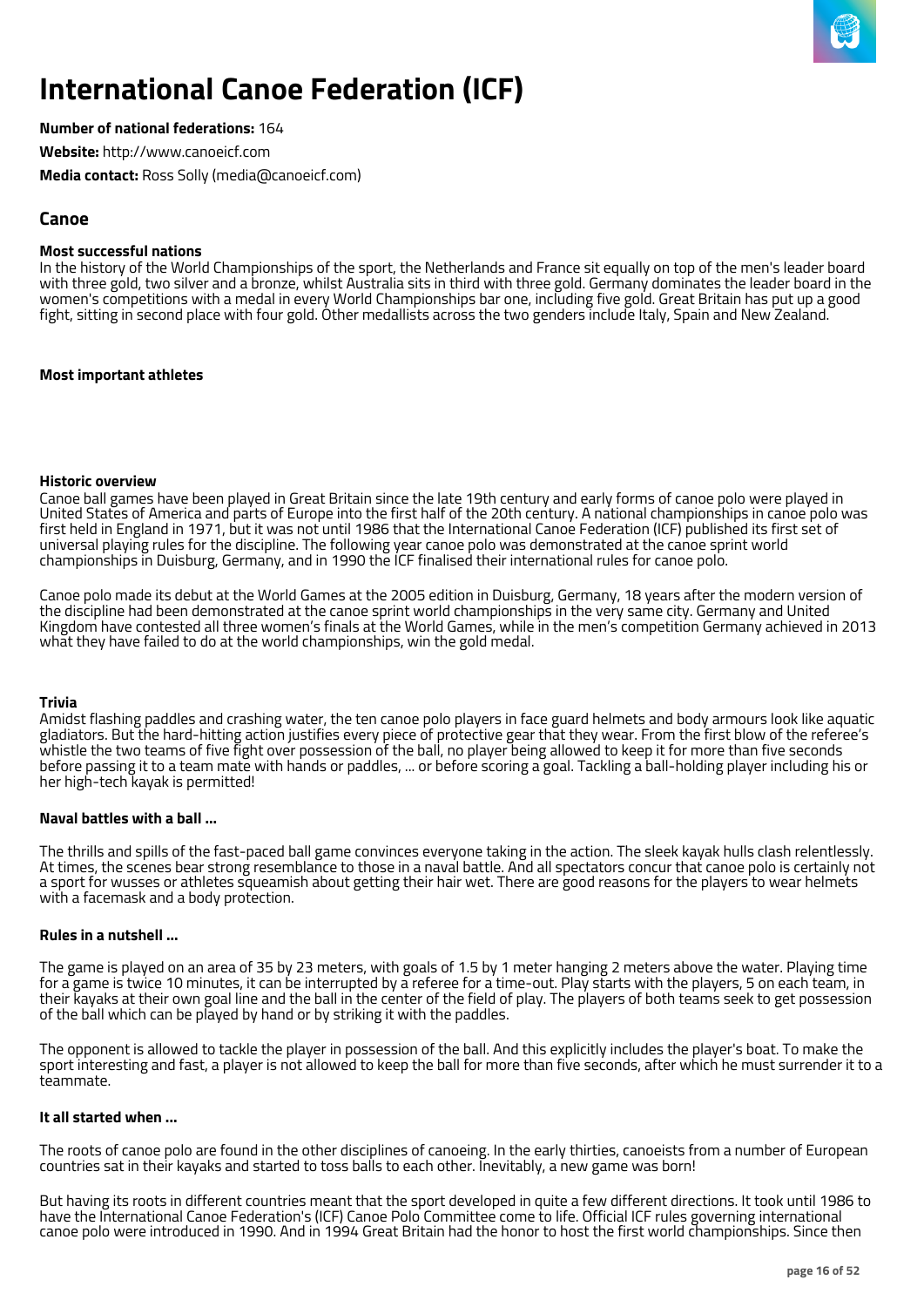# International Canoe Federation (ICF)

**Number of national federations:** 164

**Website:** http://www.canoeicf.com

**Media contact:** Ross Solly (media@canoeicf.com)

## Canoe

### Most successful nations

In the history of the World Championships of the sport, the Netherlands and France sit equally on top of the men's leader board with three gold, two silver and a bronze, whilst Australia sits in third with three gold. Germany dominates the leader board in the women's competitions with a medal in every World Championships bar one, including five gold. Great Britain has put up a good fight, sitting in second place with four gold. Other medallists across the two genders include Italy, Spain and New Zealand.

### Most important athletes

### Historic overview

Canoe ball games have been played in Great Britain since the late 19th century and early forms of canoe polo were played in United States of America and parts of Europe into the first half of the 20th century. A national championships in canoe polo was first held in England in 1971, but it was not until 1986 that the International Canoe Federation (ICF) published its first set of universal playing rules for the discipline. The following year canoe polo was demonstrated at the canoe sprint world championships in Duisburg, Germany, and in 1990 the ICF finalised their international rules for canoe polo.

Canoe polo made its debut at the World Games at the 2005 edition in Duisburg, Germany, 18 years after the modern version of the discipline had been demonstrated at the canoe sprint world championships in the very same city. Germany and United Kingdom have contested all three women's finals at the World Games, while in the men's competition Germany achieved in 2013 what they have failed to do at the world championships, win the gold medal.

### Trivia

Amidst flashing paddles and crashing water, the ten canoe polo players in face guard helmets and body armours look like aquatic gladiators. But the hard-hitting action justifies every piece of protective gear that they wear. From the first blow of the referee's whistle the two teams of five fight over possession of the ball, no player being allowed to keep it for more than five seconds before passing it to a team mate with hands or paddles, ... or before scoring a goal. Tackling a ball-holding player including his or her high-tech kayak is permitted!

### Naval battles with a ball ...

The thrills and spills of the fast-paced ball game convinces everyone taking in the action. The sleek kayak hulls clash relentlessly. At times, the scenes bear strong resemblance to those in a naval battle. And all spectators concur that canoe polo is certainly not a sport for wusses or athletes squeamish about getting their hair wet. There are good reasons for the players to wear helmets with a facemask and a body protection.

### Rules in a nutshell ...

The game is played on an area of 35 by 23 meters, with goals of 1.5 by 1 meter hanging 2 meters above the water. Playing time for a game is twice 10 minutes, it can be interrupted by a referee for a time-out. Play starts with the players, 5 on each team, in their kayaks at their own goal line and the ball in the center of the field of play. The players of both teams seek to get possession of the ball which can be played by hand or by striking it with the paddles.

The opponent is allowed to tackle the player in possession of the ball. And this explicitly includes the player's boat. To make the sport interesting and fast, a player is not allowed to keep the ball for more than five seconds, after which he must surrender it to a teammate.

### It all started when ...

The roots of canoe polo are found in the other disciplines of canoeing. In the early thirties, canoeists from a number of European countries sat in their kayaks and started to toss balls to each other. Inevitably, a new game was born!

But having its roots in different countries meant that the sport developed in quite a few different directions. It took until 1986 to have the International Canoe Federation's (ICF) Canoe Polo Committee come to life. Official ICF rules governing international canoe polo were introduced in 1990. And in 1994 Great Britain had the honor to host the first world championships. Since then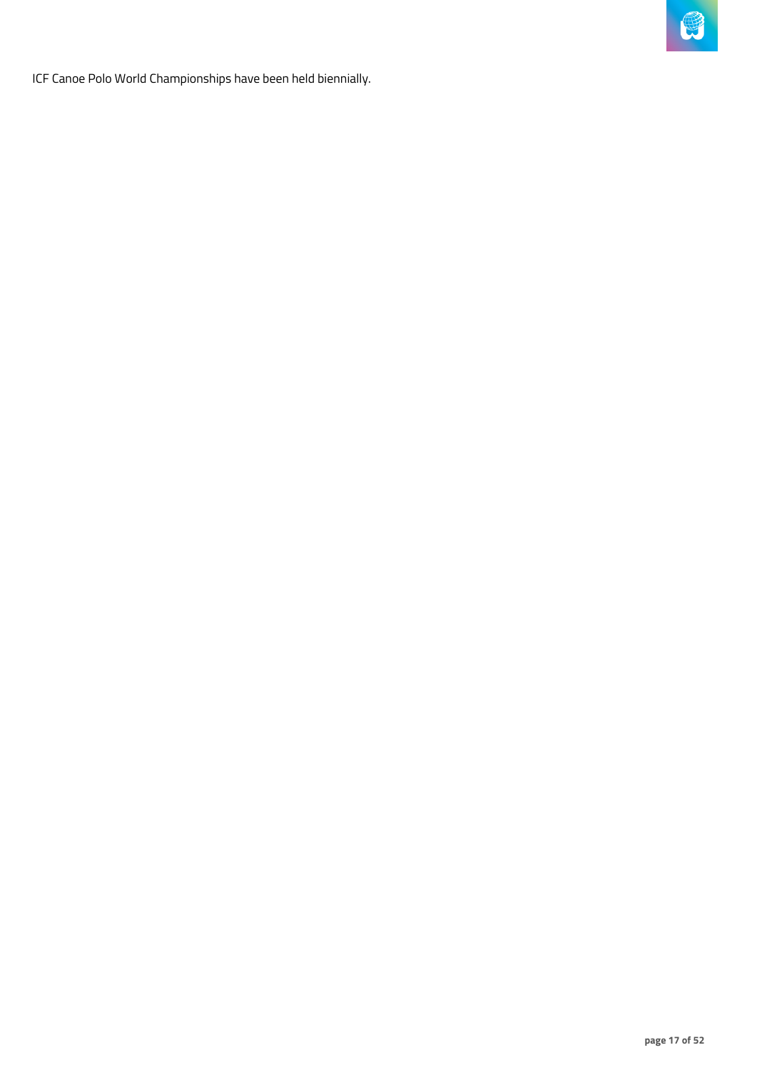ICF Canoe Polo World Championships have been held biennially.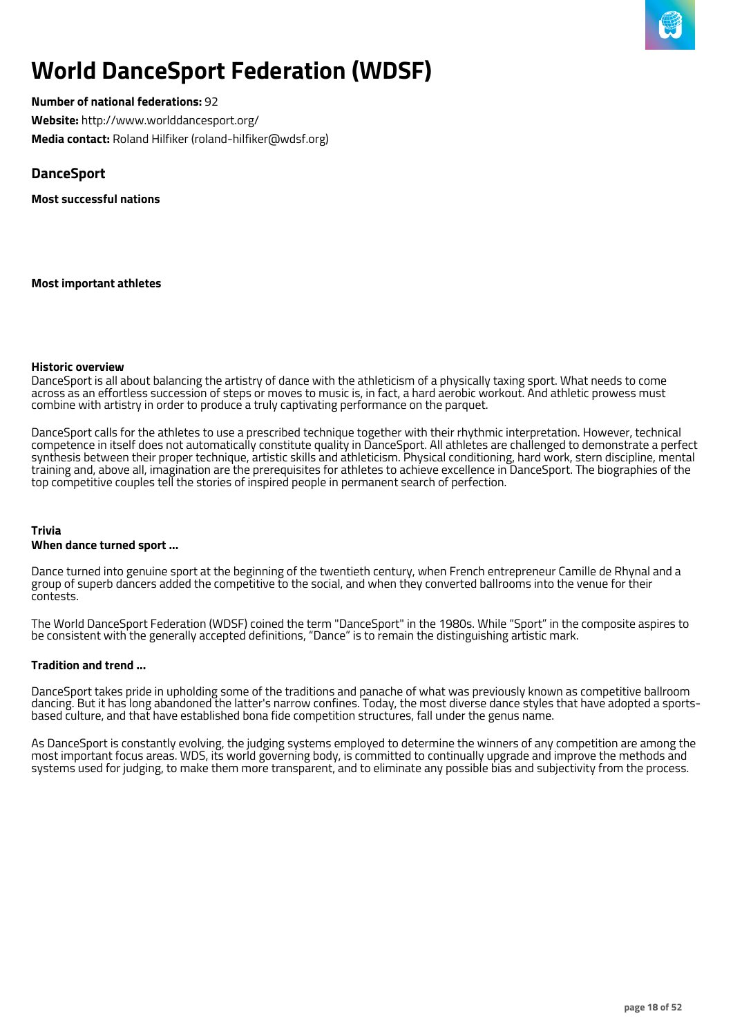# World DanceSport Federation (WDSF)

**Number of national federations:** 92

**Website:** http://www.worlddancesport.org/

**Media contact:** Roland Hilfiker (roland-hilfiker@wdsf.org)

## DanceSport

**Most successful nations**

**Most important athletes**

**Historic overview**

DanceSport is all about balancing the artistry of dance with the athleticism of a physically taxing sport. What needs to come across as an effortless succession of steps or moves to music is, in fact, a hard aerobic workout. And athletic prowess must combine with artistry in order to produce a truly captivating performance on the parquet.

DanceSport calls for the athletes to use a prescribed technique together with their rhythmic interpretation. However, technical competence in itself does not automatically constitute quality in DanceSport. All athletes are challenged to demonstrate a perfect synthesis between their proper technique, artistic skills and athleticism. Physical conditioning, hard work, stern discipline, mental training and, above all, imagination are the prerequisites for athletes to achieve excellence in DanceSport. The biographies of the top competitive couples tell the stories of inspired people in permanent search of perfection.

**Trivia**

**When dance turned sport ...**

Dance turned into genuine sport at the beginning of the twentieth century, when French entrepreneur Camille de Rhynal and a group of superb dancers added the competitive to the social, and when they converted ballrooms into the venue for their contests.

The World DanceSport Federation (WDSF) coined the term "DanceSport" in the 1980s. While "Sport" in the composite aspires to be consistent with the generally accepted definitions, "Dance" is to remain the distinguishing artistic mark.

**Tradition and trend ...**

DanceSport takes pride in upholding some of the traditions and panache of what was previously known as competitive ballroom dancing. But it has long abandoned the latter's narrow confines. Today, the most diverse dance styles that have adopted a sports-based culture, and that have established bona fide competition structures, fall under the genus name.

As DanceSport is constantly evolving, the judging systems employed to determine the winners of any competition are among the most important focus areas. WDS, its world governing body, is committed to continually upgrade and improve the methods and systems used for judging, to make them more transparent, and to eliminate any possible bias and subjectivity from the process.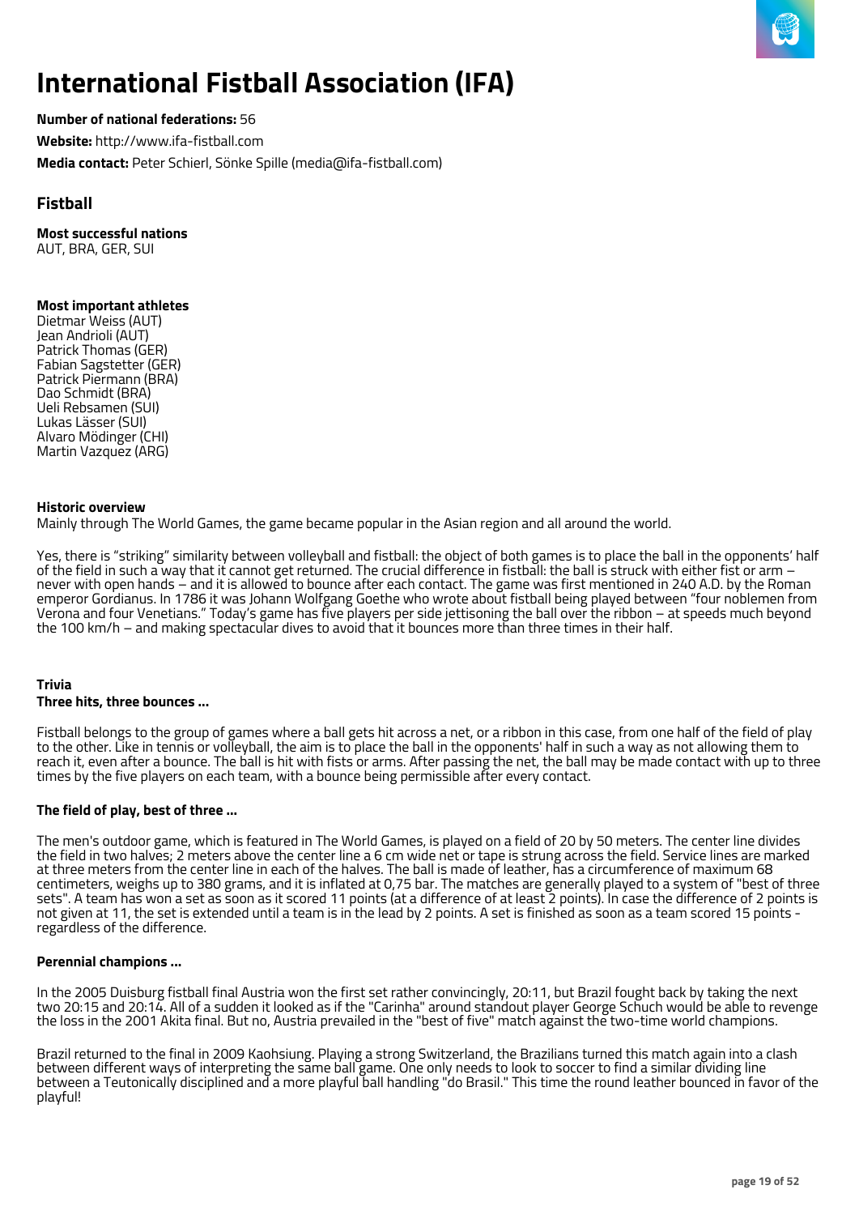# International Fistball Association (IFA)

**Number of national federations:** 56

**Website:** http://www.ifa-fistball.com

**Media contact:** Peter Schierl, Sönke Spille (media@ifa-fistball.com)

## Fistball

**Most successful nations**
AUT, BRA, GER, SUI

**Most important athletes**
Dietmar Weiss (AUT)
Jean Andrioli (AUT)
Patrick Thomas (GER)
Fabian Sagstetter (GER)
Patrick Piermann (BRA)
Dao Schmidt (BRA)
Ueli Rebsamen (SUI)
Lukas Lässer (SUI)
Alvaro Mödinger (CHI)
Martin Vazquez (ARG)

**Historic overview**
Mainly through The World Games, the game became popular in the Asian region and all around the world.

Yes, there is "striking" similarity between volleyball and fistball: the object of both games is to place the ball in the opponents' half of the field in such a way that it cannot get returned. The crucial difference in fistball: the ball is struck with either fist or arm – never with open hands – and it is allowed to bounce after each contact. The game was first mentioned in 240 A.D. by the Roman emperor Gordianus. In 1786 it was Johann Wolfgang Goethe who wrote about fistball being played between "four noblemen from Verona and four Venetians." Today's game has five players per side jettisoning the ball over the ribbon – at speeds much beyond the 100 km/h – and making spectacular dives to avoid that it bounces more than three times in their half.

**Trivia**

**Three hits, three bounces ...**

Fistball belongs to the group of games where a ball gets hit across a net, or a ribbon in this case, from one half of the field of play to the other. Like in tennis or volleyball, the aim is to place the ball in the opponents' half in such a way as not allowing them to reach it, even after a bounce. The ball is hit with fists or arms. After passing the net, the ball may be made contact with up to three times by the five players on each team, with a bounce being permissible after every contact.

**The field of play, best of three ...**

The men's outdoor game, which is featured in The World Games, is played on a field of 20 by 50 meters. The center line divides the field in two halves; 2 meters above the center line a 6 cm wide net or tape is strung across the field. Service lines are marked at three meters from the center line in each of the halves. The ball is made of leather, has a circumference of maximum 68 centimeters, weighs up to 380 grams, and it is inflated at 0,75 bar. The matches are generally played to a system of "best of three sets". A team has won a set as soon as it scored 11 points (at a difference of at least 2 points). In case the difference of 2 points is not given at 11, the set is extended until a team is in the lead by 2 points. A set is finished as soon as a team scored 15 points - regardless of the difference.

**Perennial champions ...**

In the 2005 Duisburg fistball final Austria won the first set rather convincingly, 20:11, but Brazil fought back by taking the next two 20:15 and 20:14. All of a sudden it looked as if the "Carinha" around standout player George Schuch would be able to revenge the loss in the 2001 Akita final. But no, Austria prevailed in the "best of five" match against the two-time world champions.

Brazil returned to the final in 2009 Kaohsiung. Playing a strong Switzerland, the Brazilians turned this match again into a clash between different ways of interpreting the same ball game. One only needs to look to soccer to find a similar dividing line between a Teutonically disciplined and a more playful ball handling "do Brasil." This time the round leather bounced in favor of the playful!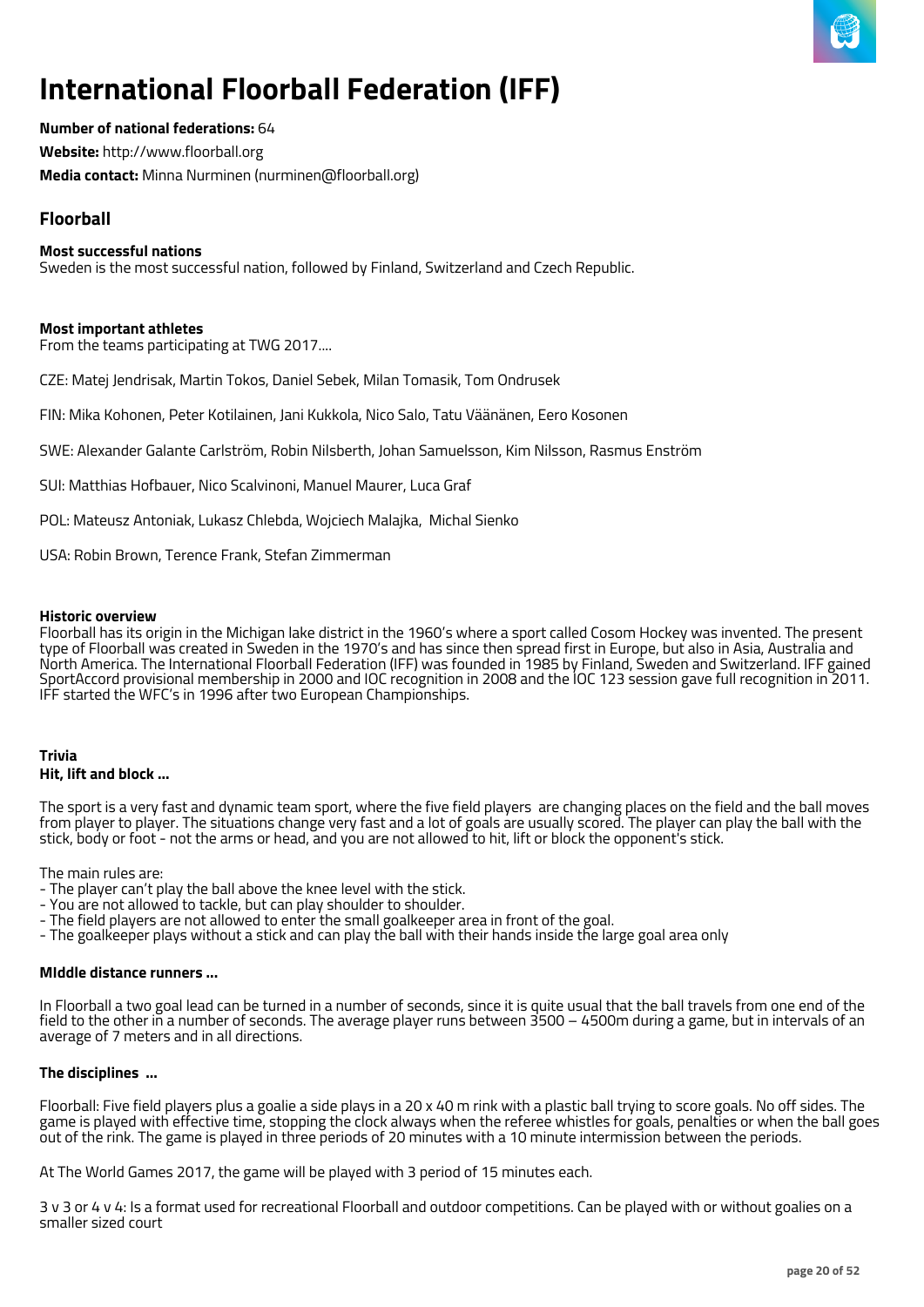# International Floorball Federation (IFF)

**Number of national federations:** 64

**Website:** http://www.floorball.org

**Media contact:** Minna Nurminen (nurminen@floorball.org)

## Floorball

**Most successful nations**
Sweden is the most successful nation, followed by Finland, Switzerland and Czech Republic.

**Most important athletes**
From the teams participating at TWG 2017....

CZE: Matej Jendrisak, Martin Tokos, Daniel Sebek, Milan Tomasik, Tom Ondrusek

FIN: Mika Kohonen, Peter Kotilainen, Jani Kukkola, Nico Salo, Tatu Väänänen, Eero Kosonen

SWE: Alexander Galante Carlström, Robin Nilsberth, Johan Samuelsson, Kim Nilsson, Rasmus Enström

SUI: Matthias Hofbauer, Nico Scalvinoni, Manuel Maurer, Luca Graf

POL: Mateusz Antoniak, Lukasz Chlebda, Wojciech Malajka, Michal Sienko

USA: Robin Brown, Terence Frank, Stefan Zimmerman

**Historic overview**
Floorball has its origin in the Michigan lake district in the 1960's where a sport called Cosom Hockey was invented. The present type of Floorball was created in Sweden in the 1970's and has since then spread first in Europe, but also in Asia, Australia and North America. The International Floorball Federation (IFF) was founded in 1985 by Finland, Sweden and Switzerland. IFF gained SportAccord provisional membership in 2000 and IOC recognition in 2008 and the IOC 123 session gave full recognition in 2011. IFF started the WFC's in 1996 after two European Championships.

**Trivia**
**Hit, lift and block ...**

The sport is a very fast and dynamic team sport, where the five field players are changing places on the field and the ball moves from player to player. The situations change very fast and a lot of goals are usually scored. The player can play the ball with the stick, body or foot - not the arms or head, and you are not allowed to hit, lift or block the opponent's stick.

The main rules are:
- The player can't play the ball above the knee level with the stick.
- You are not allowed to tackle, but can play shoulder to shoulder.
- The field players are not allowed to enter the small goalkeeper area in front of the goal.
- The goalkeeper plays without a stick and can play the ball with their hands inside the large goal area only

**MIddle distance runners ...**

In Floorball a two goal lead can be turned in a number of seconds, since it is quite usual that the ball travels from one end of the field to the other in a number of seconds. The average player runs between 3500 – 4500m during a game, but in intervals of an average of 7 meters and in all directions.

**The disciplines ...**

Floorball: Five field players plus a goalie a side plays in a 20 x 40 m rink with a plastic ball trying to score goals. No off sides. The game is played with effective time, stopping the clock always when the referee whistles for goals, penalties or when the ball goes out of the rink. The game is played in three periods of 20 minutes with a 10 minute intermission between the periods.

At The World Games 2017, the game will be played with 3 period of 15 minutes each.

3 v 3 or 4 v 4: Is a format used for recreational Floorball and outdoor competitions. Can be played with or without goalies on a smaller sized court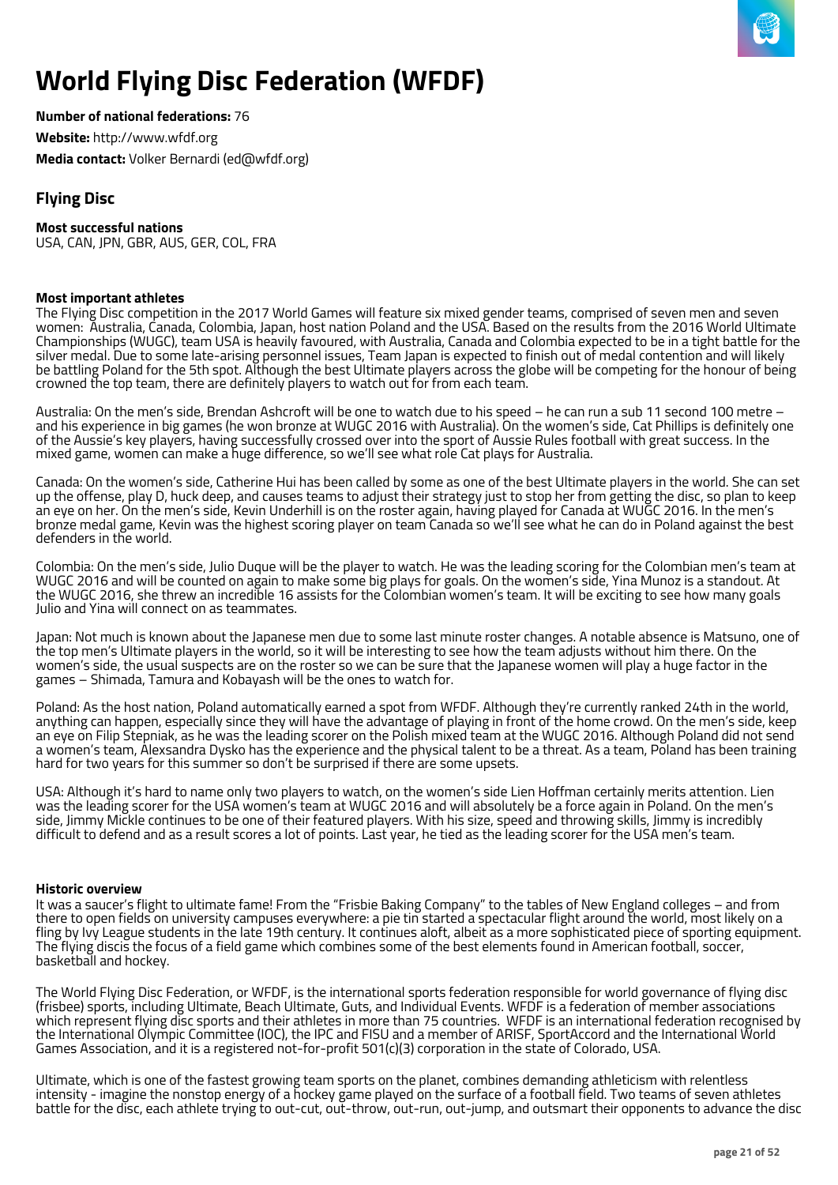# World Flying Disc Federation (WFDF)

**Number of national federations:** 76

**Website:** http://www.wfdf.org

**Media contact:** Volker Bernardi (ed@wfdf.org)

## Flying Disc

**Most successful nations**
USA, CAN, JPN, GBR, AUS, GER, COL, FRA

**Most important athletes**
The Flying Disc competition in the 2017 World Games will feature six mixed gender teams, comprised of seven men and seven women:  Australia, Canada, Colombia, Japan, host nation Poland and the USA. Based on the results from the 2016 World Ultimate Championships (WUGC), team USA is heavily favoured, with Australia, Canada and Colombia expected to be in a tight battle for the silver medal. Due to some late-arising personnel issues, Team Japan is expected to finish out of medal contention and will likely be battling Poland for the 5th spot. Although the best Ultimate players across the globe will be competing for the honour of being crowned the top team, there are definitely players to watch out for from each team.

Australia: On the men's side, Brendan Ashcroft will be one to watch due to his speed – he can run a sub 11 second 100 metre – and his experience in big games (he won bronze at WUGC 2016 with Australia). On the women's side, Cat Phillips is definitely one of the Aussie's key players, having successfully crossed over into the sport of Aussie Rules football with great success. In the mixed game, women can make a huge difference, so we'll see what role Cat plays for Australia.

Canada: On the women's side, Catherine Hui has been called by some as one of the best Ultimate players in the world. She can set up the offense, play D, huck deep, and causes teams to adjust their strategy just to stop her from getting the disc, so plan to keep an eye on her. On the men's side, Kevin Underhill is on the roster again, having played for Canada at WUGC 2016. In the men's bronze medal game, Kevin was the highest scoring player on team Canada so we'll see what he can do in Poland against the best defenders in the world.

Colombia: On the men's side, Julio Duque will be the player to watch. He was the leading scoring for the Colombian men's team at WUGC 2016 and will be counted on again to make some big plays for goals. On the women's side, Yina Munoz is a standout. At the WUGC 2016, she threw an incredible 16 assists for the Colombian women's team. It will be exciting to see how many goals Julio and Yina will connect on as teammates.

Japan: Not much is known about the Japanese men due to some last minute roster changes. A notable absence is Matsuno, one of the top men's Ultimate players in the world, so it will be interesting to see how the team adjusts without him there. On the women's side, the usual suspects are on the roster so we can be sure that the Japanese women will play a huge factor in the games – Shimada, Tamura and Kobayash will be the ones to watch for.

Poland: As the host nation, Poland automatically earned a spot from WFDF. Although they're currently ranked 24th in the world, anything can happen, especially since they will have the advantage of playing in front of the home crowd. On the men's side, keep an eye on Filip Stepniak, as he was the leading scorer on the Polish mixed team at the WUGC 2016. Although Poland did not send a women's team, Alexsandra Dysko has the experience and the physical talent to be a threat. As a team, Poland has been training hard for two years for this summer so don't be surprised if there are some upsets.

USA: Although it's hard to name only two players to watch, on the women's side Lien Hoffman certainly merits attention. Lien was the leading scorer for the USA women's team at WUGC 2016 and will absolutely be a force again in Poland. On the men's side, Jimmy Mickle continues to be one of their featured players. With his size, speed and throwing skills, Jimmy is incredibly difficult to defend and as a result scores a lot of points. Last year, he tied as the leading scorer for the USA men's team.

**Historic overview**
It was a saucer's flight to ultimate fame! From the "Frisbie Baking Company" to the tables of New England colleges – and from there to open fields on university campuses everywhere: a pie tin started a spectacular flight around the world, most likely on a fling by Ivy League students in the late 19th century. It continues aloft, albeit as a more sophisticated piece of sporting equipment. The flying discis the focus of a field game which combines some of the best elements found in American football, soccer, basketball and hockey.

The World Flying Disc Federation, or WFDF, is the international sports federation responsible for world governance of flying disc (frisbee) sports, including Ultimate, Beach Ultimate, Guts, and Individual Events. WFDF is a federation of member associations which represent flying disc sports and their athletes in more than 75 countries.  WFDF is an international federation recognised by the International Olympic Committee (IOC), the IPC and FISU and a member of ARISF, SportAccord and the International World Games Association, and it is a registered not-for-profit 501(c)(3) corporation in the state of Colorado, USA.

Ultimate, which is one of the fastest growing team sports on the planet, combines demanding athleticism with relentless intensity - imagine the nonstop energy of a hockey game played on the surface of a football field. Two teams of seven athletes battle for the disc, each athlete trying to out-cut, out-throw, out-run, out-jump, and outsmart their opponents to advance the disc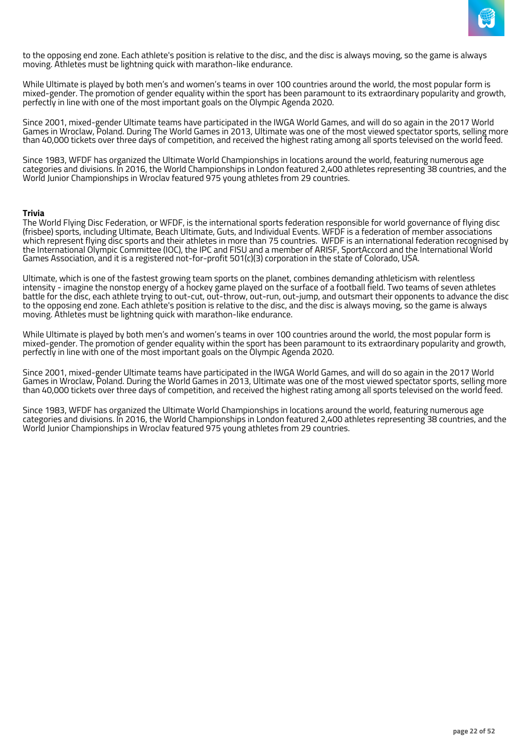to the opposing end zone. Each athlete's position is relative to the disc, and the disc is always moving, so the game is always moving. Athletes must be lightning quick with marathon-like endurance.

While Ultimate is played by both men's and women's teams in over 100 countries around the world, the most popular form is mixed-gender. The promotion of gender equality within the sport has been paramount to its extraordinary popularity and growth, perfectly in line with one of the most important goals on the Olympic Agenda 2020.

Since 2001, mixed-gender Ultimate teams have participated in the IWGA World Games, and will do so again in the 2017 World Games in Wroclaw, Poland. During The World Games in 2013, Ultimate was one of the most viewed spectator sports, selling more than 40,000 tickets over three days of competition, and received the highest rating among all sports televised on the world feed.

Since 1983, WFDF has organized the Ultimate World Championships in locations around the world, featuring numerous age categories and divisions. In 2016, the World Championships in London featured 2,400 athletes representing 38 countries, and the World Junior Championships in Wroclav featured 975 young athletes from 29 countries.

**Trivia**

The World Flying Disc Federation, or WFDF, is the international sports federation responsible for world governance of flying disc (frisbee) sports, including Ultimate, Beach Ultimate, Guts, and Individual Events. WFDF is a federation of member associations which represent flying disc sports and their athletes in more than 75 countries. WFDF is an international federation recognised by the International Olympic Committee (IOC), the IPC and FISU and a member of ARISF, SportAccord and the International World Games Association, and it is a registered not-for-profit 501(c)(3) corporation in the state of Colorado, USA.

Ultimate, which is one of the fastest growing team sports on the planet, combines demanding athleticism with relentless intensity - imagine the nonstop energy of a hockey game played on the surface of a football field. Two teams of seven athletes battle for the disc, each athlete trying to out-cut, out-throw, out-run, out-jump, and outsmart their opponents to advance the disc to the opposing end zone. Each athlete's position is relative to the disc, and the disc is always moving, so the game is always moving. Athletes must be lightning quick with marathon-like endurance.

While Ultimate is played by both men's and women's teams in over 100 countries around the world, the most popular form is mixed-gender. The promotion of gender equality within the sport has been paramount to its extraordinary popularity and growth, perfectly in line with one of the most important goals on the Olympic Agenda 2020.

Since 2001, mixed-gender Ultimate teams have participated in the IWGA World Games, and will do so again in the 2017 World Games in Wroclaw, Poland. During the World Games in 2013, Ultimate was one of the most viewed spectator sports, selling more than 40,000 tickets over three days of competition, and received the highest rating among all sports televised on the world feed.

Since 1983, WFDF has organized the Ultimate World Championships in locations around the world, featuring numerous age categories and divisions. In 2016, the World Championships in London featured 2,400 athletes representing 38 countries, and the World Junior Championships in Wroclav featured 975 young athletes from 29 countries.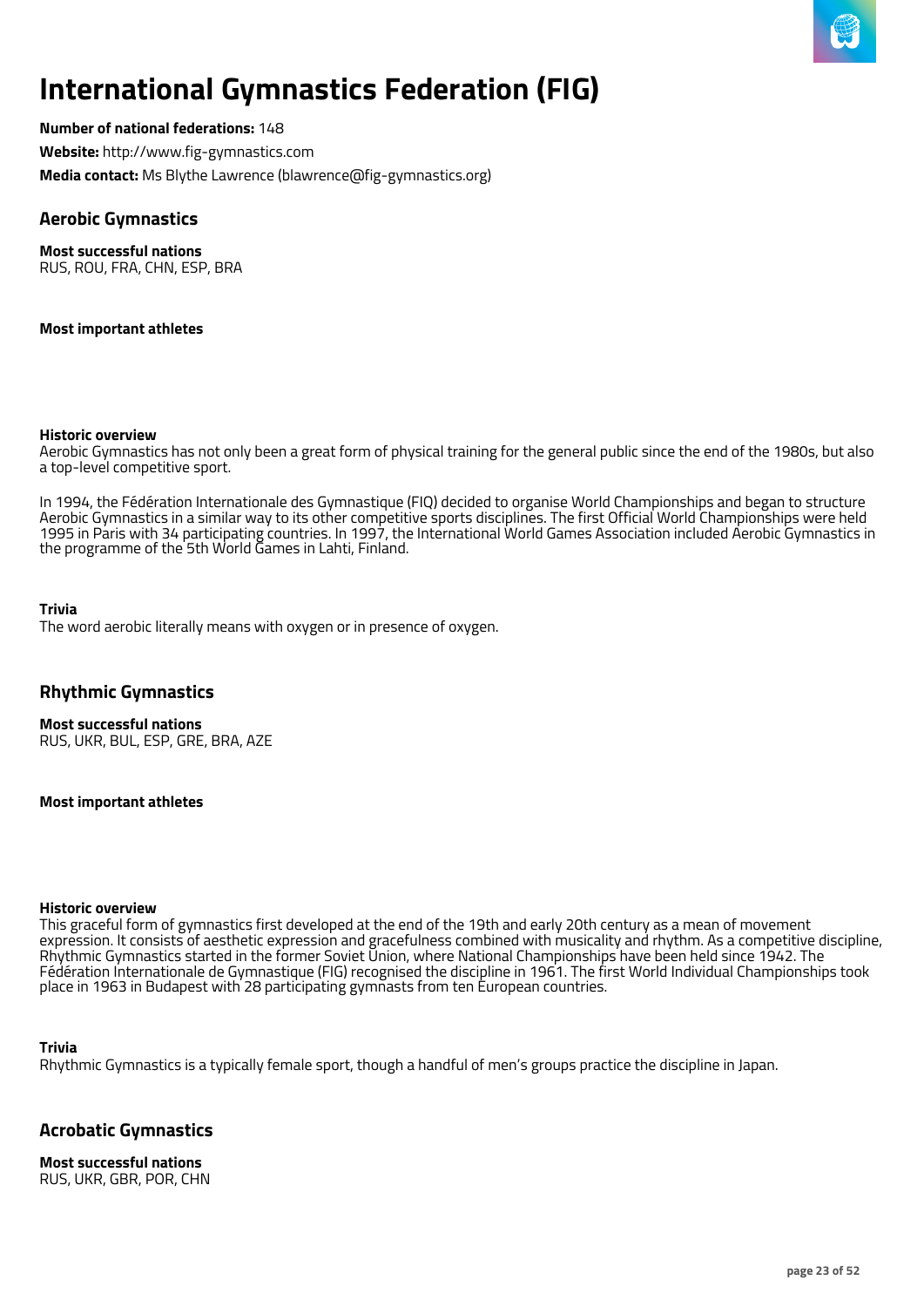# International Gymnastics Federation (FIG)

**Number of national federations:** 148

**Website:** http://www.fig-gymnastics.com

**Media contact:** Ms Blythe Lawrence (blawrence@fig-gymnastics.org)

## Aerobic Gymnastics

**Most successful nations**
RUS, ROU, FRA, CHN, ESP, BRA

**Most important athletes**

**Historic overview**
Aerobic Gymnastics has not only been a great form of physical training for the general public since the end of the 1980s, but also a top-level competitive sport.

In 1994, the Fédération Internationale des Gymnastique (FIQ) decided to organise World Championships and began to structure Aerobic Gymnastics in a similar way to its other competitive sports disciplines. The first Official World Championships were held 1995 in Paris with 34 participating countries. In 1997, the International World Games Association included Aerobic Gymnastics in the programme of the 5th World Games in Lahti, Finland.

**Trivia**
The word aerobic literally means with oxygen or in presence of oxygen.

## Rhythmic Gymnastics

**Most successful nations**
RUS, UKR, BUL, ESP, GRE, BRA, AZE

**Most important athletes**

**Historic overview**
This graceful form of gymnastics first developed at the end of the 19th and early 20th century as a mean of movement expression. It consists of aesthetic expression and gracefulness combined with musicality and rhythm. As a competitive discipline, Rhythmic Gymnastics started in the former Soviet Union, where National Championships have been held since 1942. The Fédération Internationale de Gymnastique (FIG) recognised the discipline in 1961. The first World Individual Championships took place in 1963 in Budapest with 28 participating gymnasts from ten European countries.

**Trivia**
Rhythmic Gymnastics is a typically female sport, though a handful of men's groups practice the discipline in Japan.

## Acrobatic Gymnastics

**Most successful nations**
RUS, UKR, GBR, POR, CHN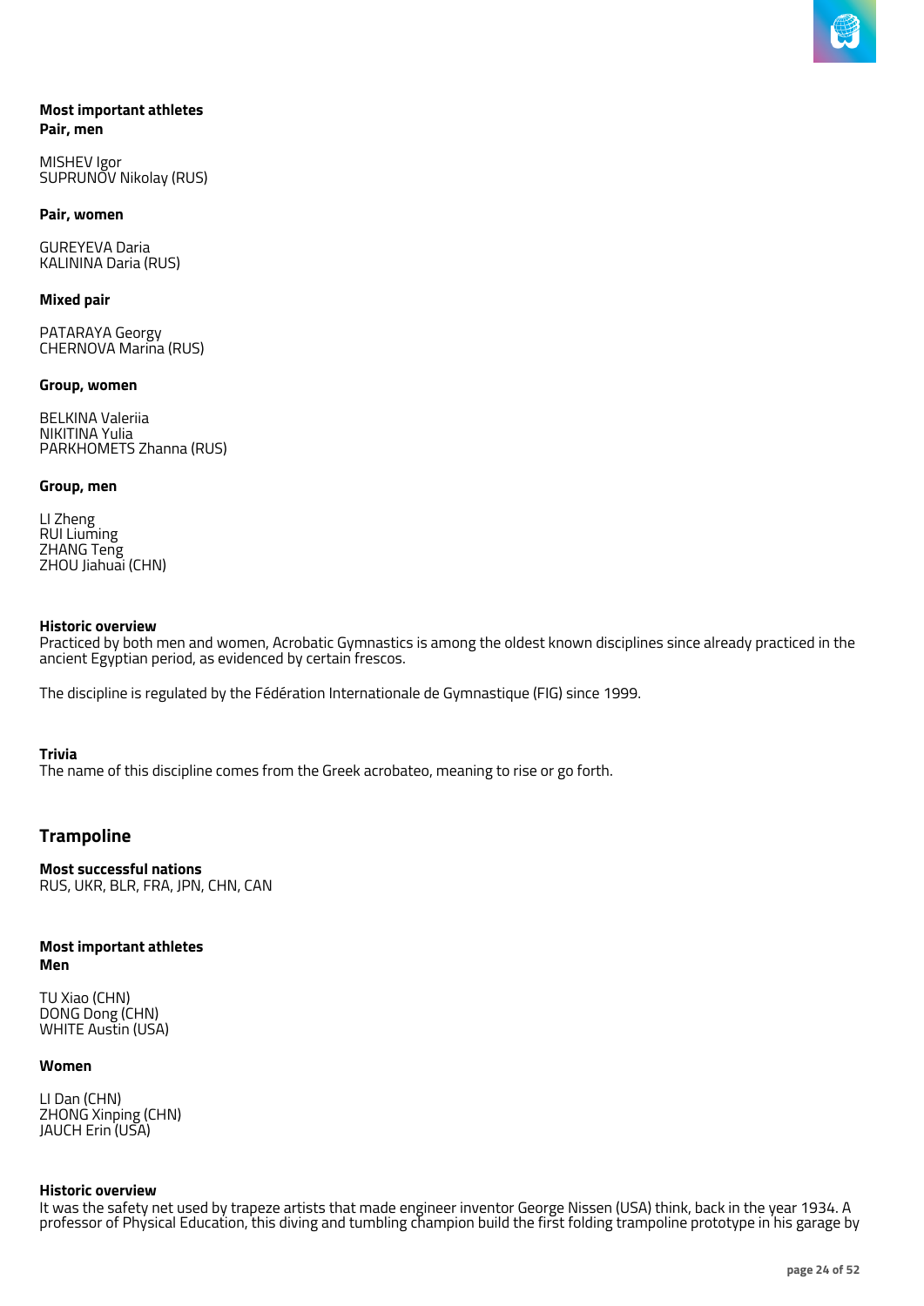**Most important athletes**
**Pair, men**

MISHEV Igor
SUPRUNOV Nikolay (RUS)

**Pair, women**

GUREYEVA Daria
KALININA Daria (RUS)

**Mixed pair**

PATARAYA Georgy
CHERNOVA Marina (RUS)

**Group, women**

BELKINA Valeriia
NIKITINA Yulia
PARKHOMETS Zhanna (RUS)

**Group, men**

LI Zheng
RUI Liuming
ZHANG Teng
ZHOU Jiahuai (CHN)

**Historic overview**
Practiced by both men and women, Acrobatic Gymnastics is among the oldest known disciplines since already practiced in the ancient Egyptian period, as evidenced by certain frescos.

The discipline is regulated by the Fédération Internationale de Gymnastique (FIG) since 1999.

**Trivia**
The name of this discipline comes from the Greek acrobateo, meaning to rise or go forth.

## Trampoline

**Most successful nations**
RUS, UKR, BLR, FRA, JPN, CHN, CAN

**Most important athletes**
**Men**

TU Xiao (CHN)
DONG Dong (CHN)
WHITE Austin (USA)

**Women**

LI Dan (CHN)
ZHONG Xinping (CHN)
JAUCH Erin (USA)

**Historic overview**
It was the safety net used by trapeze artists that made engineer inventor George Nissen (USA) think, back in the year 1934. A professor of Physical Education, this diving and tumbling champion build the first folding trampoline prototype in his garage by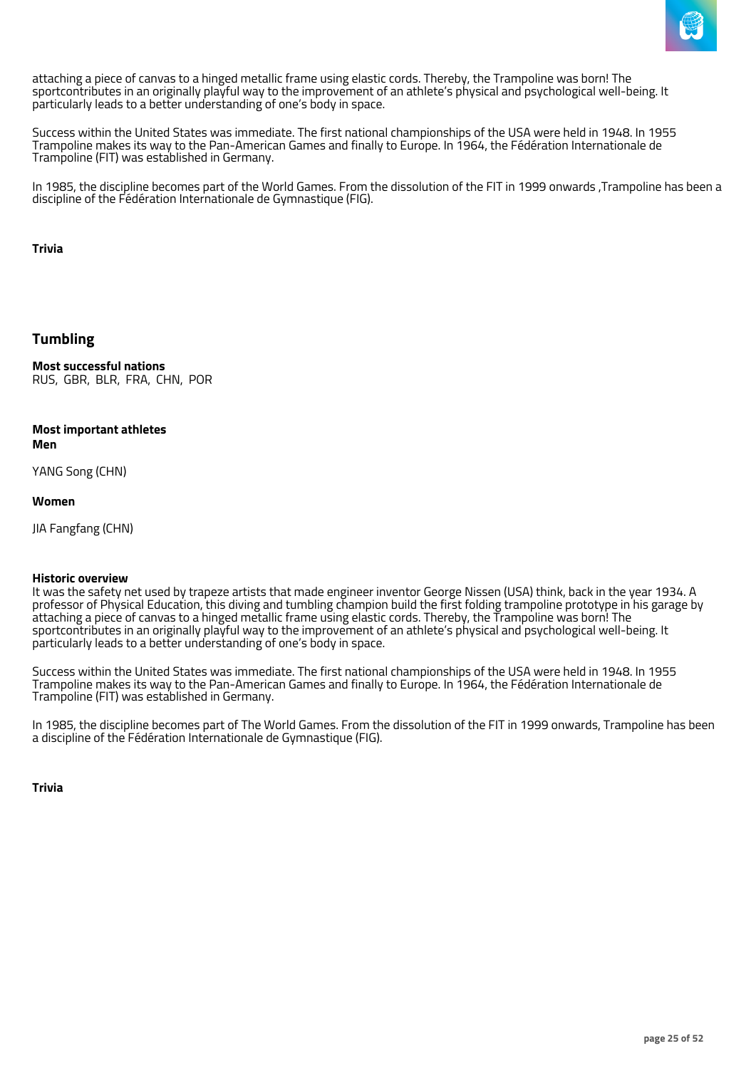attaching a piece of canvas to a hinged metallic frame using elastic cords. Thereby, the Trampoline was born! The sportcontributes in an originally playful way to the improvement of an athlete's physical and psychological well-being. It particularly leads to a better understanding of one's body in space.

Success within the United States was immediate. The first national championships of the USA were held in 1948. In 1955 Trampoline makes its way to the Pan-American Games and finally to Europe. In 1964, the Fédération Internationale de Trampoline (FIT) was established in Germany.

In 1985, the discipline becomes part of the World Games. From the dissolution of the FIT in 1999 onwards ,Trampoline has been a discipline of the Fédération Internationale de Gymnastique (FIG).

**Trivia**

## Tumbling

**Most successful nations**
RUS, GBR, BLR, FRA, CHN, POR

**Most important athletes**
**Men**

YANG Song (CHN)

**Women**

JIA Fangfang (CHN)

**Historic overview**
It was the safety net used by trapeze artists that made engineer inventor George Nissen (USA) think, back in the year 1934. A professor of Physical Education, this diving and tumbling champion build the first folding trampoline prototype in his garage by attaching a piece of canvas to a hinged metallic frame using elastic cords. Thereby, the Trampoline was born! The sportcontributes in an originally playful way to the improvement of an athlete's physical and psychological well-being. It particularly leads to a better understanding of one's body in space.

Success within the United States was immediate. The first national championships of the USA were held in 1948. In 1955 Trampoline makes its way to the Pan-American Games and finally to Europe. In 1964, the Fédération Internationale de Trampoline (FIT) was established in Germany.

In 1985, the discipline becomes part of The World Games. From the dissolution of the FIT in 1999 onwards, Trampoline has been a discipline of the Fédération Internationale de Gymnastique (FIG).

**Trivia**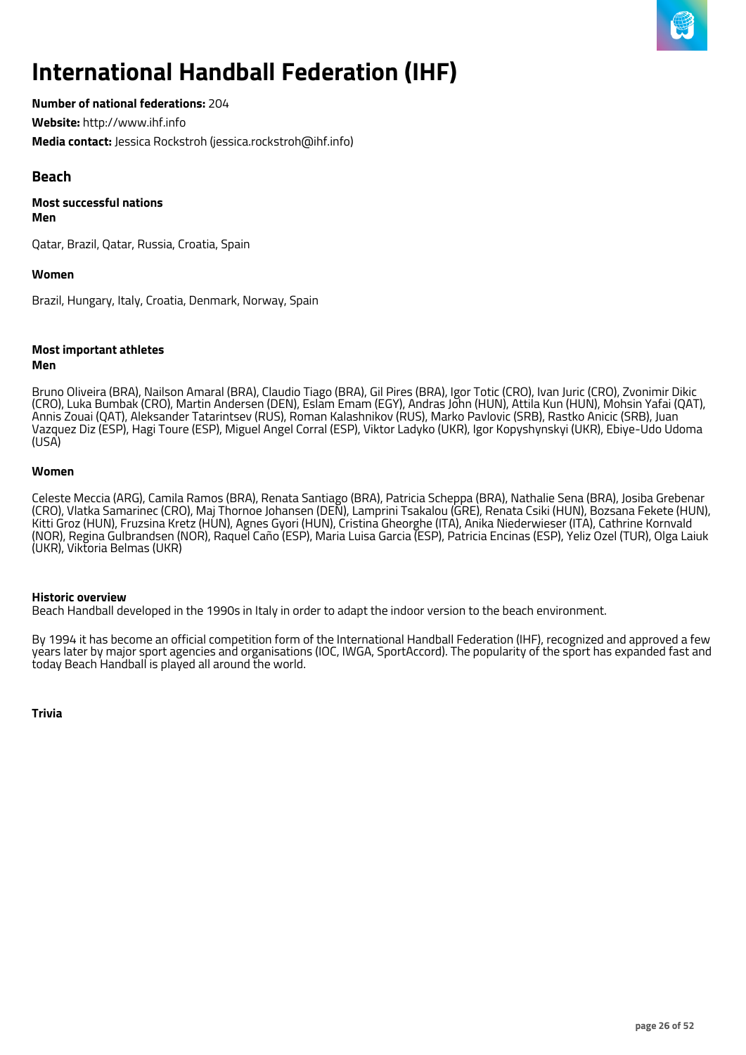# International Handball Federation (IHF)

**Number of national federations:** 204

**Website:** http://www.ihf.info

**Media contact:** Jessica Rockstroh (jessica.rockstroh@ihf.info)

## Beach

### Most successful nations

**Men**

Qatar, Brazil, Qatar, Russia, Croatia, Spain

**Women**

Brazil, Hungary, Italy, Croatia, Denmark, Norway, Spain

### Most important athletes

**Men**

Bruno Oliveira (BRA), Nailson Amaral (BRA), Claudio Tiago (BRA), Gil Pires (BRA), Igor Totic (CRO), Ivan Juric (CRO), Zvonimir Dikic (CRO), Luka Bumbak (CRO), Martin Andersen (DEN), Eslam Emam (EGY), Andras John (HUN), Attila Kun (HUN), Mohsin Yafai (QAT), Annis Zouai (QAT), Aleksander Tatarintsev (RUS), Roman Kalashnikov (RUS), Marko Pavlovic (SRB), Rastko Anicic (SRB), Juan Vazquez Diz (ESP), Hagi Toure (ESP), Miguel Angel Corral (ESP), Viktor Ladyko (UKR), Igor Kopyshynskyi (UKR), Ebiye-Udo Udoma (USA)

**Women**

Celeste Meccia (ARG), Camila Ramos (BRA), Renata Santiago (BRA), Patricia Scheppa (BRA), Nathalie Sena (BRA), Josiba Grebenar (CRO), Vlatka Samarinec (CRO), Maj Thornoe Johansen (DEN), Lamprini Tsakalou (GRE), Renata Csiki (HUN), Bozsana Fekete (HUN), Kitti Groz (HUN), Fruzsina Kretz (HUN), Agnes Gyori (HUN), Cristina Gheorghe (ITA), Anika Niederwieser (ITA), Cathrine Kornvald (NOR), Regina Gulbrandsen (NOR), Raquel Caño (ESP), Maria Luisa Garcia (ESP), Patricia Encinas (ESP), Yeliz Ozel (TUR), Olga Laiuk (UKR), Viktoria Belmas (UKR)

### Historic overview

Beach Handball developed in the 1990s in Italy in order to adapt the indoor version to the beach environment.

By 1994 it has become an official competition form of the International Handball Federation (IHF), recognized and approved a few years later by major sport agencies and organisations (IOC, IWGA, SportAccord). The popularity of the sport has expanded fast and today Beach Handball is played all around the world.

### Trivia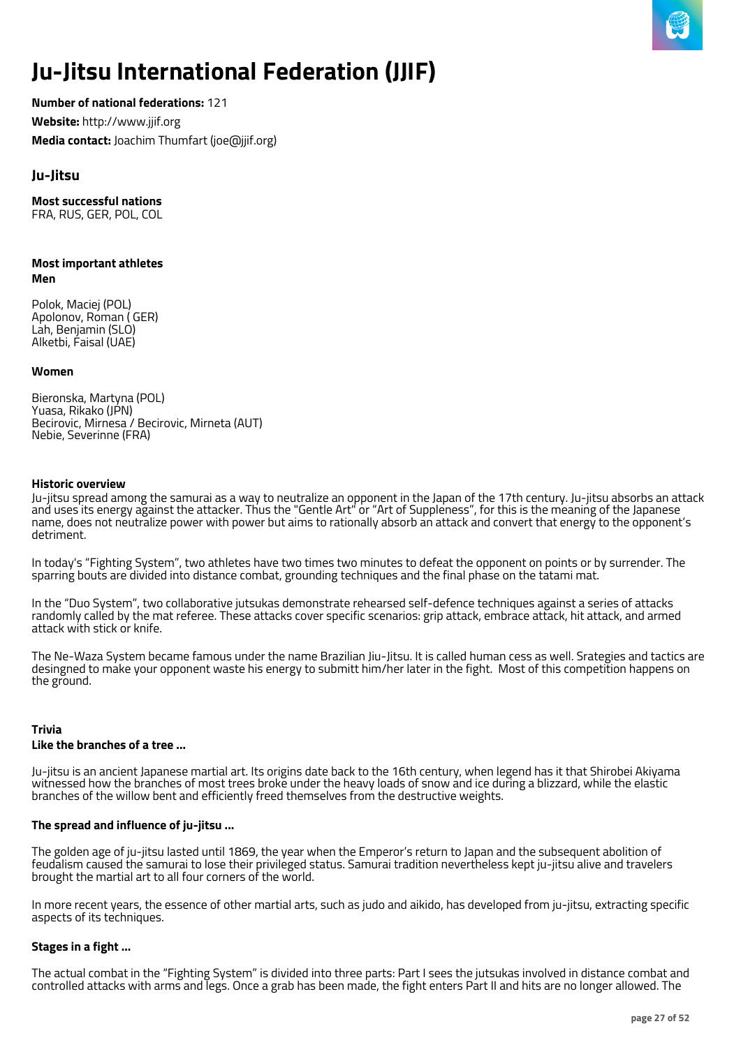# Ju-Jitsu International Federation (JJIF)

**Number of national federations:** 121

**Website:** http://www.jjif.org

**Media contact:** Joachim Thumfart (joe@jjif.org)

## Ju-Jitsu

**Most successful nations**
FRA, RUS, GER, POL, COL

**Most important athletes**
**Men**

Polok, Maciej (POL)
Apolonov, Roman ( GER)
Lah, Benjamin (SLO)
Alketbi, Faisal (UAE)

**Women**

Bieronska, Martyna (POL)
Yuasa, Rikako (JPN)
Becirovic, Mirnesa / Becirovic, Mirneta (AUT)
Nebie, Severinne (FRA)

**Historic overview**
Ju-jitsu spread among the samurai as a way to neutralize an opponent in the Japan of the 17th century. Ju-jitsu absorbs an attack and uses its energy against the attacker. Thus the "Gentle Art" or "Art of Suppleness", for this is the meaning of the Japanese name, does not neutralize power with power but aims to rationally absorb an attack and convert that energy to the opponent's detriment.

In today's "Fighting System", two athletes have two times two minutes to defeat the opponent on points or by surrender. The sparring bouts are divided into distance combat, grounding techniques and the final phase on the tatami mat.

In the "Duo System", two collaborative jutsukas demonstrate rehearsed self-defence techniques against a series of attacks randomly called by the mat referee. These attacks cover specific scenarios: grip attack, embrace attack, hit attack, and armed attack with stick or knife.

The Ne-Waza System became famous under the name Brazilian Jiu-Jitsu. It is called human cess as well. Srategies and tactics are desingned to make your opponent waste his energy to submitt him/her later in the fight. Most of this competition happens on the ground.

**Trivia**
**Like the branches of a tree ...**

Ju-jitsu is an ancient Japanese martial art. Its origins date back to the 16th century, when legend has it that Shirobei Akiyama witnessed how the branches of most trees broke under the heavy loads of snow and ice during a blizzard, while the elastic branches of the willow bent and efficiently freed themselves from the destructive weights.

**The spread and influence of ju-jitsu ...**

The golden age of ju-jitsu lasted until 1869, the year when the Emperor's return to Japan and the subsequent abolition of feudalism caused the samurai to lose their privileged status. Samurai tradition nevertheless kept ju-jitsu alive and travelers brought the martial art to all four corners of the world.

In more recent years, the essence of other martial arts, such as judo and aikido, has developed from ju-jitsu, extracting specific aspects of its techniques.

**Stages in a fight ...**

The actual combat in the "Fighting System" is divided into three parts: Part I sees the jutsukas involved in distance combat and controlled attacks with arms and legs. Once a grab has been made, the fight enters Part II and hits are no longer allowed. The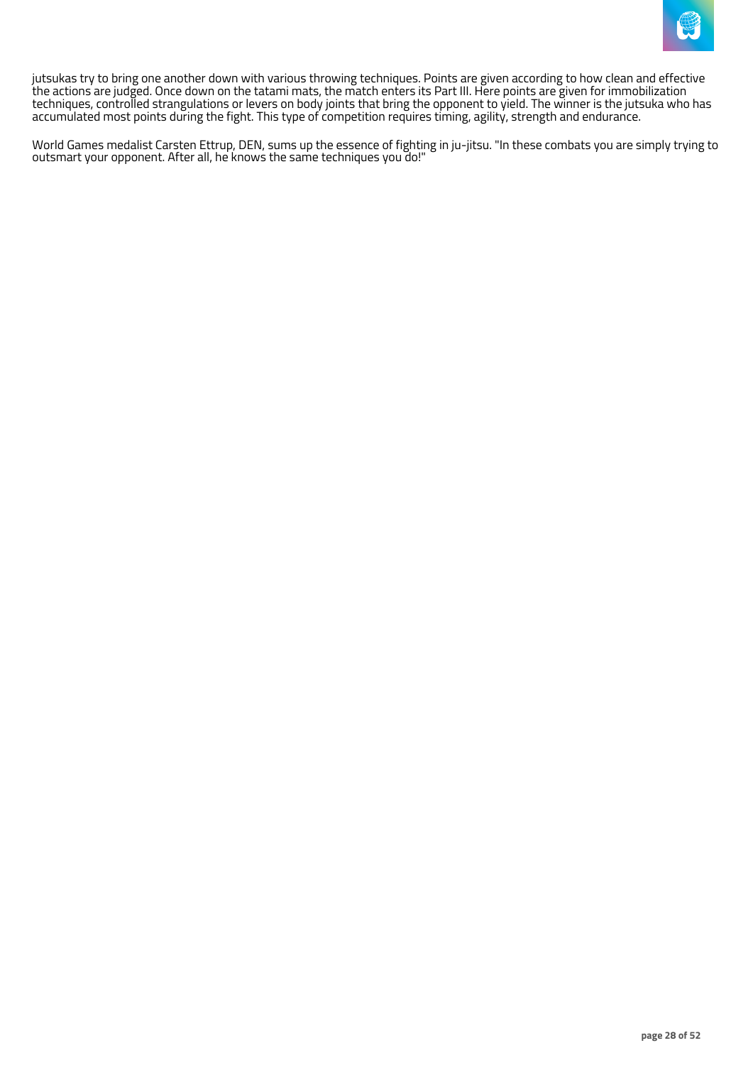jutsukas try to bring one another down with various throwing techniques. Points are given according to how clean and effective the actions are judged. Once down on the tatami mats, the match enters its Part III. Here points are given for immobilization techniques, controlled strangulations or levers on body joints that bring the opponent to yield. The winner is the jutsuka who has accumulated most points during the fight. This type of competition requires timing, agility, strength and endurance.

World Games medalist Carsten Ettrup, DEN, sums up the essence of fighting in ju-jitsu. "In these combats you are simply trying to outsmart your opponent. After all, he knows the same techniques you do!"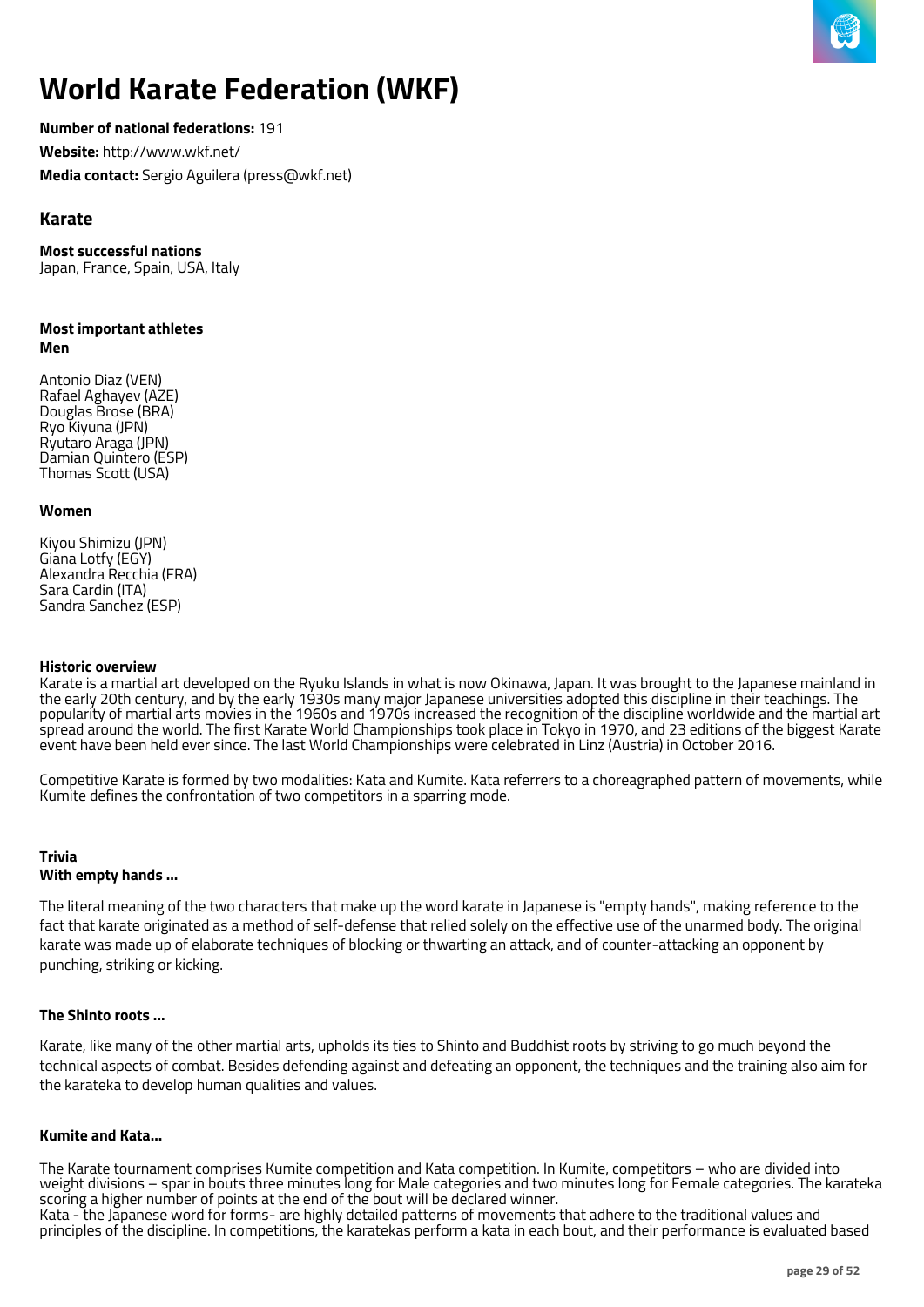# World Karate Federation (WKF)

**Number of national federations:** 191

**Website:** http://www.wkf.net/

**Media contact:** Sergio Aguilera (press@wkf.net)

## Karate

**Most successful nations**
Japan, France, Spain, USA, Italy

**Most important athletes**
**Men**

Antonio Diaz (VEN)
Rafael Aghayev (AZE)
Douglas Brose (BRA)
Ryo Kiyuna (JPN)
Ryutaro Araga (JPN)
Damian Quintero (ESP)
Thomas Scott (USA)

**Women**

Kiyou Shimizu (JPN)
Giana Lotfy (EGY)
Alexandra Recchia (FRA)
Sara Cardin (ITA)
Sandra Sanchez (ESP)

**Historic overview**
Karate is a martial art developed on the Ryuku Islands in what is now Okinawa, Japan. It was brought to the Japanese mainland in the early 20th century, and by the early 1930s many major Japanese universities adopted this discipline in their teachings. The popularity of martial arts movies in the 1960s and 1970s increased the recognition of the discipline worldwide and the martial art spread around the world. The first Karate World Championships took place in Tokyo in 1970, and 23 editions of the biggest Karate event have been held ever since. The last World Championships were celebrated in Linz (Austria) in October 2016.

Competitive Karate is formed by two modalities: Kata and Kumite. Kata referrers to a choreagraphed pattern of movements, while Kumite defines the confrontation of two competitors in a sparring mode.

**Trivia**
**With empty hands ...**

The literal meaning of the two characters that make up the word karate in Japanese is "empty hands", making reference to the fact that karate originated as a method of self-defense that relied solely on the effective use of the unarmed body. The original karate was made up of elaborate techniques of blocking or thwarting an attack, and of counter-attacking an opponent by punching, striking or kicking.

**The Shinto roots ...**

Karate, like many of the other martial arts, upholds its ties to Shinto and Buddhist roots by striving to go much beyond the technical aspects of combat. Besides defending against and defeating an opponent, the techniques and the training also aim for the karateka to develop human qualities and values.

**Kumite and Kata...**

The Karate tournament comprises Kumite competition and Kata competition. In Kumite, competitors – who are divided into weight divisions – spar in bouts three minutes long for Male categories and two minutes long for Female categories. The karateka scoring a higher number of points at the end of the bout will be declared winner.
Kata - the Japanese word for forms- are highly detailed patterns of movements that adhere to the traditional values and principles of the discipline. In competitions, the karatekas perform a kata in each bout, and their performance is evaluated based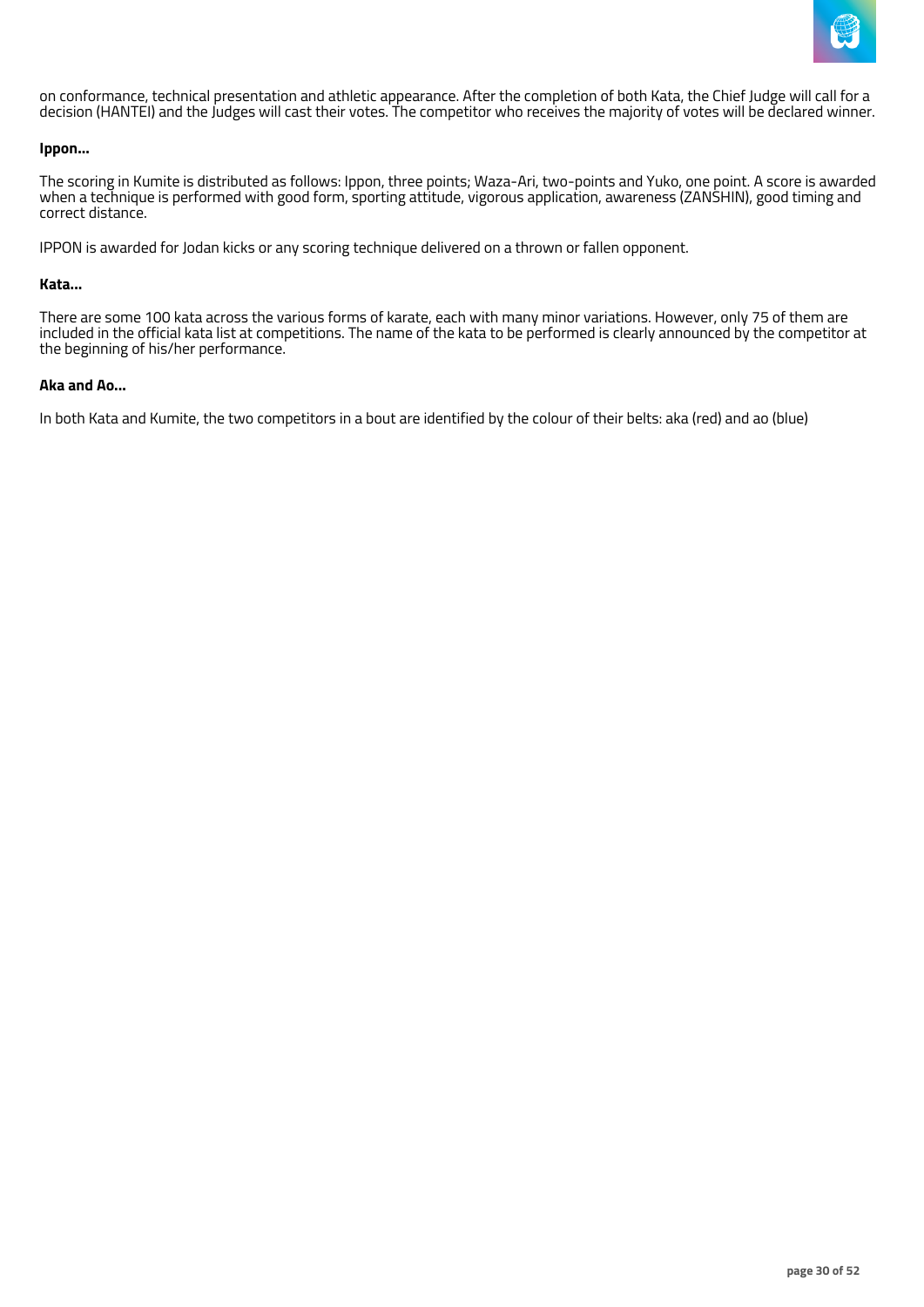on conformance, technical presentation and athletic appearance. After the completion of both Kata, the Chief Judge will call for a decision (HANTEI) and the Judges will cast their votes. The competitor who receives the majority of votes will be declared winner.

**Ippon...**

The scoring in Kumite is distributed as follows: Ippon, three points; Waza-Ari, two-points and Yuko, one point. A score is awarded when a technique is performed with good form, sporting attitude, vigorous application, awareness (ZANSHIN), good timing and correct distance.

IPPON is awarded for Jodan kicks or any scoring technique delivered on a thrown or fallen opponent.

**Kata...**

There are some 100 kata across the various forms of karate, each with many minor variations. However, only 75 of them are included in the official kata list at competitions. The name of the kata to be performed is clearly announced by the competitor at the beginning of his/her performance.

**Aka and Ao...**

In both Kata and Kumite, the two competitors in a bout are identified by the colour of their belts: aka (red) and ao (blue)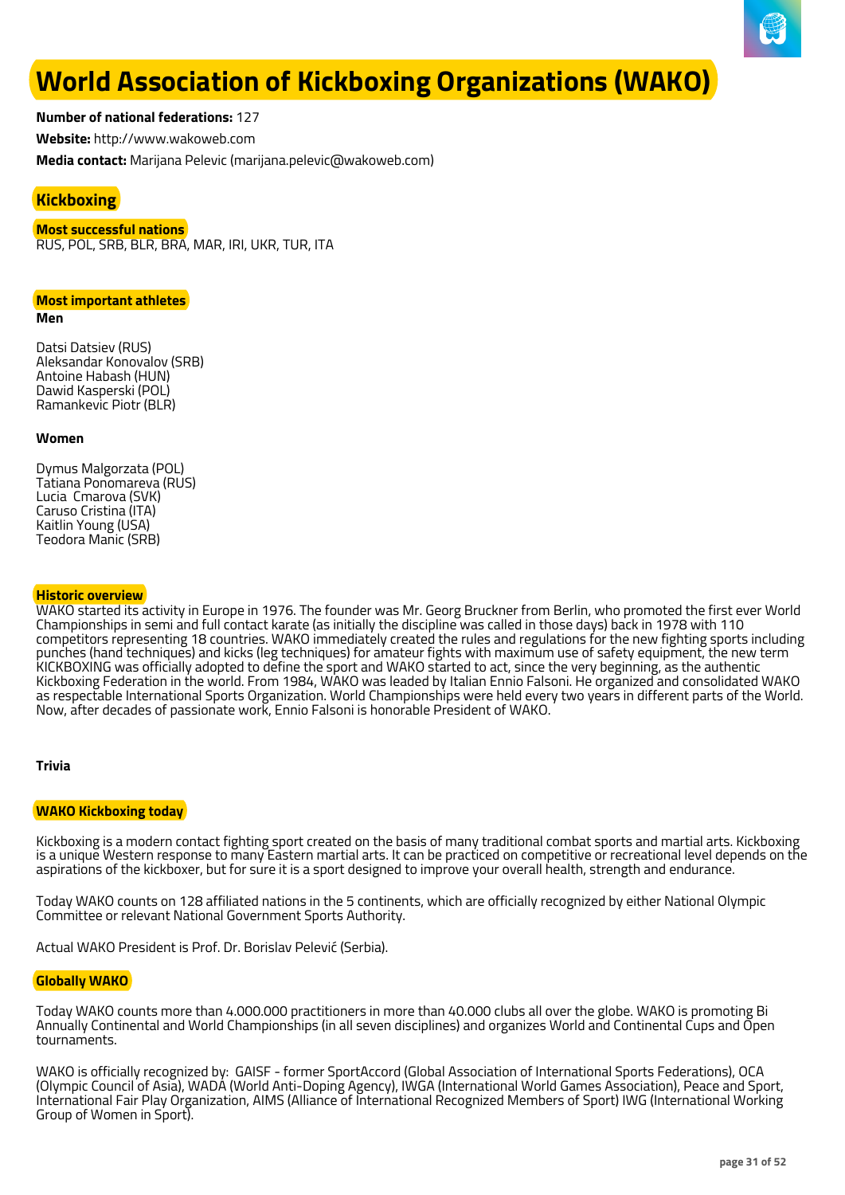# World Association of Kickboxing Organizations (WAKO)

**Number of national federations:** 127

**Website:** http://www.wakoweb.com

**Media contact:** Marijana Pelevic (marijana.pelevic@wakoweb.com)

## Kickboxing

### Most successful nations

RUS, POL, SRB, BLR, BRA, MAR, IRI, UKR, TUR, ITA

### Most important athletes

**Men**

Datsi Datsiev (RUS)
Aleksandar Konovalov (SRB)
Antoine Habash (HUN)
Dawid Kasperski (POL)
Ramankevic Piotr (BLR)

**Women**

Dymus Malgorzata (POL)
Tatiana Ponomareva (RUS)
Lucia  Cmarova (SVK)
Caruso Cristina (ITA)
Kaitlin Young (USA)
Teodora Manic (SRB)

### Historic overview

WAKO started its activity in Europe in 1976. The founder was Mr. Georg Bruckner from Berlin, who promoted the first ever World Championships in semi and full contact karate (as initially the discipline was called in those days) back in 1978 with 110 competitors representing 18 countries. WAKO immediately created the rules and regulations for the new fighting sports including punches (hand techniques) and kicks (leg techniques) for amateur fights with maximum use of safety equipment, the new term KICKBOXING was officially adopted to define the sport and WAKO started to act, since the very beginning, as the authentic Kickboxing Federation in the world. From 1984, WAKO was leaded by Italian Ennio Falsoni. He organized and consolidated WAKO as respectable International Sports Organization. World Championships were held every two years in different parts of the World. Now, after decades of passionate work, Ennio Falsoni is honorable President of WAKO.

**Trivia**

### WAKO Kickboxing today

Kickboxing is a modern contact fighting sport created on the basis of many traditional combat sports and martial arts. Kickboxing is a unique Western response to many Eastern martial arts. It can be practiced on competitive or recreational level depends on the aspirations of the kickboxer, but for sure it is a sport designed to improve your overall health, strength and endurance.

Today WAKO counts on 128 affiliated nations in the 5 continents, which are officially recognized by either National Olympic Committee or relevant National Government Sports Authority.

Actual WAKO President is Prof. Dr. Borislav Pelević (Serbia).

### Globally WAKO

Today WAKO counts more than 4.000.000 practitioners in more than 40.000 clubs all over the globe. WAKO is promoting Bi Annually Continental and World Championships (in all seven disciplines) and organizes World and Continental Cups and Open tournaments.

WAKO is officially recognized by:  GAISF - former SportAccord (Global Association of International Sports Federations), OCA (Olympic Council of Asia), WADA (World Anti-Doping Agency), IWGA (International World Games Association), Peace and Sport, International Fair Play Organization, AIMS (Alliance of International Recognized Members of Sport) IWG (International Working Group of Women in Sport).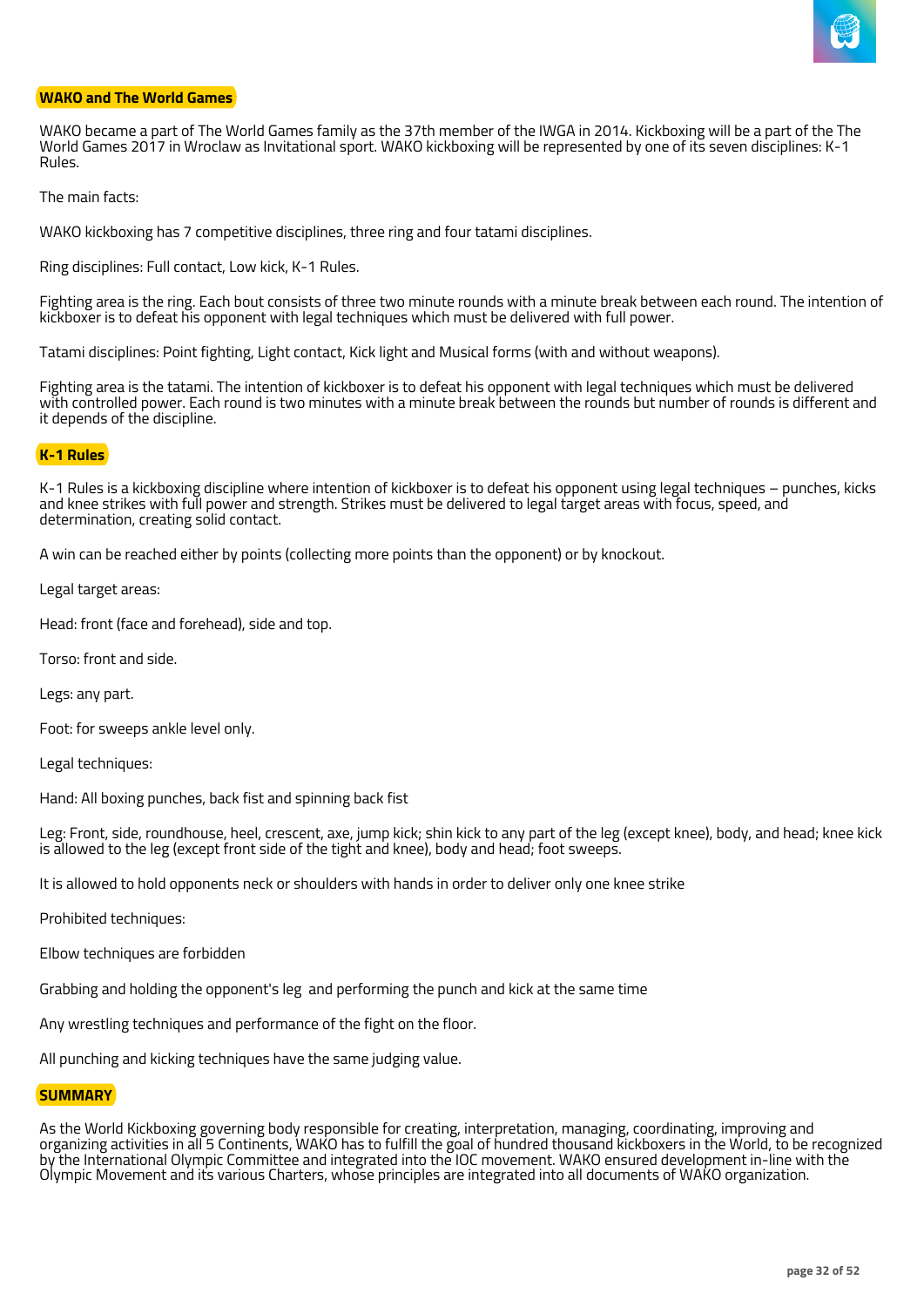## WAKO and The World Games

WAKO became a part of The World Games family as the 37th member of the IWGA in 2014. Kickboxing will be a part of the The World Games 2017 in Wroclaw as Invitational sport. WAKO kickboxing will be represented by one of its seven disciplines: K-1 Rules.

The main facts:

WAKO kickboxing has 7 competitive disciplines, three ring and four tatami disciplines.

Ring disciplines: Full contact, Low kick, K-1 Rules.

Fighting area is the ring. Each bout consists of three two minute rounds with a minute break between each round. The intention of kickboxer is to defeat his opponent with legal techniques which must be delivered with full power.

Tatami disciplines: Point fighting, Light contact, Kick light and Musical forms (with and without weapons).

Fighting area is the tatami. The intention of kickboxer is to defeat his opponent with legal techniques which must be delivered with controlled power. Each round is two minutes with a minute break between the rounds but number of rounds is different and it depends of the discipline.

## K-1 Rules

K-1 Rules is a kickboxing discipline where intention of kickboxer is to defeat his opponent using legal techniques – punches, kicks and knee strikes with full power and strength. Strikes must be delivered to legal target areas with focus, speed, and determination, creating solid contact.

A win can be reached either by points (collecting more points than the opponent) or by knockout.

Legal target areas:

Head: front (face and forehead), side and top.

Torso: front and side.

Legs: any part.

Foot: for sweeps ankle level only.

Legal techniques:

Hand: All boxing punches, back fist and spinning back fist

Leg: Front, side, roundhouse, heel, crescent, axe, jump kick; shin kick to any part of the leg (except knee), body, and head; knee kick is allowed to the leg (except front side of the tight and knee), body and head; foot sweeps.

It is allowed to hold opponents neck or shoulders with hands in order to deliver only one knee strike

Prohibited techniques:

Elbow techniques are forbidden

Grabbing and holding the opponent's leg and performing the punch and kick at the same time

Any wrestling techniques and performance of the fight on the floor.

All punching and kicking techniques have the same judging value.

## SUMMARY

As the World Kickboxing governing body responsible for creating, interpretation, managing, coordinating, improving and organizing activities in all 5 Continents, WAKO has to fulfill the goal of hundred thousand kickboxers in the World, to be recognized by the International Olympic Committee and integrated into the IOC movement. WAKO ensured development in-line with the Olympic Movement and its various Charters, whose principles are integrated into all documents of WAKO organization.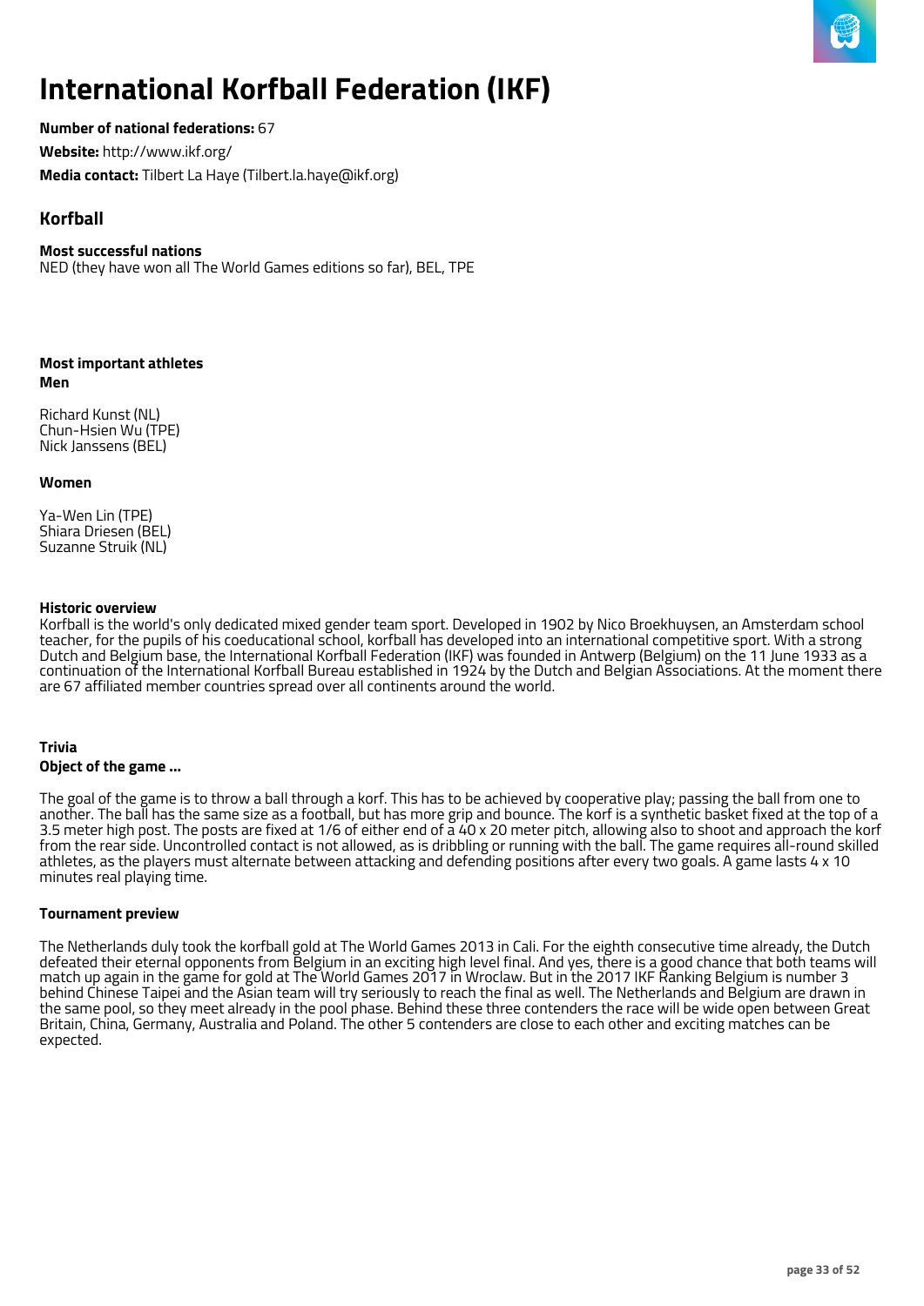# International Korfball Federation (IKF)

**Number of national federations:** 67

**Website:** http://www.ikf.org/

**Media contact:** Tilbert La Haye (Tilbert.la.haye@ikf.org)

## Korfball

**Most successful nations**

NED (they have won all The World Games editions so far), BEL, TPE

**Most important athletes**

**Men**

Richard Kunst (NL)
Chun-Hsien Wu (TPE)
Nick Janssens (BEL)

**Women**

Ya-Wen Lin (TPE)
Shiara Driesen (BEL)
Suzanne Struik (NL)

**Historic overview**

Korfball is the world's only dedicated mixed gender team sport. Developed in 1902 by Nico Broekhuysen, an Amsterdam school teacher, for the pupils of his coeducational school, korfball has developed into an international competitive sport. With a strong Dutch and Belgium base, the International Korfball Federation (IKF) was founded in Antwerp (Belgium) on the 11 June 1933 as a continuation of the International Korfball Bureau established in 1924 by the Dutch and Belgian Associations. At the moment there are 67 affiliated member countries spread over all continents around the world.

**Trivia**

**Object of the game ...**

The goal of the game is to throw a ball through a korf. This has to be achieved by cooperative play; passing the ball from one to another. The ball has the same size as a football, but has more grip and bounce. The korf is a synthetic basket fixed at the top of a 3.5 meter high post. The posts are fixed at 1/6 of either end of a 40 x 20 meter pitch, allowing also to shoot and approach the korf from the rear side. Uncontrolled contact is not allowed, as is dribbling or running with the ball. The game requires all-round skilled athletes, as the players must alternate between attacking and defending positions after every two goals. A game lasts 4 x 10 minutes real playing time.

**Tournament preview**

The Netherlands duly took the korfball gold at The World Games 2013 in Cali. For the eighth consecutive time already, the Dutch defeated their eternal opponents from Belgium in an exciting high level final. And yes, there is a good chance that both teams will match up again in the game for gold at The World Games 2017 in Wroclaw. But in the 2017 IKF Ranking Belgium is number 3 behind Chinese Taipei and the Asian team will try seriously to reach the final as well. The Netherlands and Belgium are drawn in the same pool, so they meet already in the pool phase. Behind these three contenders the race will be wide open between Great Britain, China, Germany, Australia and Poland. The other 5 contenders are close to each other and exciting matches can be expected.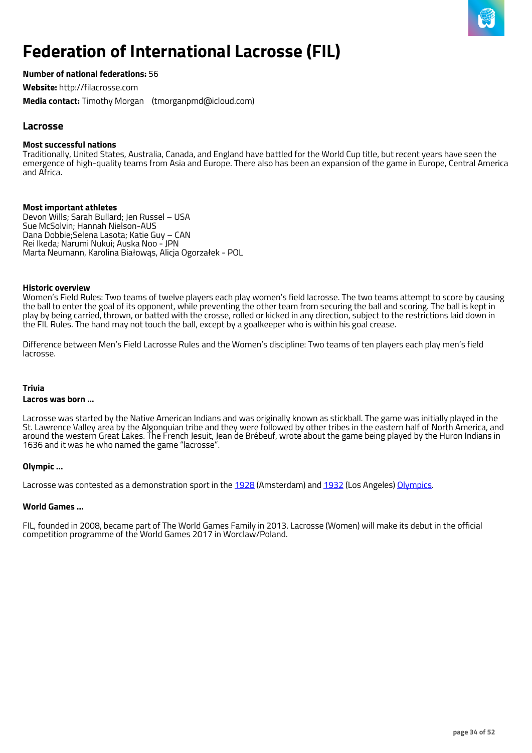# Federation of International Lacrosse (FIL)

**Number of national federations:** 56

**Website:** http://filacrosse.com

**Media contact:** Timothy Morgan (tmorganpmd@icloud.com)

## Lacrosse

**Most successful nations**
Traditionally, United States, Australia, Canada, and England have battled for the World Cup title, but recent years have seen the emergence of high-quality teams from Asia and Europe. There also has been an expansion of the game in Europe, Central America and Africa.

**Most important athletes**
Devon Wills; Sarah Bullard; Jen Russel – USA
Sue McSolvin; Hannah Nielson-AUS
Dana Dobbie;Selena Lasota; Katie Guy – CAN
Rei Ikeda; Narumi Nukui; Auska Noo - JPN
Marta Neumann, Karolina Białowąs, Alicja Ogorzałek - POL

**Historic overview**
Women's Field Rules: Two teams of twelve players each play women's field lacrosse. The two teams attempt to score by causing the ball to enter the goal of its opponent, while preventing the other team from securing the ball and scoring. The ball is kept in play by being carried, thrown, or batted with the crosse, rolled or kicked in any direction, subject to the restrictions laid down in the FIL Rules. The hand may not touch the ball, except by a goalkeeper who is within his goal crease.

Difference between Men's Field Lacrosse Rules and the Women's discipline: Two teams of ten players each play men's field lacrosse.

**Trivia**

**Lacros was born ...**

Lacrosse was started by the Native American Indians and was originally known as stickball. The game was initially played in the St. Lawrence Valley area by the Algonquian tribe and they were followed by other tribes in the eastern half of North America, and around the western Great Lakes. The French Jesuit, Jean de Brébeuf, wrote about the game being played by the Huron Indians in 1636 and it was he who named the game "lacrosse".

**Olympic ...**

Lacrosse was contested as a demonstration sport in the 1928 (Amsterdam) and 1932 (Los Angeles) Olympics.

**World Games ...**

FIL, founded in 2008, became part of The World Games Family in 2013. Lacrosse (Women) will make its debut in the official competition programme of the World Games 2017 in Worclaw/Poland.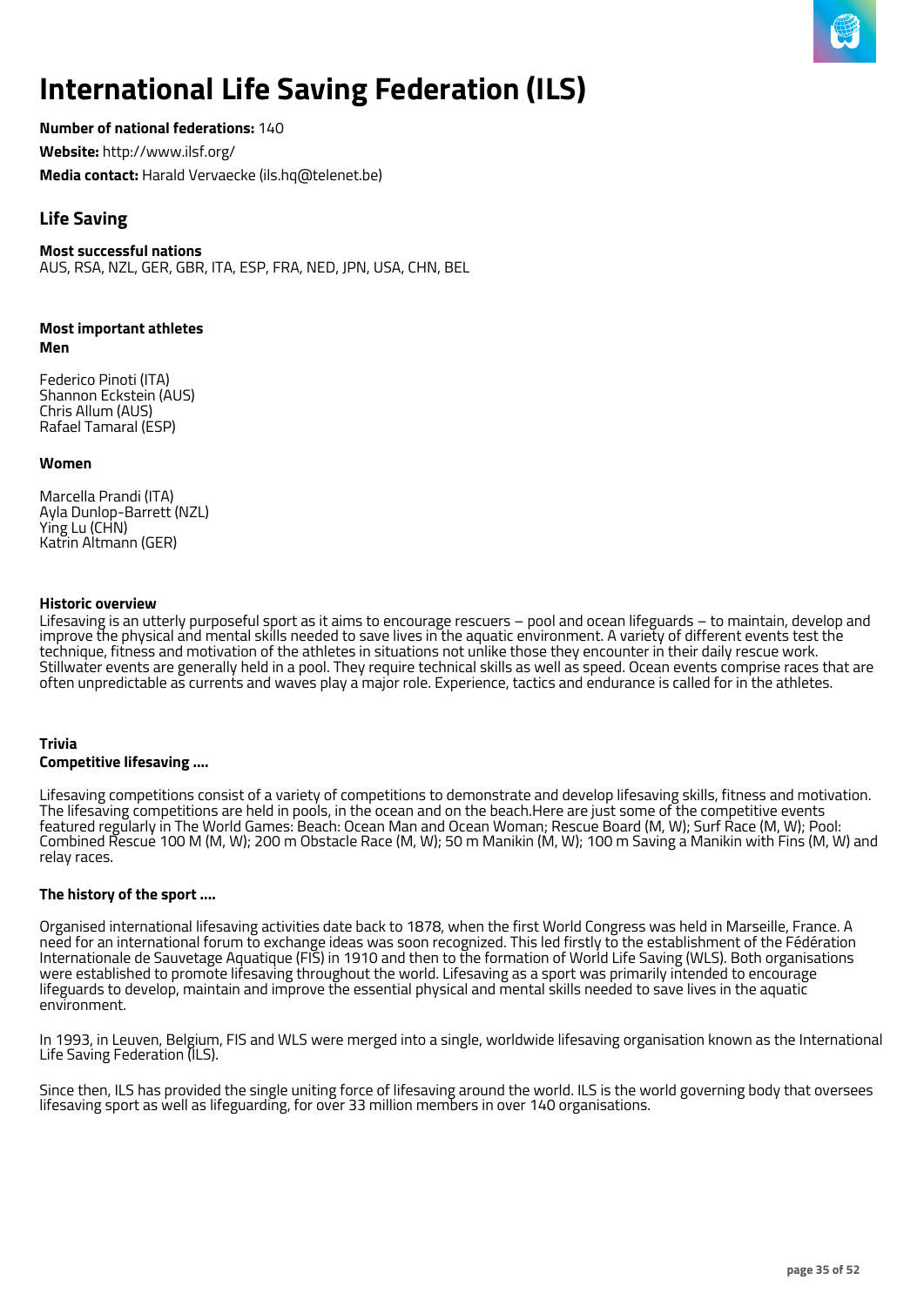# International Life Saving Federation (ILS)

**Number of national federations:** 140

**Website:** http://www.ilsf.org/

**Media contact:** Harald Vervaecke (ils.hq@telenet.be)

## Life Saving

**Most successful nations**
AUS, RSA, NZL, GER, GBR, ITA, ESP, FRA, NED, JPN, USA, CHN, BEL

**Most important athletes**
**Men**

Federico Pinoti (ITA)
Shannon Eckstein (AUS)
Chris Allum (AUS)
Rafael Tamaral (ESP)

**Women**

Marcella Prandi (ITA)
Ayla Dunlop-Barrett (NZL)
Ying Lu (CHN)
Katrin Altmann (GER)

**Historic overview**
Lifesaving is an utterly purposeful sport as it aims to encourage rescuers – pool and ocean lifeguards – to maintain, develop and improve the physical and mental skills needed to save lives in the aquatic environment. A variety of different events test the technique, fitness and motivation of the athletes in situations not unlike those they encounter in their daily rescue work. Stillwater events are generally held in a pool. They require technical skills as well as speed. Ocean events comprise races that are often unpredictable as currents and waves play a major role. Experience, tactics and endurance is called for in the athletes.

**Trivia**
**Competitive lifesaving ....**

Lifesaving competitions consist of a variety of competitions to demonstrate and develop lifesaving skills, fitness and motivation. The lifesaving competitions are held in pools, in the ocean and on the beach.Here are just some of the competitive events featured regularly in The World Games: Beach: Ocean Man and Ocean Woman; Rescue Board (M, W); Surf Race (M, W); Pool: Combined Rescue 100 M (M, W); 200 m Obstacle Race (M, W); 50 m Manikin (M, W); 100 m Saving a Manikin with Fins (M, W) and relay races.

**The history of the sport ....**

Organised international lifesaving activities date back to 1878, when the first World Congress was held in Marseille, France. A need for an international forum to exchange ideas was soon recognized. This led firstly to the establishment of the Fédération Internationale de Sauvetage Aquatique (FIS) in 1910 and then to the formation of World Life Saving (WLS). Both organisations were established to promote lifesaving throughout the world. Lifesaving as a sport was primarily intended to encourage lifeguards to develop, maintain and improve the essential physical and mental skills needed to save lives in the aquatic environment.

In 1993, in Leuven, Belgium, FIS and WLS were merged into a single, worldwide lifesaving organisation known as the International Life Saving Federation (ILS).

Since then, ILS has provided the single uniting force of lifesaving around the world. ILS is the world governing body that oversees lifesaving sport as well as lifeguarding, for over 33 million members in over 140 organisations.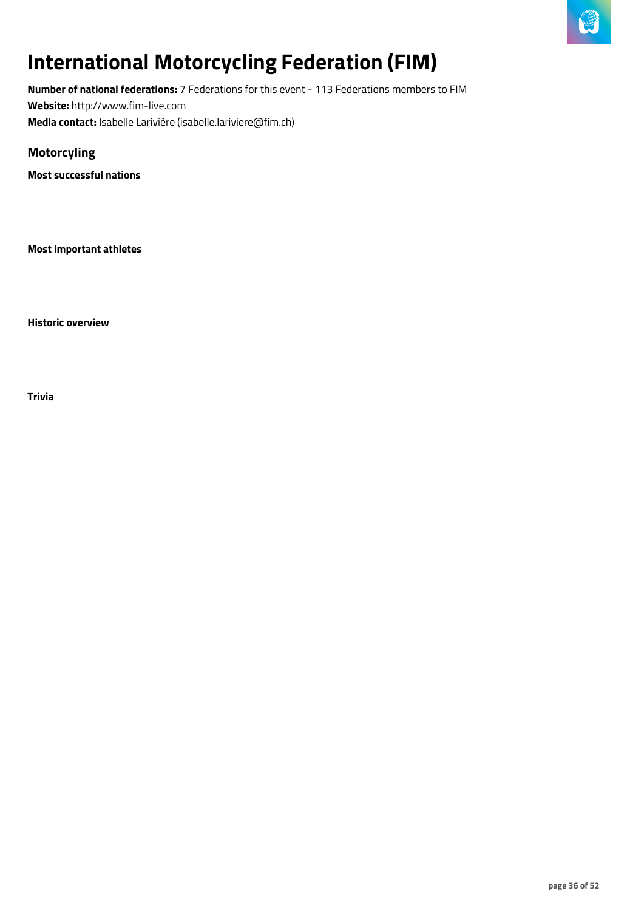# International Motorcycling Federation (FIM)

**Number of national federations:** 7 Federations for this event - 113 Federations members to FIM
**Website:** http://www.fim-live.com
**Media contact:** Isabelle Larivière (isabelle.lariviere@fim.ch)

## Motorcyling

**Most successful nations**

**Most important athletes**

**Historic overview**

**Trivia**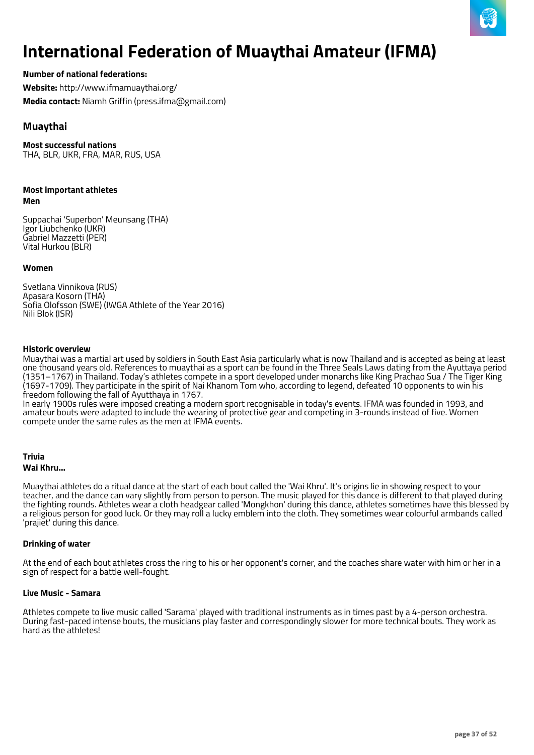# International Federation of Muaythai Amateur (IFMA)

**Number of national federations:**

**Website:** http://www.ifmamuaythai.org/

**Media contact:** Niamh Griffin (press.ifma@gmail.com)

## Muaythai

**Most successful nations**
THA, BLR, UKR, FRA, MAR, RUS, USA

**Most important athletes**
**Men**

Suppachai 'Superbon' Meunsang (THA)
Igor Liubchenko (UKR)
Gabriel Mazzetti (PER)
Vital Hurkou (BLR)

**Women**

Svetlana Vinnikova (RUS)
Apasara Kosorn (THA)
Sofia Olofsson (SWE) (IWGA Athlete of the Year 2016)
Nili Blok (ISR)

**Historic overview**
Muaythai was a martial art used by soldiers in South East Asia particularly what is now Thailand and is accepted as being at least one thousand years old. References to muaythai as a sport can be found in the Three Seals Laws dating from the Ayuttaya period (1351–1767) in Thailand. Today's athletes compete in a sport developed under monarchs like King Prachao Sua / The Tiger King (1697-1709). They participate in the spirit of Nai Khanom Tom who, according to legend, defeated 10 opponents to win his freedom following the fall of Ayutthaya in 1767.
In early 1900s rules were imposed creating a modern sport recognisable in today's events. IFMA was founded in 1993, and amateur bouts were adapted to include the wearing of protective gear and competing in 3-rounds instead of five. Women compete under the same rules as the men at IFMA events.

**Trivia**
**Wai Khru...**

Muaythai athletes do a ritual dance at the start of each bout called the 'Wai Khru'. It's origins lie in showing respect to your teacher, and the dance can vary slightly from person to person. The music played for this dance is different to that played during the fighting rounds. Athletes wear a cloth headgear called 'Mongkhon' during this dance, athletes sometimes have this blessed by a religious person for good luck. Or they may roll a lucky emblem into the cloth. They sometimes wear colourful armbands called 'prajiet' during this dance.

**Drinking of water**

At the end of each bout athletes cross the ring to his or her opponent's corner, and the coaches share water with him or her in a sign of respect for a battle well-fought.

**Live Music - Samara**

Athletes compete to live music called 'Sarama' played with traditional instruments as in times past by a 4-person orchestra. During fast-paced intense bouts, the musicians play faster and correspondingly slower for more technical bouts. They work as hard as the athletes!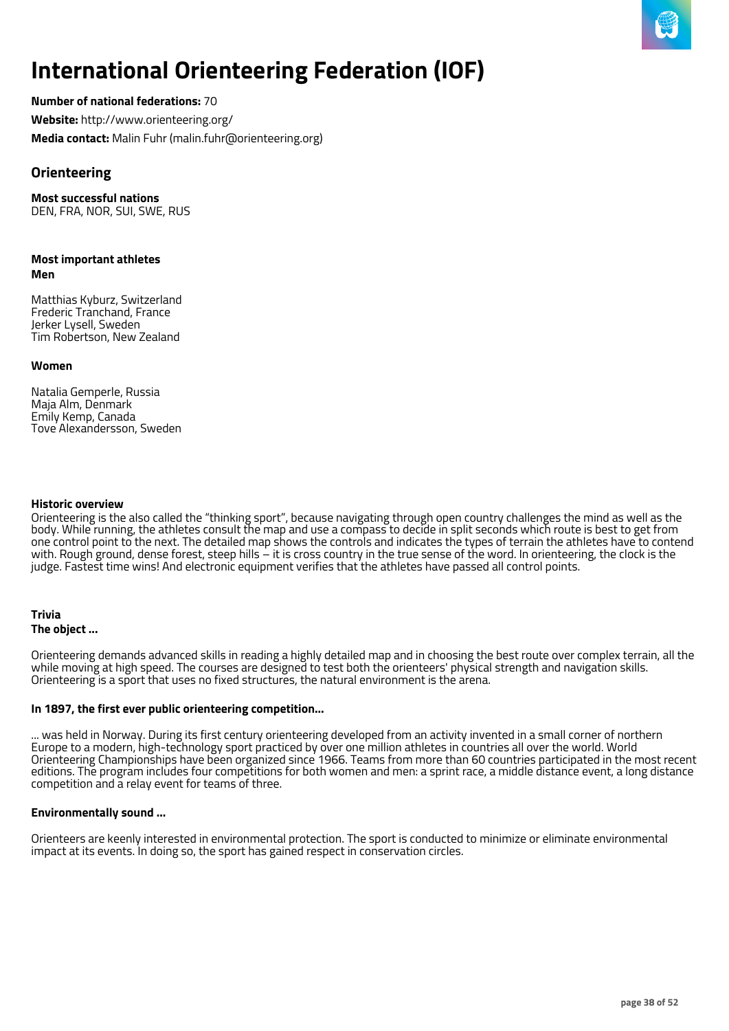# International Orienteering Federation (IOF)

**Number of national federations:** 70

**Website:** http://www.orienteering.org/

**Media contact:** Malin Fuhr (malin.fuhr@orienteering.org)

## Orienteering

**Most successful nations**
DEN, FRA, NOR, SUI, SWE, RUS

**Most important athletes**
**Men**

Matthias Kyburz, Switzerland
Frederic Tranchand, France
Jerker Lysell, Sweden
Tim Robertson, New Zealand

**Women**

Natalia Gemperle, Russia
Maja Alm, Denmark
Emily Kemp, Canada
Tove Alexandersson, Sweden

**Historic overview**
Orienteering is the also called the "thinking sport", because navigating through open country challenges the mind as well as the body. While running, the athletes consult the map and use a compass to decide in split seconds which route is best to get from one control point to the next. The detailed map shows the controls and indicates the types of terrain the athletes have to contend with. Rough ground, dense forest, steep hills – it is cross country in the true sense of the word. In orienteering, the clock is the judge. Fastest time wins! And electronic equipment verifies that the athletes have passed all control points.

**Trivia**
**The object ...**

Orienteering demands advanced skills in reading a highly detailed map and in choosing the best route over complex terrain, all the while moving at high speed. The courses are designed to test both the orienteers' physical strength and navigation skills. Orienteering is a sport that uses no fixed structures, the natural environment is the arena.

**In 1897, the first ever public orienteering competition...**

... was held in Norway. During its first century orienteering developed from an activity invented in a small corner of northern Europe to a modern, high-technology sport practiced by over one million athletes in countries all over the world. World Orienteering Championships have been organized since 1966. Teams from more than 60 countries participated in the most recent editions. The program includes four competitions for both women and men: a sprint race, a middle distance event, a long distance competition and a relay event for teams of three.

**Environmentally sound ...**

Orienteers are keenly interested in environmental protection. The sport is conducted to minimize or eliminate environmental impact at its events. In doing so, the sport has gained respect in conservation circles.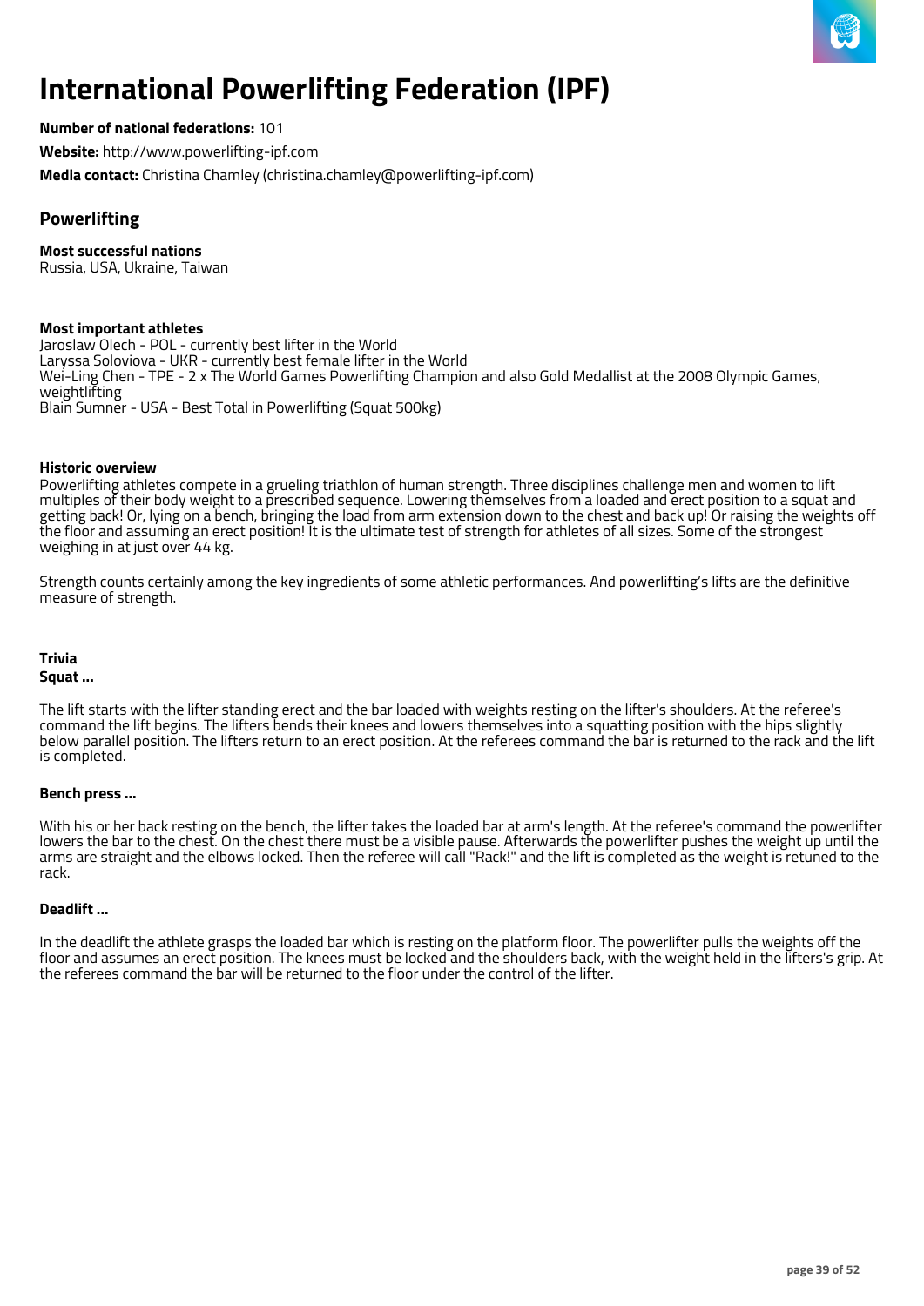# International Powerlifting Federation (IPF)

**Number of national federations:** 101

**Website:** http://www.powerlifting-ipf.com

**Media contact:** Christina Chamley (christina.chamley@powerlifting-ipf.com)

## Powerlifting

**Most successful nations**
Russia, USA, Ukraine, Taiwan

**Most important athletes**
Jaroslaw Olech - POL - currently best lifter in the World
Laryssa Soloviova - UKR - currently best female lifter in the World
Wei-Ling Chen - TPE - 2 x The World Games Powerlifting Champion and also Gold Medallist at the 2008 Olympic Games, weightlifting
Blain Sumner - USA - Best Total in Powerlifting (Squat 500kg)

**Historic overview**
Powerlifting athletes compete in a grueling triathlon of human strength. Three disciplines challenge men and women to lift multiples of their body weight to a prescribed sequence. Lowering themselves from a loaded and erect position to a squat and getting back! Or, lying on a bench, bringing the load from arm extension down to the chest and back up! Or raising the weights off the floor and assuming an erect position! It is the ultimate test of strength for athletes of all sizes. Some of the strongest weighing in at just over 44 kg.

Strength counts certainly among the key ingredients of some athletic performances. And powerlifting's lifts are the definitive measure of strength.

**Trivia**
**Squat ...**

The lift starts with the lifter standing erect and the bar loaded with weights resting on the lifter's shoulders. At the referee's command the lift begins. The lifters bends their knees and lowers themselves into a squatting position with the hips slightly below parallel position. The lifters return to an erect position. At the referees command the bar is returned to the rack and the lift is completed.

**Bench press ...**

With his or her back resting on the bench, the lifter takes the loaded bar at arm's length. At the referee's command the powerlifter lowers the bar to the chest. On the chest there must be a visible pause. Afterwards the powerlifter pushes the weight up until the arms are straight and the elbows locked. Then the referee will call "Rack!" and the lift is completed as the weight is retuned to the rack.

**Deadlift ...**

In the deadlift the athlete grasps the loaded bar which is resting on the platform floor. The powerlifter pulls the weights off the floor and assumes an erect position. The knees must be locked and the shoulders back, with the weight held in the lifters's grip. At the referees command the bar will be returned to the floor under the control of the lifter.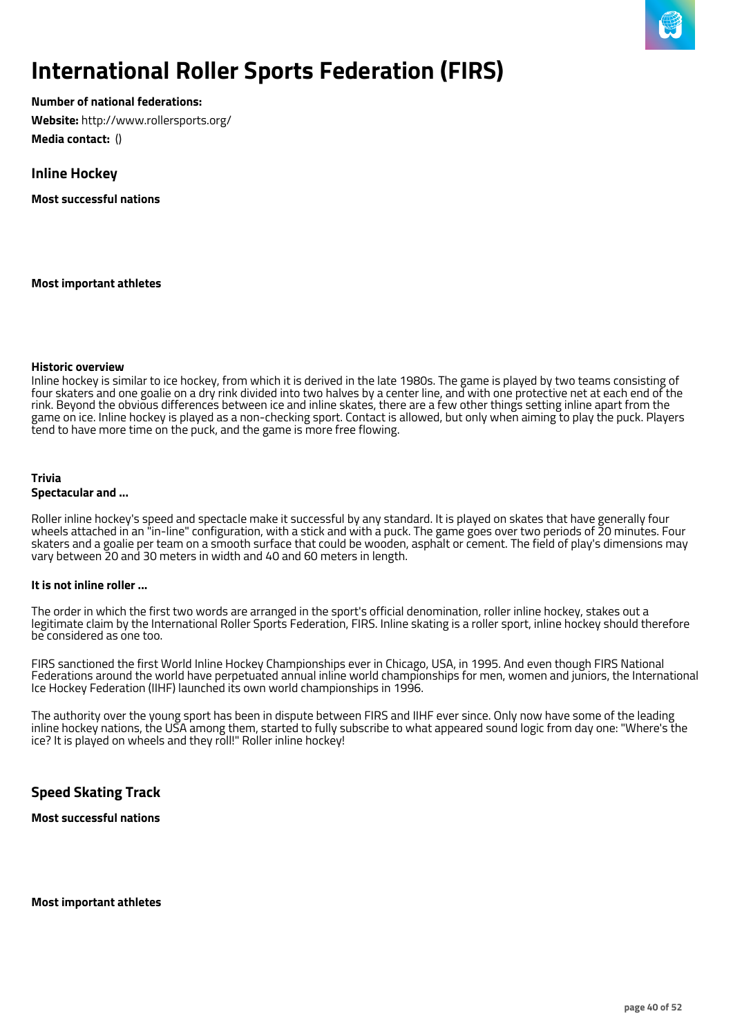# International Roller Sports Federation (FIRS)

**Number of national federations:**

**Website:** http://www.rollersports.org/

**Media contact:** ()

## Inline Hockey

**Most successful nations**

**Most important athletes**

**Historic overview**

Inline hockey is similar to ice hockey, from which it is derived in the late 1980s. The game is played by two teams consisting of four skaters and one goalie on a dry rink divided into two halves by a center line, and with one protective net at each end of the rink. Beyond the obvious differences between ice and inline skates, there are a few other things setting inline apart from the game on ice. Inline hockey is played as a non-checking sport. Contact is allowed, but only when aiming to play the puck. Players tend to have more time on the puck, and the game is more free flowing.

**Trivia**

**Spectacular and ...**

Roller inline hockey's speed and spectacle make it successful by any standard. It is played on skates that have generally four wheels attached in an "in-line" configuration, with a stick and with a puck. The game goes over two periods of 20 minutes. Four skaters and a goalie per team on a smooth surface that could be wooden, asphalt or cement. The field of play's dimensions may vary between 20 and 30 meters in width and 40 and 60 meters in length.

**It is not inline roller ...**

The order in which the first two words are arranged in the sport's official denomination, roller inline hockey, stakes out a legitimate claim by the International Roller Sports Federation, FIRS. Inline skating is a roller sport, inline hockey should therefore be considered as one too.

FIRS sanctioned the first World Inline Hockey Championships ever in Chicago, USA, in 1995. And even though FIRS National Federations around the world have perpetuated annual inline world championships for men, women and juniors, the International Ice Hockey Federation (IIHF) launched its own world championships in 1996.

The authority over the young sport has been in dispute between FIRS and IIHF ever since. Only now have some of the leading inline hockey nations, the USA among them, started to fully subscribe to what appeared sound logic from day one: "Where's the ice? It is played on wheels and they roll!" Roller inline hockey!

## Speed Skating Track

**Most successful nations**

**Most important athletes**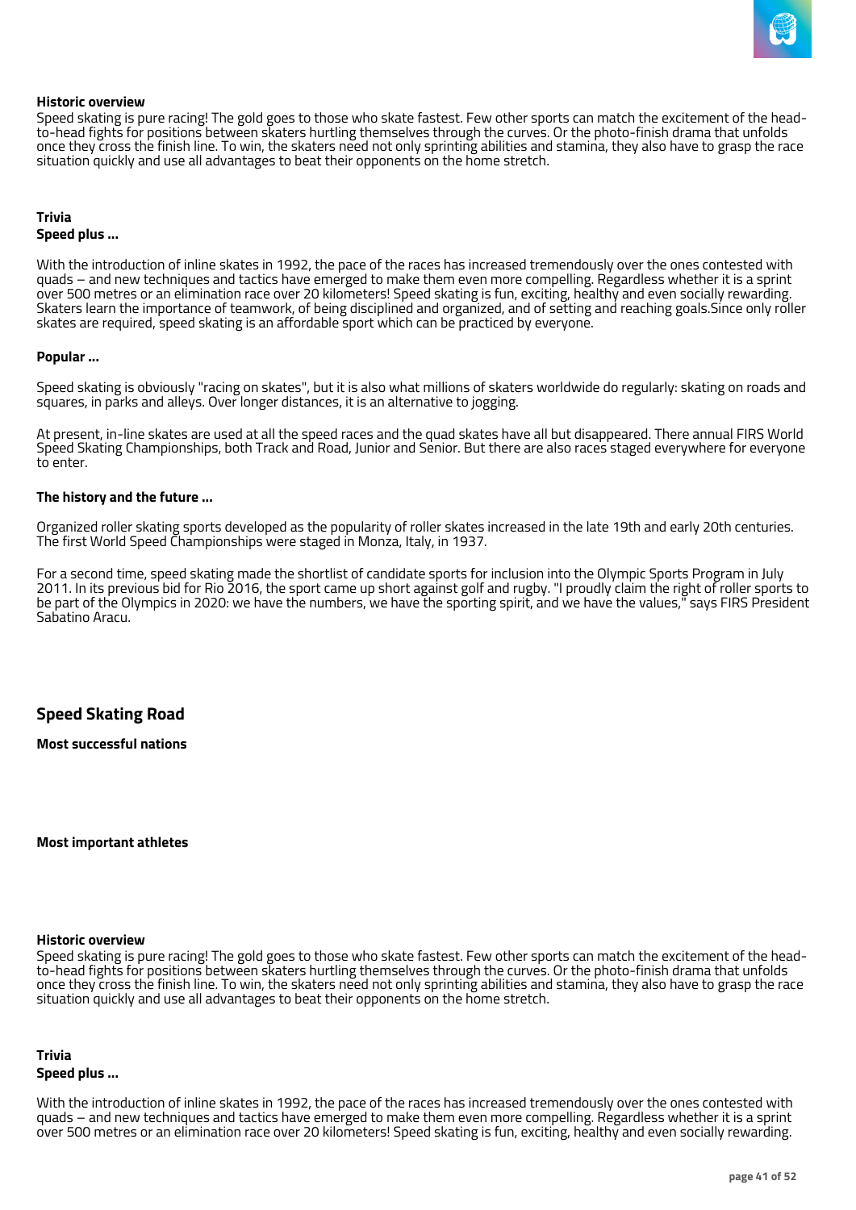**Historic overview**

Speed skating is pure racing! The gold goes to those who skate fastest. Few other sports can match the excitement of the head-to-head fights for positions between skaters hurtling themselves through the curves. Or the photo-finish drama that unfolds once they cross the finish line. To win, the skaters need not only sprinting abilities and stamina, they also have to grasp the race situation quickly and use all advantages to beat their opponents on the home stretch.

**Trivia**

**Speed plus ...**

With the introduction of inline skates in 1992, the pace of the races has increased tremendously over the ones contested with quads – and new techniques and tactics have emerged to make them even more compelling. Regardless whether it is a sprint over 500 metres or an elimination race over 20 kilometers! Speed skating is fun, exciting, healthy and even socially rewarding. Skaters learn the importance of teamwork, of being disciplined and organized, and of setting and reaching goals.Since only roller skates are required, speed skating is an affordable sport which can be practiced by everyone.

**Popular ...**

Speed skating is obviously "racing on skates", but it is also what millions of skaters worldwide do regularly: skating on roads and squares, in parks and alleys. Over longer distances, it is an alternative to jogging.

At present, in-line skates are used at all the speed races and the quad skates have all but disappeared. There annual FIRS World Speed Skating Championships, both Track and Road, Junior and Senior. But there are also races staged everywhere for everyone to enter.

**The history and the future ...**

Organized roller skating sports developed as the popularity of roller skates increased in the late 19th and early 20th centuries. The first World Speed Championships were staged in Monza, Italy, in 1937.

For a second time, speed skating made the shortlist of candidate sports for inclusion into the Olympic Sports Program in July 2011. In its previous bid for Rio 2016, the sport came up short against golf and rugby. "I proudly claim the right of roller sports to be part of the Olympics in 2020: we have the numbers, we have the sporting spirit, and we have the values," says FIRS President Sabatino Aracu.

## Speed Skating Road

**Most successful nations**

**Most important athletes**

**Historic overview**

Speed skating is pure racing! The gold goes to those who skate fastest. Few other sports can match the excitement of the head-to-head fights for positions between skaters hurtling themselves through the curves. Or the photo-finish drama that unfolds once they cross the finish line. To win, the skaters need not only sprinting abilities and stamina, they also have to grasp the race situation quickly and use all advantages to beat their opponents on the home stretch.

**Trivia**

**Speed plus ...**

With the introduction of inline skates in 1992, the pace of the races has increased tremendously over the ones contested with quads – and new techniques and tactics have emerged to make them even more compelling. Regardless whether it is a sprint over 500 metres or an elimination race over 20 kilometers! Speed skating is fun, exciting, healthy and even socially rewarding.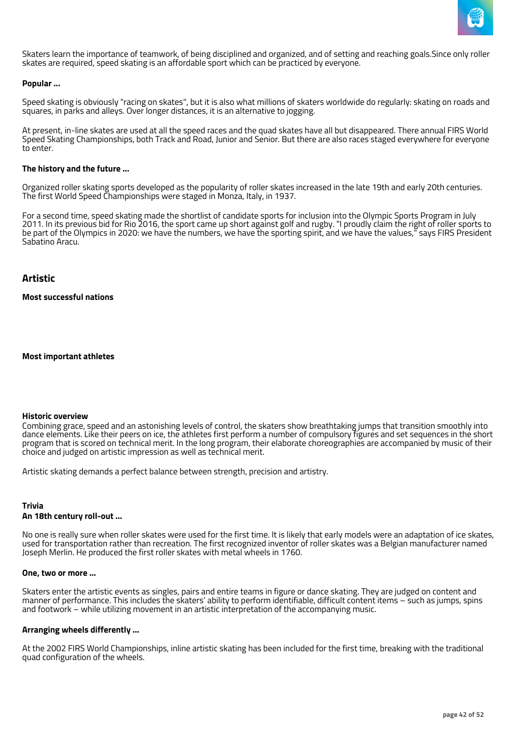Skaters learn the importance of teamwork, of being disciplined and organized, and of setting and reaching goals.Since only roller skates are required, speed skating is an affordable sport which can be practiced by everyone.

**Popular ...**

Speed skating is obviously "racing on skates", but it is also what millions of skaters worldwide do regularly: skating on roads and squares, in parks and alleys. Over longer distances, it is an alternative to jogging.

At present, in-line skates are used at all the speed races and the quad skates have all but disappeared. There annual FIRS World Speed Skating Championships, both Track and Road, Junior and Senior. But there are also races staged everywhere for everyone to enter.

**The history and the future ...**

Organized roller skating sports developed as the popularity of roller skates increased in the late 19th and early 20th centuries. The first World Speed Championships were staged in Monza, Italy, in 1937.

For a second time, speed skating made the shortlist of candidate sports for inclusion into the Olympic Sports Program in July 2011. In its previous bid for Rio 2016, the sport came up short against golf and rugby. "I proudly claim the right of roller sports to be part of the Olympics in 2020: we have the numbers, we have the sporting spirit, and we have the values," says FIRS President Sabatino Aracu.

## Artistic

**Most successful nations**

**Most important athletes**

**Historic overview**

Combining grace, speed and an astonishing levels of control, the skaters show breathtaking jumps that transition smoothly into dance elements. Like their peers on ice, the athletes first perform a number of compulsory figures and set sequences in the short program that is scored on technical merit. In the long program, their elaborate choreographies are accompanied by music of their choice and judged on artistic impression as well as technical merit.

Artistic skating demands a perfect balance between strength, precision and artistry.

**Trivia**

**An 18th century roll-out ...**

No one is really sure when roller skates were used for the first time. It is likely that early models were an adaptation of ice skates, used for transportation rather than recreation. The first recognized inventor of roller skates was a Belgian manufacturer named Joseph Merlin. He produced the first roller skates with metal wheels in 1760.

**One, two or more ...**

Skaters enter the artistic events as singles, pairs and entire teams in figure or dance skating. They are judged on content and manner of performance. This includes the skaters' ability to perform identifiable, difficult content items – such as jumps, spins and footwork – while utilizing movement in an artistic interpretation of the accompanying music.

**Arranging wheels differently ...**

At the 2002 FIRS World Championships, inline artistic skating has been included for the first time, breaking with the traditional quad configuration of the wheels.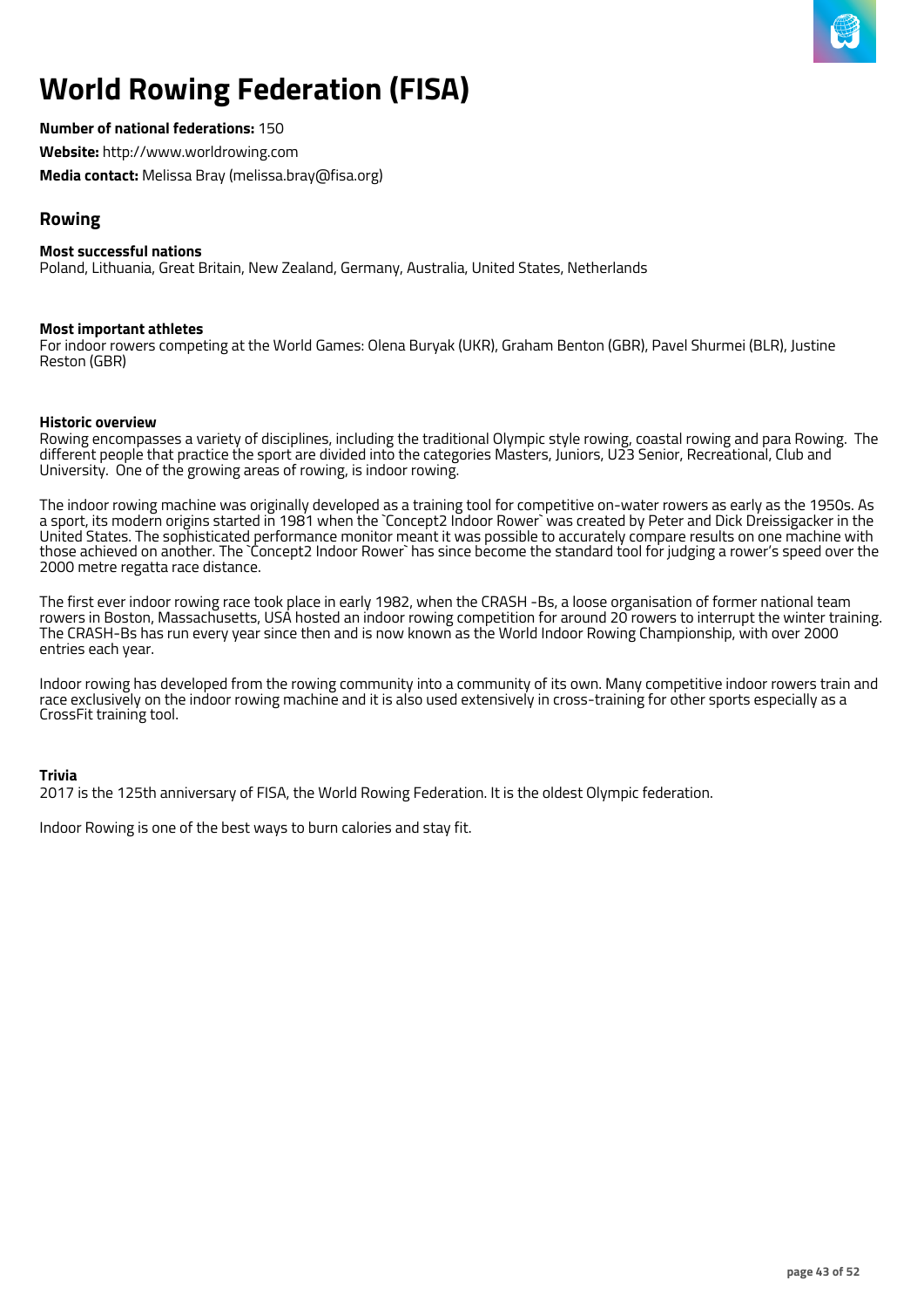# World Rowing Federation (FISA)

**Number of national federations:** 150

**Website:** http://www.worldrowing.com

**Media contact:** Melissa Bray (melissa.bray@fisa.org)

## Rowing

**Most successful nations**

Poland, Lithuania, Great Britain, New Zealand, Germany, Australia, United States, Netherlands

**Most important athletes**

For indoor rowers competing at the World Games: Olena Buryak (UKR), Graham Benton (GBR), Pavel Shurmei (BLR), Justine Reston (GBR)

**Historic overview**

Rowing encompasses a variety of disciplines, including the traditional Olympic style rowing, coastal rowing and para Rowing. The different people that practice the sport are divided into the categories Masters, Juniors, U23 Senior, Recreational, Club and University. One of the growing areas of rowing, is indoor rowing.

The indoor rowing machine was originally developed as a training tool for competitive on-water rowers as early as the 1950s. As a sport, its modern origins started in 1981 when the `Concept2 Indoor Rower` was created by Peter and Dick Dreissigacker in the United States. The sophisticated performance monitor meant it was possible to accurately compare results on one machine with those achieved on another. The `Concept2 Indoor Rower` has since become the standard tool for judging a rower's speed over the 2000 metre regatta race distance.

The first ever indoor rowing race took place in early 1982, when the CRASH -Bs, a loose organisation of former national team rowers in Boston, Massachusetts, USA hosted an indoor rowing competition for around 20 rowers to interrupt the winter training. The CRASH-Bs has run every year since then and is now known as the World Indoor Rowing Championship, with over 2000 entries each year.

Indoor rowing has developed from the rowing community into a community of its own. Many competitive indoor rowers train and race exclusively on the indoor rowing machine and it is also used extensively in cross-training for other sports especially as a CrossFit training tool.

**Trivia**

2017 is the 125th anniversary of FISA, the World Rowing Federation. It is the oldest Olympic federation.

Indoor Rowing is one of the best ways to burn calories and stay fit.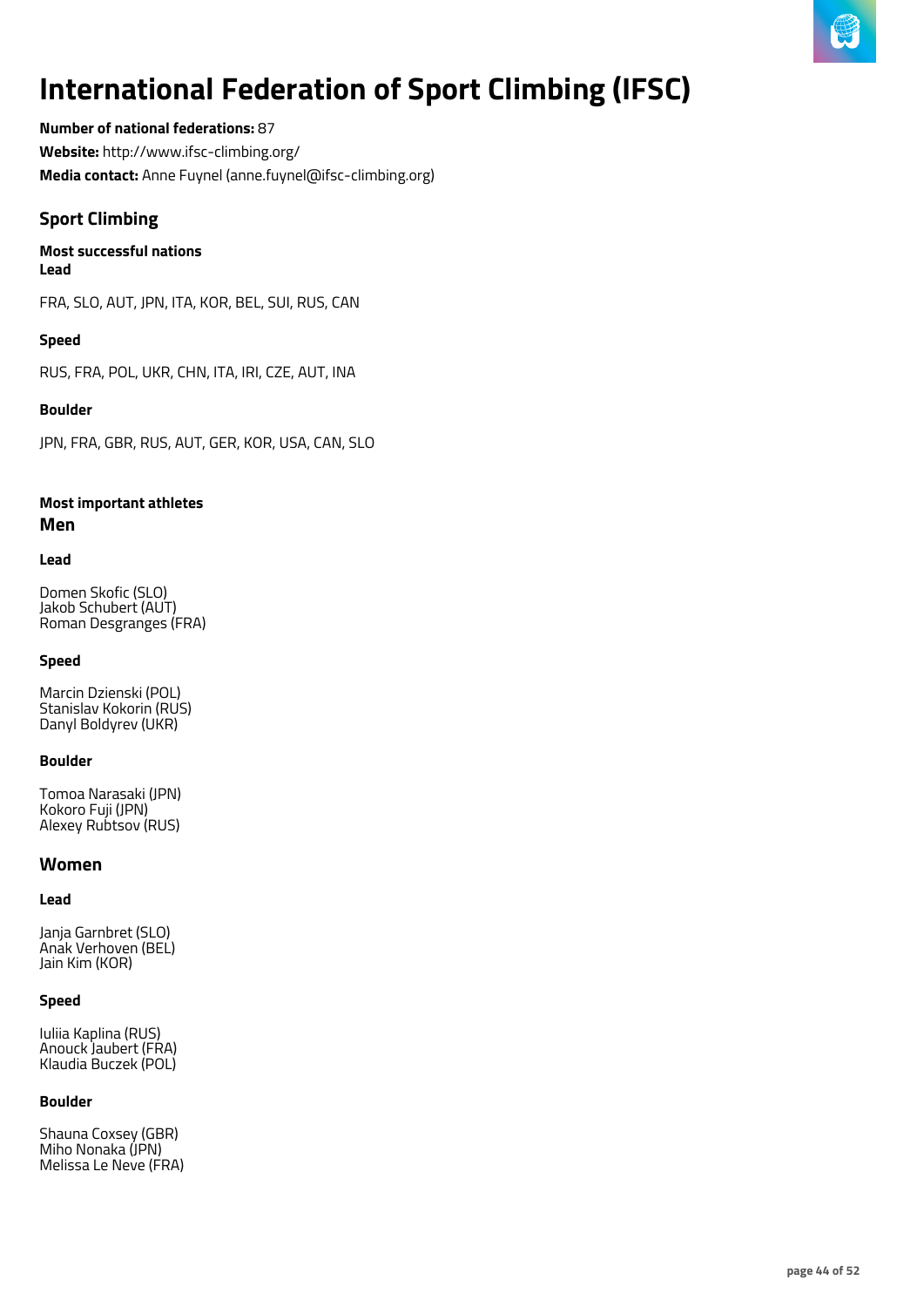# International Federation of Sport Climbing (IFSC)

**Number of national federations:** 87

**Website:** http://www.ifsc-climbing.org/

**Media contact:** Anne Fuynel (anne.fuynel@ifsc-climbing.org)

## Sport Climbing

**Most successful nations**

**Lead**

FRA, SLO, AUT, JPN, ITA, KOR, BEL, SUI, RUS, CAN

**Speed**

RUS, FRA, POL, UKR, CHN, ITA, IRI, CZE, AUT, INA

**Boulder**

JPN, FRA, GBR, RUS, AUT, GER, KOR, USA, CAN, SLO

**Most important athletes**

### Men

**Lead**

Domen Skofic (SLO)
Jakob Schubert (AUT)
Roman Desgranges (FRA)

**Speed**

Marcin Dzienski (POL)
Stanislav Kokorin (RUS)
Danyl Boldyrev (UKR)

**Boulder**

Tomoa Narasaki (JPN)
Kokoro Fuji (JPN)
Alexey Rubtsov (RUS)

### Women

**Lead**

Janja Garnbret (SLO)
Anak Verhoven (BEL)
Jain Kim (KOR)

**Speed**

Iuliia Kaplina (RUS)
Anouck Jaubert (FRA)
Klaudia Buczek (POL)

**Boulder**

Shauna Coxsey (GBR)
Miho Nonaka (JPN)
Melissa Le Neve (FRA)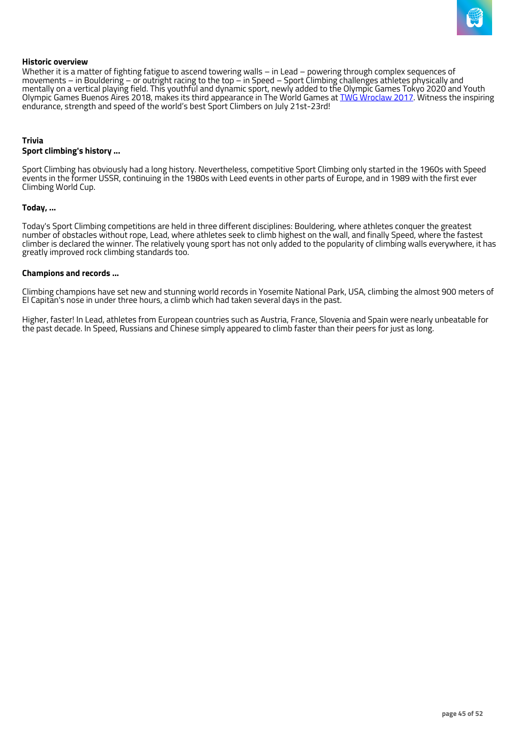**Historic overview**

Whether it is a matter of fighting fatigue to ascend towering walls – in Lead – powering through complex sequences of movements – in Bouldering – or outright racing to the top – in Speed – Sport Climbing challenges athletes physically and mentally on a vertical playing field. This youthful and dynamic sport, newly added to the Olympic Games Tokyo 2020 and Youth Olympic Games Buenos Aires 2018, makes its third appearance in The World Games at TWG Wroclaw 2017. Witness the inspiring endurance, strength and speed of the world's best Sport Climbers on July 21st-23rd!

**Trivia**

**Sport climbing's history ...**

Sport Climbing has obviously had a long history. Nevertheless, competitive Sport Climbing only started in the 1960s with Speed events in the former USSR, continuing in the 1980s with Leed events in other parts of Europe, and in 1989 with the first ever Climbing World Cup.

**Today, ...**

Today's Sport Climbing competitions are held in three different disciplines: Bouldering, where athletes conquer the greatest number of obstacles without rope, Lead, where athletes seek to climb highest on the wall, and finally Speed, where the fastest climber is declared the winner. The relatively young sport has not only added to the popularity of climbing walls everywhere, it has greatly improved rock climbing standards too.

**Champions and records ...**

Climbing champions have set new and stunning world records in Yosemite National Park, USA, climbing the almost 900 meters of El Capitan's nose in under three hours, a climb which had taken several days in the past.

Higher, faster! In Lead, athletes from European countries such as Austria, France, Slovenia and Spain were nearly unbeatable for the past decade. In Speed, Russians and Chinese simply appeared to climb faster than their peers for just as long.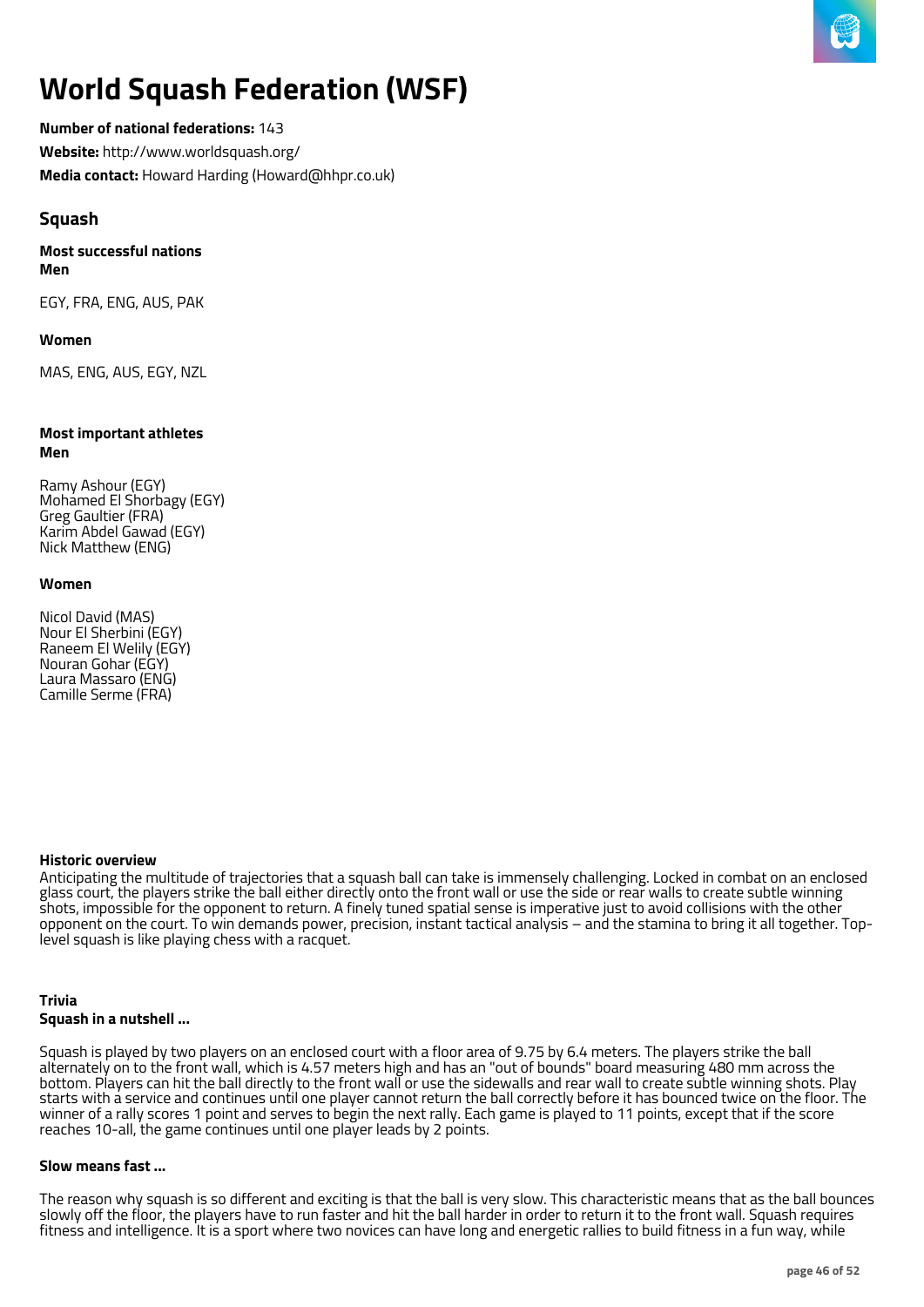# World Squash Federation (WSF)

**Number of national federations:** 143

**Website:** http://www.worldsquash.org/

**Media contact:** Howard Harding (Howard@hhpr.co.uk)

## Squash

**Most successful nations**
**Men**

EGY, FRA, ENG, AUS, PAK

**Women**

MAS, ENG, AUS, EGY, NZL

**Most important athletes**
**Men**

Ramy Ashour (EGY)
Mohamed El Shorbagy (EGY)
Greg Gaultier (FRA)
Karim Abdel Gawad (EGY)
Nick Matthew (ENG)

**Women**

Nicol David (MAS)
Nour El Sherbini (EGY)
Raneem El Welily (EGY)
Nouran Gohar (EGY)
Laura Massaro (ENG)
Camille Serme (FRA)

**Historic overview**

Anticipating the multitude of trajectories that a squash ball can take is immensely challenging. Locked in combat on an enclosed glass court, the players strike the ball either directly onto the front wall or use the side or rear walls to create subtle winning shots, impossible for the opponent to return. A finely tuned spatial sense is imperative just to avoid collisions with the other opponent on the court. To win demands power, precision, instant tactical analysis – and the stamina to bring it all together. Top-level squash is like playing chess with a racquet.

**Trivia**

**Squash in a nutshell ...**

Squash is played by two players on an enclosed court with a floor area of 9.75 by 6.4 meters. The players strike the ball alternately on to the front wall, which is 4.57 meters high and has an "out of bounds" board measuring 480 mm across the bottom. Players can hit the ball directly to the front wall or use the sidewalls and rear wall to create subtle winning shots. Play starts with a service and continues until one player cannot return the ball correctly before it has bounced twice on the floor. The winner of a rally scores 1 point and serves to begin the next rally. Each game is played to 11 points, except that if the score reaches 10-all, the game continues until one player leads by 2 points.

**Slow means fast ...**

The reason why squash is so different and exciting is that the ball is very slow. This characteristic means that as the ball bounces slowly off the floor, the players have to run faster and hit the ball harder in order to return it to the front wall. Squash requires fitness and intelligence. It is a sport where two novices can have long and energetic rallies to build fitness in a fun way, while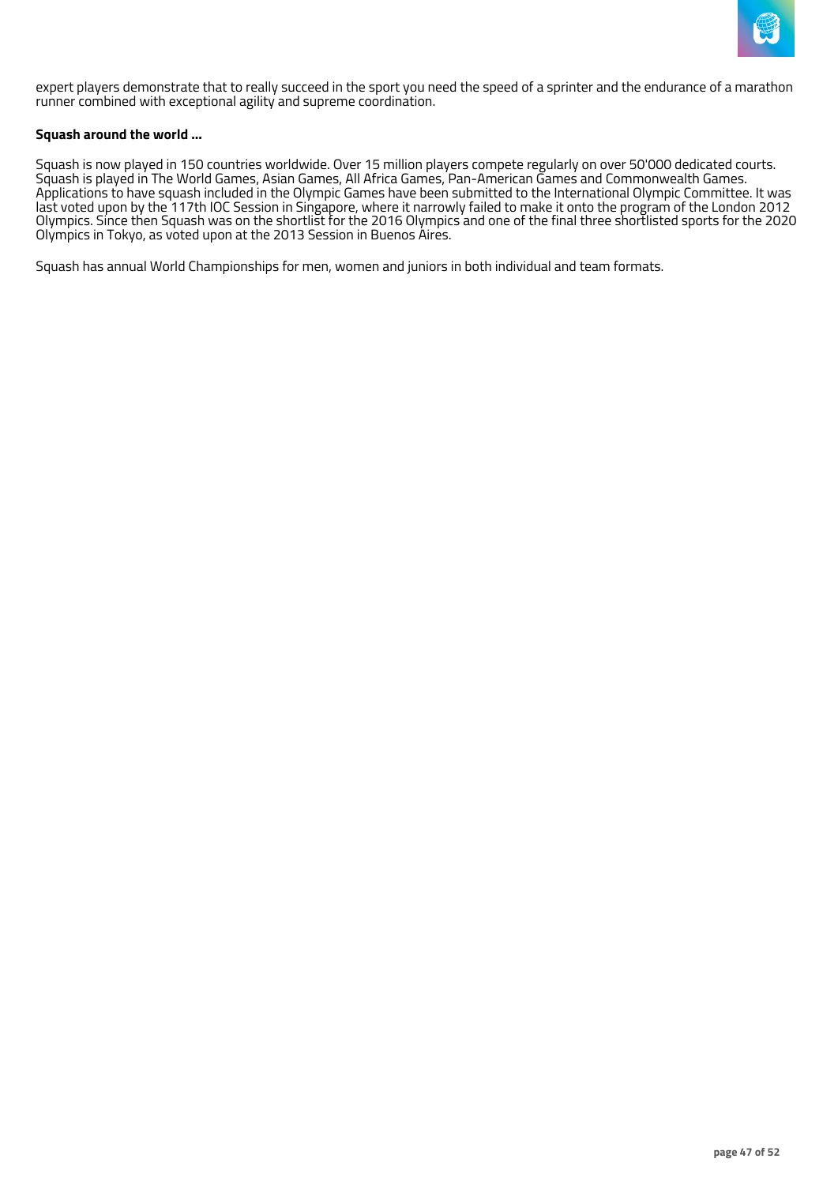expert players demonstrate that to really succeed in the sport you need the speed of a sprinter and the endurance of a marathon runner combined with exceptional agility and supreme coordination.

**Squash around the world ...**

Squash is now played in 150 countries worldwide. Over 15 million players compete regularly on over 50'000 dedicated courts. Squash is played in The World Games, Asian Games, All Africa Games, Pan-American Games and Commonwealth Games. Applications to have squash included in the Olympic Games have been submitted to the International Olympic Committee. It was last voted upon by the 117th IOC Session in Singapore, where it narrowly failed to make it onto the program of the London 2012 Olympics. Since then Squash was on the shortlist for the 2016 Olympics and one of the final three shortlisted sports for the 2020 Olympics in Tokyo, as voted upon at the 2013 Session in Buenos Aires.

Squash has annual World Championships for men, women and juniors in both individual and team formats.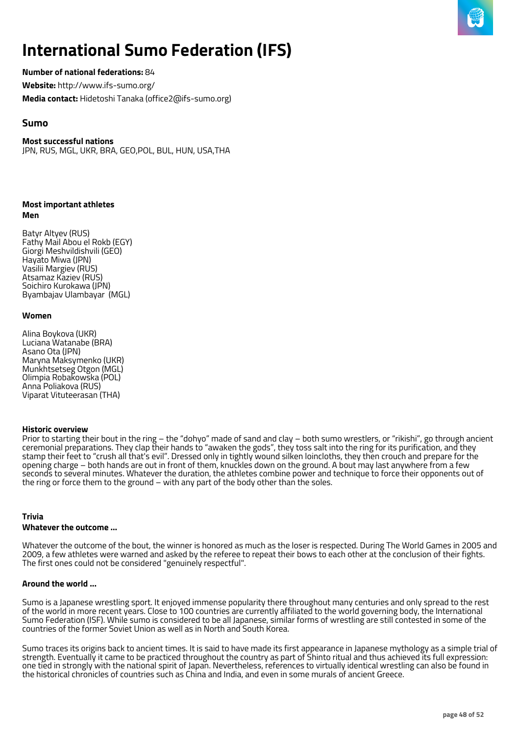# International Sumo Federation (IFS)

**Number of national federations:** 84

**Website:** http://www.ifs-sumo.org/

**Media contact:** Hidetoshi Tanaka (office2@ifs-sumo.org)

## Sumo

**Most successful nations**
JPN, RUS, MGL, UKR, BRA, GEO,POL, BUL, HUN, USA,THA

**Most important athletes**
**Men**

Batyr Altyev (RUS)
Fathy Mail Abou el Rokb (EGY)
Giorgi Meshvildishvili (GEO)
Hayato Miwa (JPN)
Vasilii Margiev (RUS)
Atsamaz Kaziev (RUS)
Soichiro Kurokawa (JPN)
Byambajav Ulambayar (MGL)

**Women**

Alina Boykova (UKR)
Luciana Watanabe (BRA)
Asano Ota (JPN)
Maryna Maksymenko (UKR)
Munkhtsetseg Otgon (MGL)
Olimpia Robakowska (POL)
Anna Poliakova (RUS)
Viparat Vituteerasan (THA)

**Historic overview**
Prior to starting their bout in the ring – the "dohyo" made of sand and clay – both sumo wrestlers, or "rikishi", go through ancient ceremonial preparations. They clap their hands to "awaken the gods", they toss salt into the ring for its purification, and they stamp their feet to "crush all that's evil". Dressed only in tightly wound silken loincloths, they then crouch and prepare for the opening charge – both hands are out in front of them, knuckles down on the ground. A bout may last anywhere from a few seconds to several minutes. Whatever the duration, the athletes combine power and technique to force their opponents out of the ring or force them to the ground – with any part of the body other than the soles.

**Trivia**
**Whatever the outcome ...**

Whatever the outcome of the bout, the winner is honored as much as the loser is respected. During The World Games in 2005 and 2009, a few athletes were warned and asked by the referee to repeat their bows to each other at the conclusion of their fights. The first ones could not be considered "genuinely respectful".

**Around the world ...**

Sumo is a Japanese wrestling sport. It enjoyed immense popularity there throughout many centuries and only spread to the rest of the world in more recent years. Close to 100 countries are currently affiliated to the world governing body, the International Sumo Federation (ISF). While sumo is considered to be all Japanese, similar forms of wrestling are still contested in some of the countries of the former Soviet Union as well as in North and South Korea.

Sumo traces its origins back to ancient times. It is said to have made its first appearance in Japanese mythology as a simple trial of strength. Eventually it came to be practiced throughout the country as part of Shinto ritual and thus achieved its full expression: one tied in strongly with the national spirit of Japan. Nevertheless, references to virtually identical wrestling can also be found in the historical chronicles of countries such as China and India, and even in some murals of ancient Greece.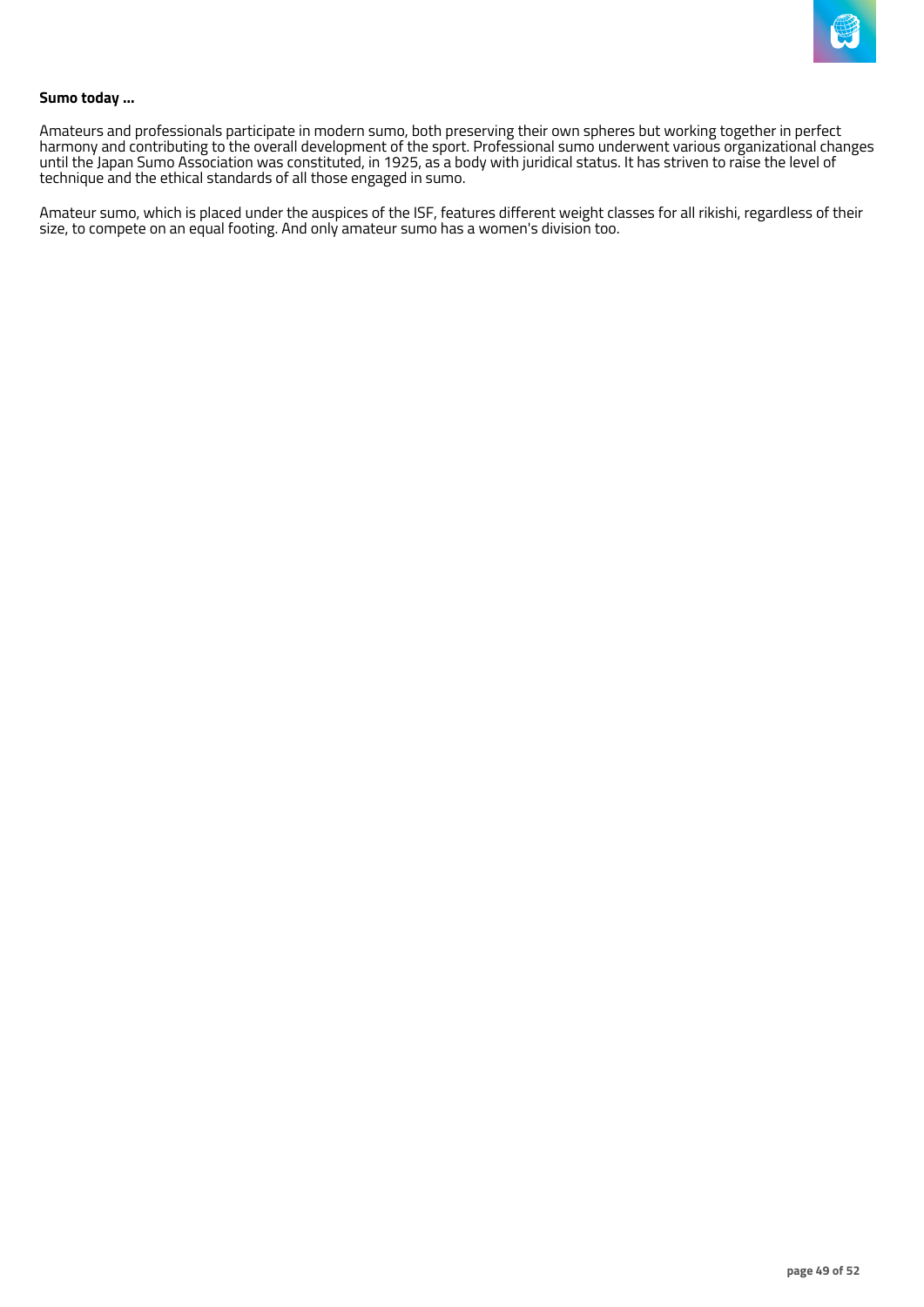**Sumo today ...**

Amateurs and professionals participate in modern sumo, both preserving their own spheres but working together in perfect harmony and contributing to the overall development of the sport. Professional sumo underwent various organizational changes until the Japan Sumo Association was constituted, in 1925, as a body with juridical status. It has striven to raise the level of technique and the ethical standards of all those engaged in sumo.

Amateur sumo, which is placed under the auspices of the ISF, features different weight classes for all rikishi, regardless of their size, to compete on an equal footing. And only amateur sumo has a women's division too.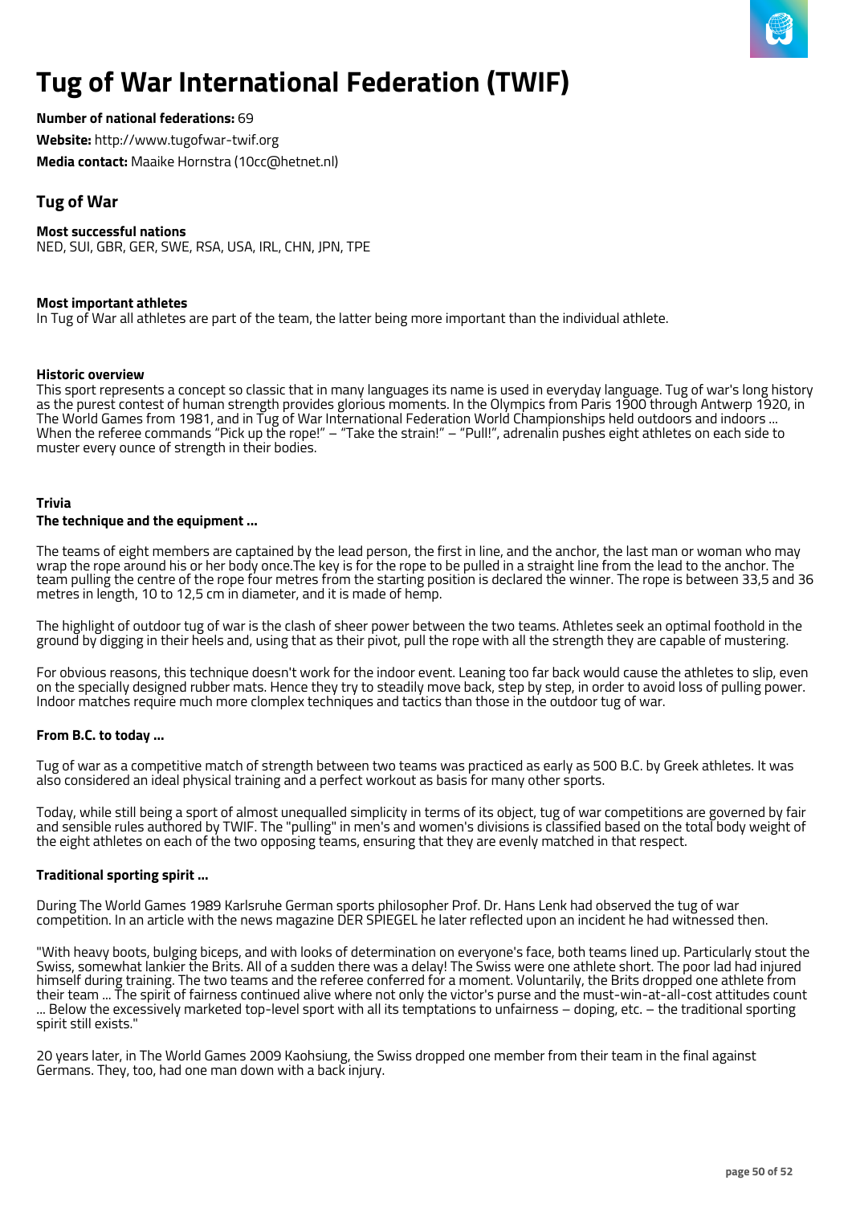# Tug of War International Federation (TWIF)

**Number of national federations:** 69

**Website:** http://www.tugofwar-twif.org

**Media contact:** Maaike Hornstra (10cc@hetnet.nl)

## Tug of War

**Most successful nations**
NED, SUI, GBR, GER, SWE, RSA, USA, IRL, CHN, JPN, TPE

**Most important athletes**
In Tug of War all athletes are part of the team, the latter being more important than the individual athlete.

**Historic overview**
This sport represents a concept so classic that in many languages its name is used in everyday language. Tug of war's long history as the purest contest of human strength provides glorious moments. In the Olympics from Paris 1900 through Antwerp 1920, in The World Games from 1981, and in Tug of War International Federation World Championships held outdoors and indoors ... When the referee commands "Pick up the rope!" – "Take the strain!" – "Pull!", adrenalin pushes eight athletes on each side to muster every ounce of strength in their bodies.

**Trivia**

**The technique and the equipment ...**

The teams of eight members are captained by the lead person, the first in line, and the anchor, the last man or woman who may wrap the rope around his or her body once.The key is for the rope to be pulled in a straight line from the lead to the anchor. The team pulling the centre of the rope four metres from the starting position is declared the winner. The rope is between 33,5 and 36 metres in length, 10 to 12,5 cm in diameter, and it is made of hemp.

The highlight of outdoor tug of war is the clash of sheer power between the two teams. Athletes seek an optimal foothold in the ground by digging in their heels and, using that as their pivot, pull the rope with all the strength they are capable of mustering.

For obvious reasons, this technique doesn't work for the indoor event. Leaning too far back would cause the athletes to slip, even on the specially designed rubber mats. Hence they try to steadily move back, step by step, in order to avoid loss of pulling power. Indoor matches require much more clomplex techniques and tactics than those in the outdoor tug of war.

**From B.C. to today ...**

Tug of war as a competitive match of strength between two teams was practiced as early as 500 B.C. by Greek athletes. It was also considered an ideal physical training and a perfect workout as basis for many other sports.

Today, while still being a sport of almost unequalled simplicity in terms of its object, tug of war competitions are governed by fair and sensible rules authored by TWIF. The "pulling" in men's and women's divisions is classified based on the total body weight of the eight athletes on each of the two opposing teams, ensuring that they are evenly matched in that respect.

**Traditional sporting spirit ...**

During The World Games 1989 Karlsruhe German sports philosopher Prof. Dr. Hans Lenk had observed the tug of war competition. In an article with the news magazine DER SPIEGEL he later reflected upon an incident he had witnessed then.

"With heavy boots, bulging biceps, and with looks of determination on everyone's face, both teams lined up. Particularly stout the Swiss, somewhat lankier the Brits. All of a sudden there was a delay! The Swiss were one athlete short. The poor lad had injured himself during training. The two teams and the referee conferred for a moment. Voluntarily, the Brits dropped one athlete from their team ... The spirit of fairness continued alive where not only the victor's purse and the must-win-at-all-cost attitudes count ... Below the excessively marketed top-level sport with all its temptations to unfairness – doping, etc. – the traditional sporting spirit still exists."

20 years later, in The World Games 2009 Kaohsiung, the Swiss dropped one member from their team in the final against Germans. They, too, had one man down with a back injury.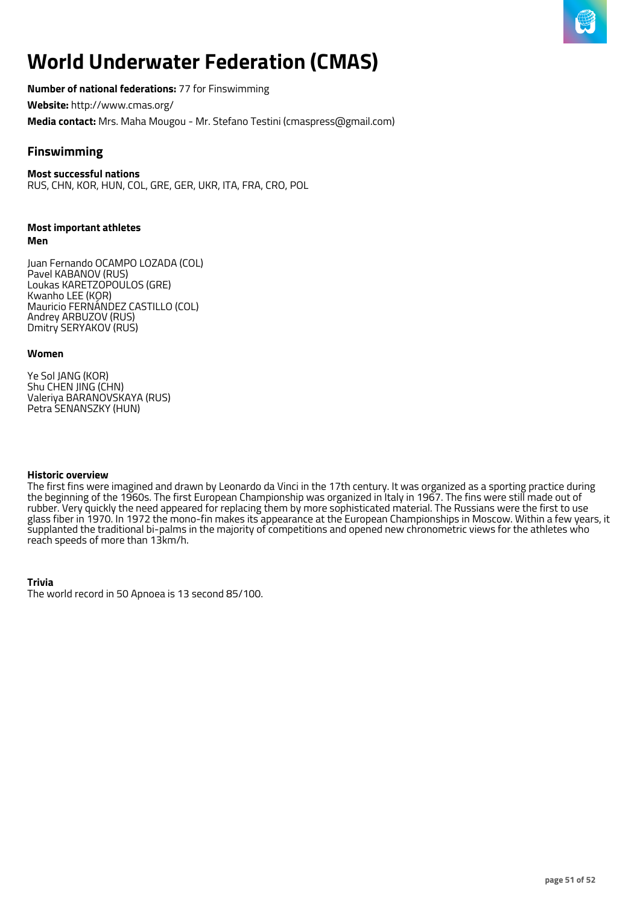# World Underwater Federation (CMAS)

**Number of national federations:** 77 for Finswimming

**Website:** http://www.cmas.org/

**Media contact:** Mrs. Maha Mougou - Mr. Stefano Testini (cmaspress@gmail.com)

## Finswimming

**Most successful nations**
RUS, CHN, KOR, HUN, COL, GRE, GER, UKR, ITA, FRA, CRO, POL

**Most important athletes**
**Men**

Juan Fernando OCAMPO LOZADA (COL)
Pavel KABANOV (RUS)
Loukas KARETZOPOULOS (GRE)
Kwanho LEE (KOR)
Mauricio FERNÁNDEZ CASTILLO (COL)
Andrey ARBUZOV (RUS)
Dmitry SERYAKOV (RUS)

**Women**

Ye Sol JANG (KOR)
Shu CHEN JING (CHN)
Valeriya BARANOVSKAYA (RUS)
Petra SENANSZKY (HUN)

**Historic overview**
The first fins were imagined and drawn by Leonardo da Vinci in the 17th century. It was organized as a sporting practice during the beginning of the 1960s. The first European Championship was organized in Italy in 1967. The fins were still made out of rubber. Very quickly the need appeared for replacing them by more sophisticated material. The Russians were the first to use glass fiber in 1970. In 1972 the mono-fin makes its appearance at the European Championships in Moscow. Within a few years, it supplanted the traditional bi-palms in the majority of competitions and opened new chronometric views for the athletes who reach speeds of more than 13km/h.

**Trivia**
The world record in 50 Apnoea is 13 second 85/100.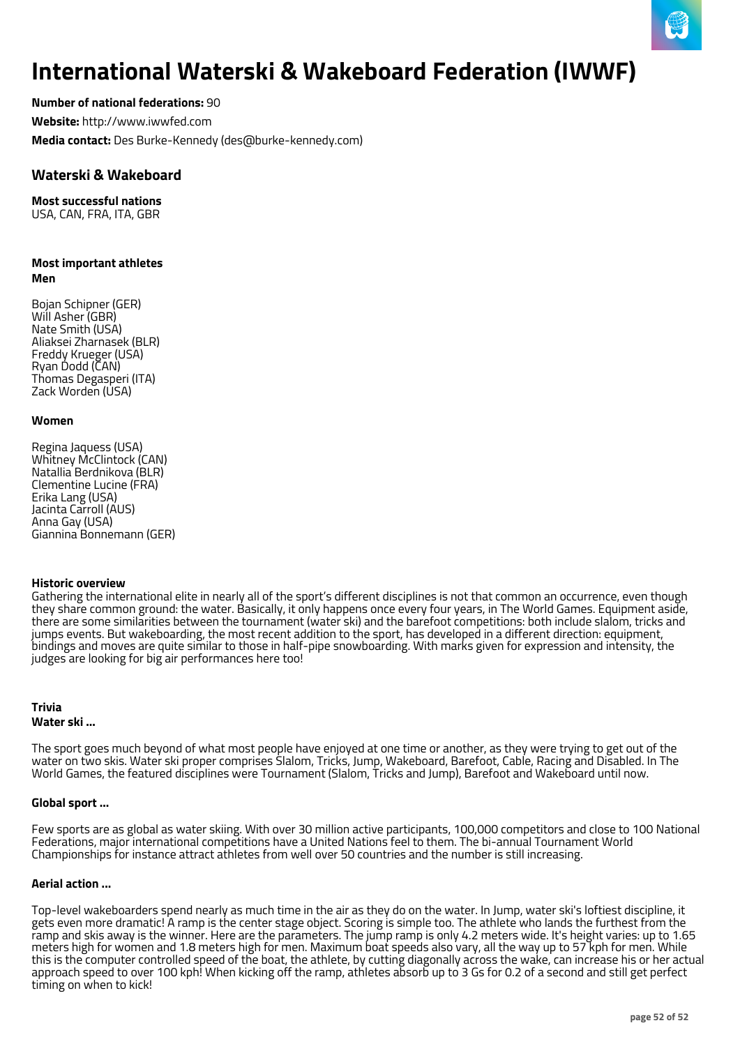# International Waterski & Wakeboard Federation (IWWF)

**Number of national federations:** 90

**Website:** http://www.iwwfed.com

**Media contact:** Des Burke-Kennedy (des@burke-kennedy.com)

## Waterski & Wakeboard

**Most successful nations**
USA, CAN, FRA, ITA, GBR

**Most important athletes**
**Men**

Bojan Schipner (GER)
Will Asher (GBR)
Nate Smith (USA)
Aliaksei Zharnasek (BLR)
Freddy Krueger (USA)
Ryan Dodd (CAN)
Thomas Degasperi (ITA)
Zack Worden (USA)

**Women**

Regina Jaquess (USA)
Whitney McClintock (CAN)
Natallia Berdnikova (BLR)
Clementine Lucine (FRA)
Erika Lang (USA)
Jacinta Carroll (AUS)
Anna Gay (USA)
Giannina Bonnemann (GER)

**Historic overview**
Gathering the international elite in nearly all of the sport's different disciplines is not that common an occurrence, even though they share common ground: the water. Basically, it only happens once every four years, in The World Games. Equipment aside, there are some similarities between the tournament (water ski) and the barefoot competitions: both include slalom, tricks and jumps events. But wakeboarding, the most recent addition to the sport, has developed in a different direction: equipment, bindings and moves are quite similar to those in half-pipe snowboarding. With marks given for expression and intensity, the judges are looking for big air performances here too!

**Trivia**
**Water ski ...**

The sport goes much beyond of what most people have enjoyed at one time or another, as they were trying to get out of the water on two skis. Water ski proper comprises Slalom, Tricks, Jump, Wakeboard, Barefoot, Cable, Racing and Disabled. In The World Games, the featured disciplines were Tournament (Slalom, Tricks and Jump), Barefoot and Wakeboard until now.

**Global sport ...**

Few sports are as global as water skiing. With over 30 million active participants, 100,000 competitors and close to 100 National Federations, major international competitions have a United Nations feel to them. The bi-annual Tournament World Championships for instance attract athletes from well over 50 countries and the number is still increasing.

**Aerial action ...**

Top-level wakeboarders spend nearly as much time in the air as they do on the water. In Jump, water ski's loftiest discipline, it gets even more dramatic! A ramp is the center stage object. Scoring is simple too. The athlete who lands the furthest from the ramp and skis away is the winner. Here are the parameters. The jump ramp is only 4.2 meters wide. It's height varies: up to 1.65 meters high for women and 1.8 meters high for men. Maximum boat speeds also vary, all the way up to 57 kph for men. While this is the computer controlled speed of the boat, the athlete, by cutting diagonally across the wake, can increase his or her actual approach speed to over 100 kph! When kicking off the ramp, athletes absorb up to 3 Gs for 0.2 of a second and still get perfect timing on when to kick!